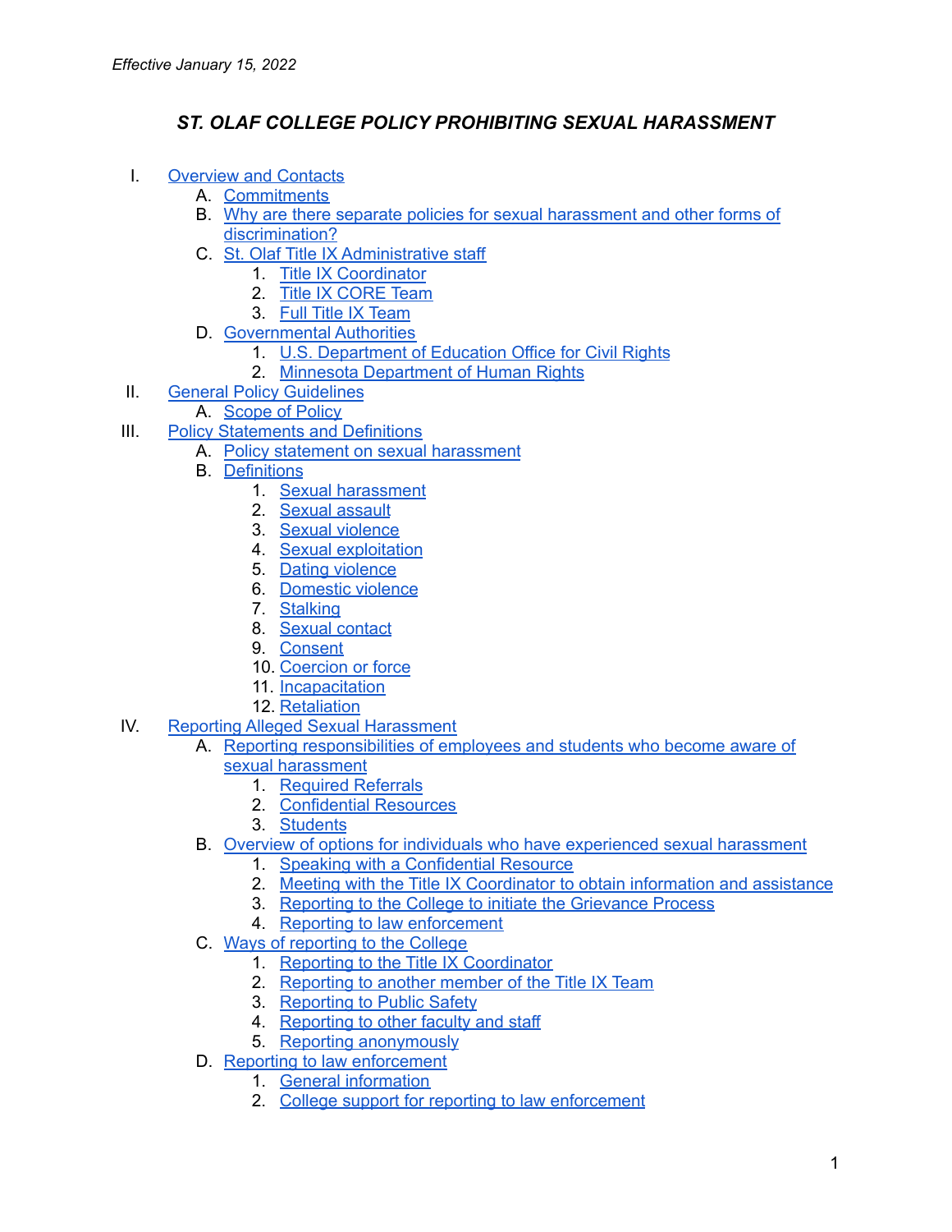*Effective January 15, 2022*

# *ST. OLAF COLLEGE POLICY PROHIBITING SEXUAL HARASSMENT*

- I. Overview and Contacts
  - A. Commitments
  - B. Why are there separate policies for sexual harassment and other forms of discrimination?
  - C. St. Olaf Title IX Administrative staff
    1. Title IX Coordinator
    2. Title IX CORE Team
    3. Full Title IX Team
  - D. Governmental Authorities
    1. U.S. Department of Education Office for Civil Rights
    2. Minnesota Department of Human Rights
- II. General Policy Guidelines
  - A. Scope of Policy
- III. Policy Statements and Definitions
  - A. Policy statement on sexual harassment
  - B. Definitions
    1. Sexual harassment
    2. Sexual assault
    3. Sexual violence
    4. Sexual exploitation
    5. Dating violence
    6. Domestic violence
    7. Stalking
    8. Sexual contact
    9. Consent
    10. Coercion or force
    11. Incapacitation
    12. Retaliation
- IV. Reporting Alleged Sexual Harassment
  - A. Reporting responsibilities of employees and students who become aware of sexual harassment
    1. Required Referrals
    2. Confidential Resources
    3. Students
  - B. Overview of options for individuals who have experienced sexual harassment
    1. Speaking with a Confidential Resource
    2. Meeting with the Title IX Coordinator to obtain information and assistance
    3. Reporting to the College to initiate the Grievance Process
    4. Reporting to law enforcement
  - C. Ways of reporting to the College
    1. Reporting to the Title IX Coordinator
    2. Reporting to another member of the Title IX Team
    3. Reporting to Public Safety
    4. Reporting to other faculty and staff
    5. Reporting anonymously
  - D. Reporting to law enforcement
    1. General information
    2. College support for reporting to law enforcement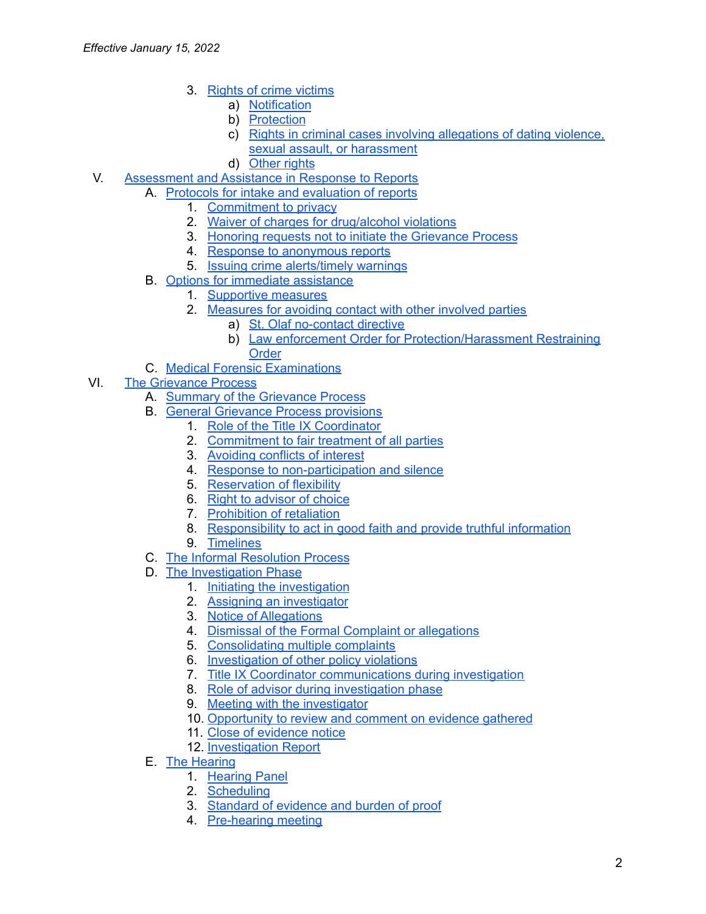*Effective January 15, 2022*

3. Rights of crime victims
    a) Notification
    b) Protection
    c) Rights in criminal cases involving allegations of dating violence, sexual assault, or harassment
    d) Other rights

V. Assessment and Assistance in Response to Reports
   A. Protocols for intake and evaluation of reports
      1. Commitment to privacy
      2. Waiver of charges for drug/alcohol violations
      3. Honoring requests not to initiate the Grievance Process
      4. Response to anonymous reports
      5. Issuing crime alerts/timely warnings
   B. Options for immediate assistance
      1. Supportive measures
      2. Measures for avoiding contact with other involved parties
         a) St. Olaf no-contact directive
         b) Law enforcement Order for Protection/Harassment Restraining Order
   C. Medical Forensic Examinations

VI. The Grievance Process
   A. Summary of the Grievance Process
   B. General Grievance Process provisions
      1. Role of the Title IX Coordinator
      2. Commitment to fair treatment of all parties
      3. Avoiding conflicts of interest
      4. Response to non-participation and silence
      5. Reservation of flexibility
      6. Right to advisor of choice
      7. Prohibition of retaliation
      8. Responsibility to act in good faith and provide truthful information
      9. Timelines
   C. The Informal Resolution Process
   D. The Investigation Phase
      1. Initiating the investigation
      2. Assigning an investigator
      3. Notice of Allegations
      4. Dismissal of the Formal Complaint or allegations
      5. Consolidating multiple complaints
      6. Investigation of other policy violations
      7. Title IX Coordinator communications during investigation
      8. Role of advisor during investigation phase
      9. Meeting with the investigator
      10. Opportunity to review and comment on evidence gathered
      11. Close of evidence notice
      12. Investigation Report
   E. The Hearing
      1. Hearing Panel
      2. Scheduling
      3. Standard of evidence and burden of proof
      4. Pre-hearing meeting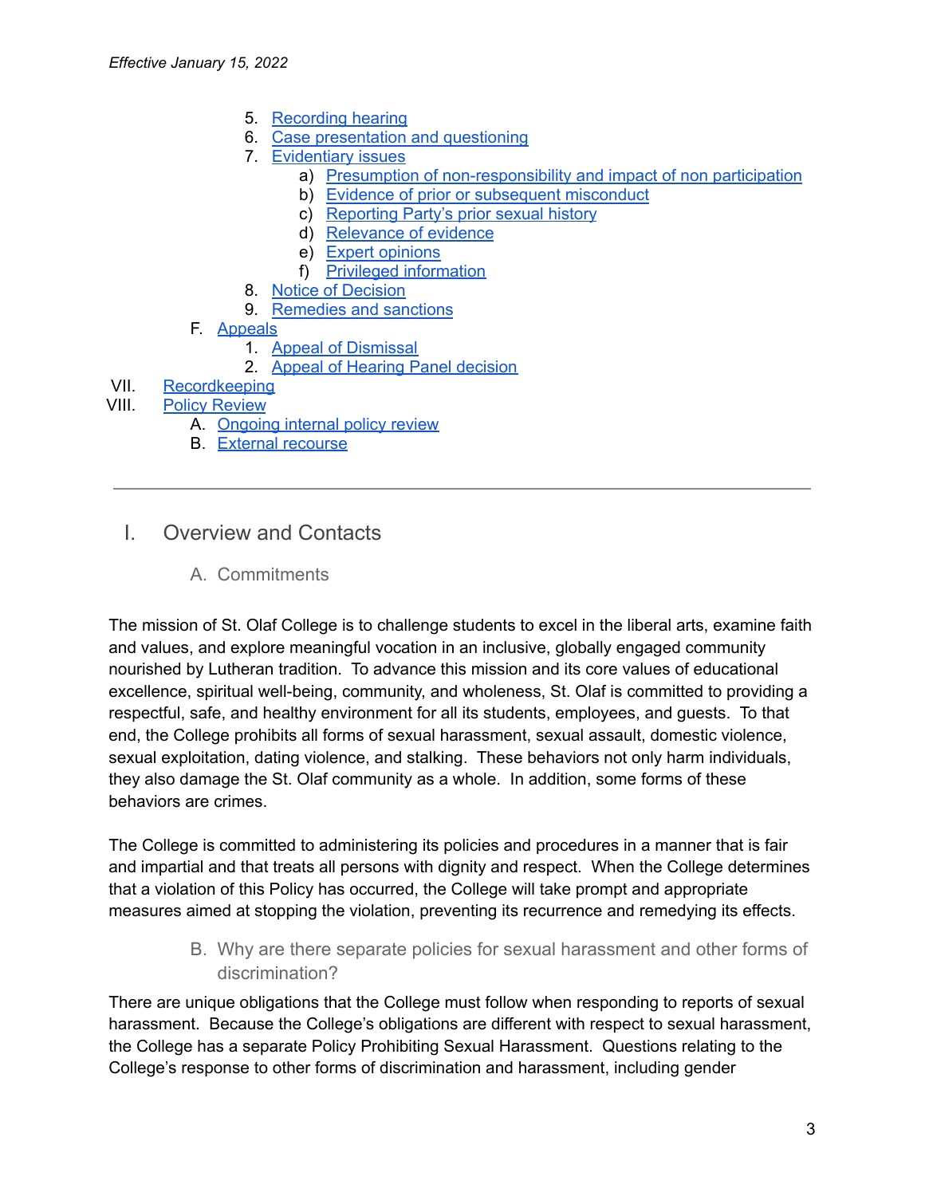*Effective January 15, 2022*

5. Recording hearing
6. Case presentation and questioning
7. Evidentiary issues
    a) Presumption of non-responsibility and impact of non participation
    b) Evidence of prior or subsequent misconduct
    c) Reporting Party's prior sexual history
    d) Relevance of evidence
    e) Expert opinions
    f) Privileged information
8. Notice of Decision
9. Remedies and sanctions

F. Appeals
1. Appeal of Dismissal
2. Appeal of Hearing Panel decision

VII. Recordkeeping

VIII. Policy Review
A. Ongoing internal policy review
B. External recourse

---

# I. Overview and Contacts

## A. Commitments

The mission of St. Olaf College is to challenge students to excel in the liberal arts, examine faith and values, and explore meaningful vocation in an inclusive, globally engaged community nourished by Lutheran tradition. To advance this mission and its core values of educational excellence, spiritual well-being, community, and wholeness, St. Olaf is committed to providing a respectful, safe, and healthy environment for all its students, employees, and guests. To that end, the College prohibits all forms of sexual harassment, sexual assault, domestic violence, sexual exploitation, dating violence, and stalking. These behaviors not only harm individuals, they also damage the St. Olaf community as a whole. In addition, some forms of these behaviors are crimes.

The College is committed to administering its policies and procedures in a manner that is fair and impartial and that treats all persons with dignity and respect. When the College determines that a violation of this Policy has occurred, the College will take prompt and appropriate measures aimed at stopping the violation, preventing its recurrence and remedying its effects.

## B. Why are there separate policies for sexual harassment and other forms of discrimination?

There are unique obligations that the College must follow when responding to reports of sexual harassment. Because the College's obligations are different with respect to sexual harassment, the College has a separate Policy Prohibiting Sexual Harassment. Questions relating to the College's response to other forms of discrimination and harassment, including gender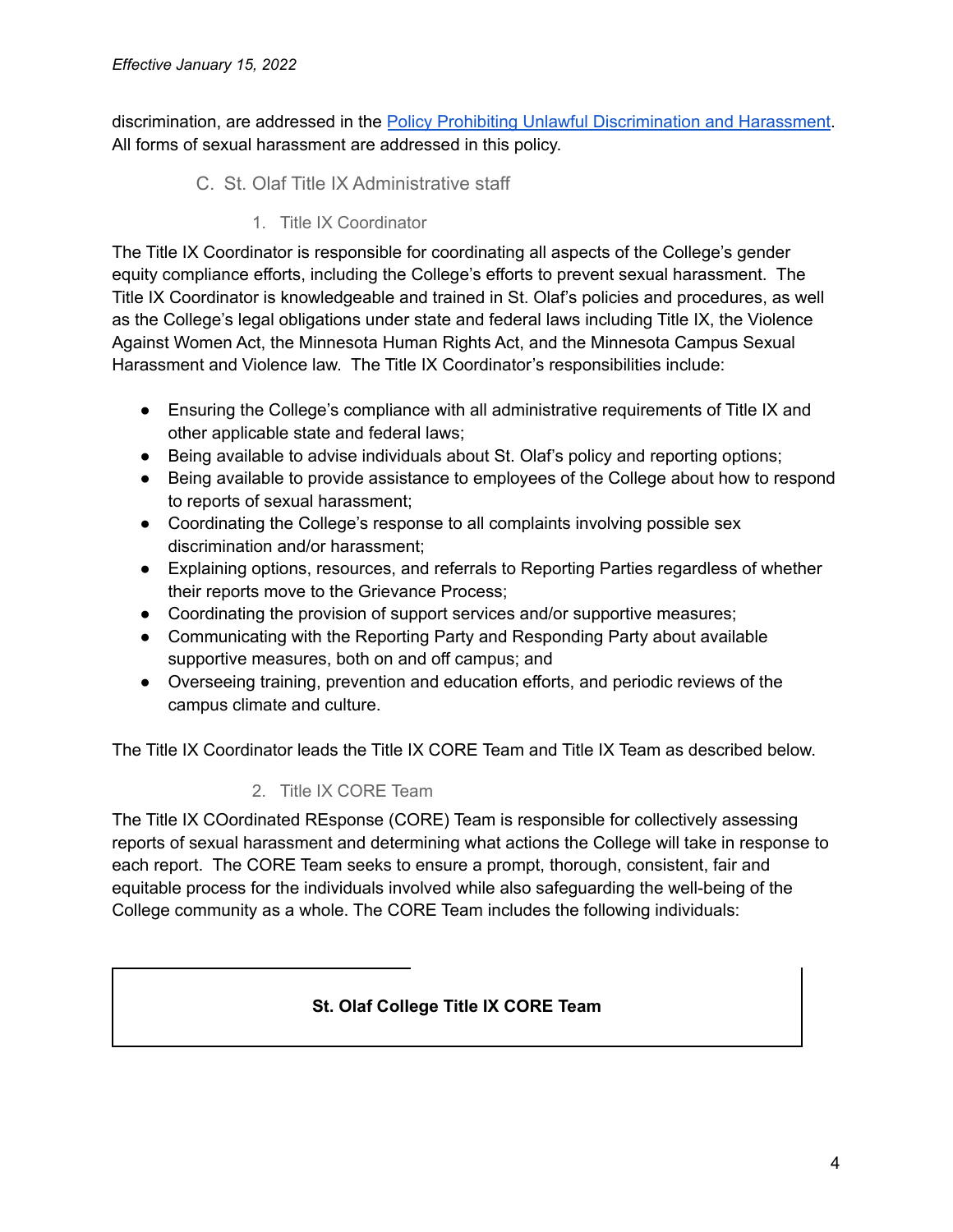discrimination, are addressed in the [Policy Prohibiting Unlawful Discrimination and Harassment](). All forms of sexual harassment are addressed in this policy.

### C. St. Olaf Title IX Administrative staff

#### 1. Title IX Coordinator

The Title IX Coordinator is responsible for coordinating all aspects of the College's gender equity compliance efforts, including the College's efforts to prevent sexual harassment. The Title IX Coordinator is knowledgeable and trained in St. Olaf's policies and procedures, as well as the College's legal obligations under state and federal laws including Title IX, the Violence Against Women Act, the Minnesota Human Rights Act, and the Minnesota Campus Sexual Harassment and Violence law. The Title IX Coordinator's responsibilities include:

- Ensuring the College's compliance with all administrative requirements of Title IX and other applicable state and federal laws;
- Being available to advise individuals about St. Olaf's policy and reporting options;
- Being available to provide assistance to employees of the College about how to respond to reports of sexual harassment;
- Coordinating the College's response to all complaints involving possible sex discrimination and/or harassment;
- Explaining options, resources, and referrals to Reporting Parties regardless of whether their reports move to the Grievance Process;
- Coordinating the provision of support services and/or supportive measures;
- Communicating with the Reporting Party and Responding Party about available supportive measures, both on and off campus; and
- Overseeing training, prevention and education efforts, and periodic reviews of the campus climate and culture.

The Title IX Coordinator leads the Title IX CORE Team and Title IX Team as described below.

#### 2. Title IX CORE Team

The Title IX COordinated REsponse (CORE) Team is responsible for collectively assessing reports of sexual harassment and determining what actions the College will take in response to each report. The CORE Team seeks to ensure a prompt, thorough, consistent, fair and equitable process for the individuals involved while also safeguarding the well-being of the College community as a whole. The CORE Team includes the following individuals:

| **St. Olaf College Title IX CORE Team** |
| --- |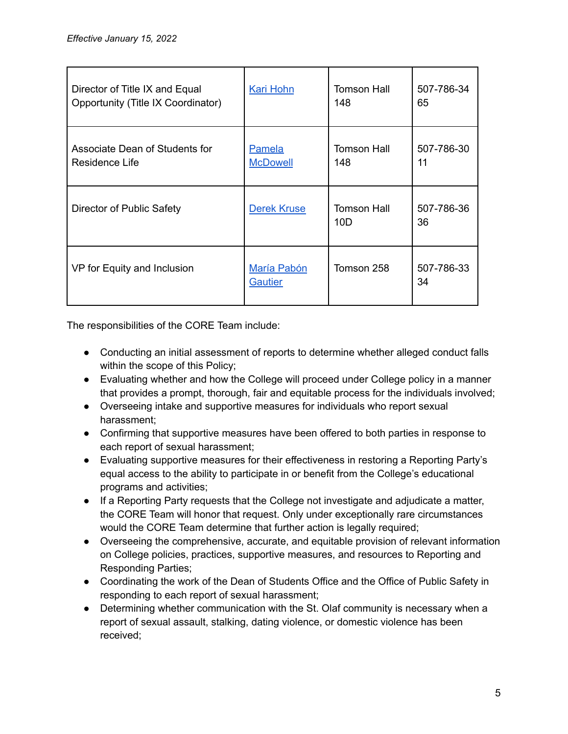*Effective January 15, 2022*

| | | | |
|---|---|---|---|
| Director of Title IX and Equal Opportunity (Title IX Coordinator) | Kari Hohn | Tomson Hall 148 | 507-786-3465 |
| Associate Dean of Students for Residence Life | Pamela McDowell | Tomson Hall 148 | 507-786-3011 |
| Director of Public Safety | Derek Kruse | Tomson Hall 10D | 507-786-3636 |
| VP for Equity and Inclusion | María Pabón Gautier | Tomson 258 | 507-786-3334 |

The responsibilities of the CORE Team include:

- Conducting an initial assessment of reports to determine whether alleged conduct falls within the scope of this Policy;
- Evaluating whether and how the College will proceed under College policy in a manner that provides a prompt, thorough, fair and equitable process for the individuals involved;
- Overseeing intake and supportive measures for individuals who report sexual harassment;
- Confirming that supportive measures have been offered to both parties in response to each report of sexual harassment;
- Evaluating supportive measures for their effectiveness in restoring a Reporting Party's equal access to the ability to participate in or benefit from the College's educational programs and activities;
- If a Reporting Party requests that the College not investigate and adjudicate a matter, the CORE Team will honor that request. Only under exceptionally rare circumstances would the CORE Team determine that further action is legally required;
- Overseeing the comprehensive, accurate, and equitable provision of relevant information on College policies, practices, supportive measures, and resources to Reporting and Responding Parties;
- Coordinating the work of the Dean of Students Office and the Office of Public Safety in responding to each report of sexual harassment;
- Determining whether communication with the St. Olaf community is necessary when a report of sexual assault, stalking, dating violence, or domestic violence has been received;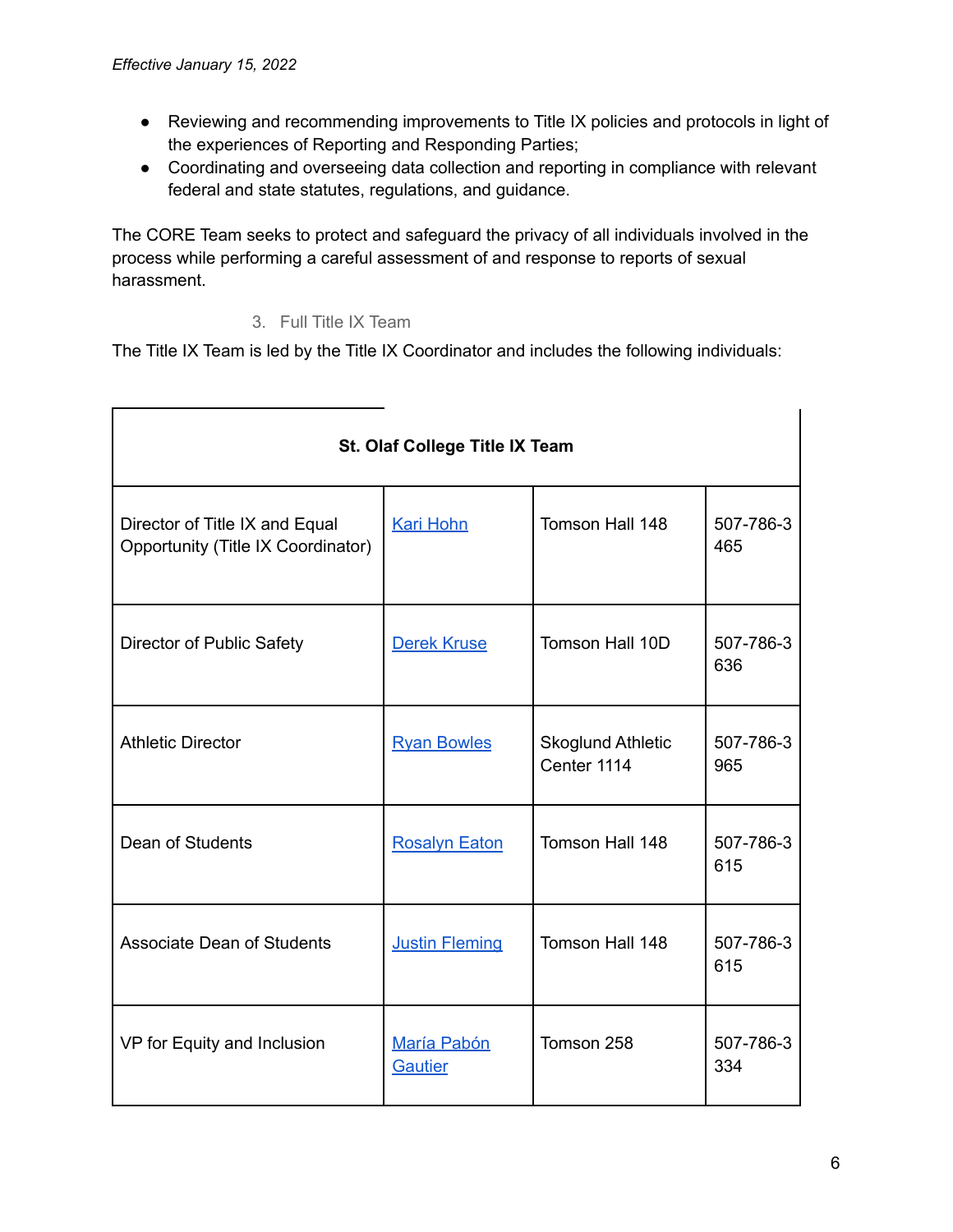*Effective January 15, 2022*

- Reviewing and recommending improvements to Title IX policies and protocols in light of the experiences of Reporting and Responding Parties;
- Coordinating and overseeing data collection and reporting in compliance with relevant federal and state statutes, regulations, and guidance.

The CORE Team seeks to protect and safeguard the privacy of all individuals involved in the process while performing a careful assessment of and response to reports of sexual harassment.

3. Full Title IX Team

The Title IX Team is led by the Title IX Coordinator and includes the following individuals:

| **St. Olaf College Title IX Team** | | | |
|---|---|---|---|
| Director of Title IX and Equal Opportunity (Title IX Coordinator) | Kari Hohn | Tomson Hall 148 | 507-786-3465 |
| Director of Public Safety | Derek Kruse | Tomson Hall 10D | 507-786-3636 |
| Athletic Director | Ryan Bowles | Skoglund Athletic Center 1114 | 507-786-3965 |
| Dean of Students | Rosalyn Eaton | Tomson Hall 148 | 507-786-3615 |
| Associate Dean of Students | Justin Fleming | Tomson Hall 148 | 507-786-3615 |
| VP for Equity and Inclusion | María Pabón Gautier | Tomson 258 | 507-786-3334 |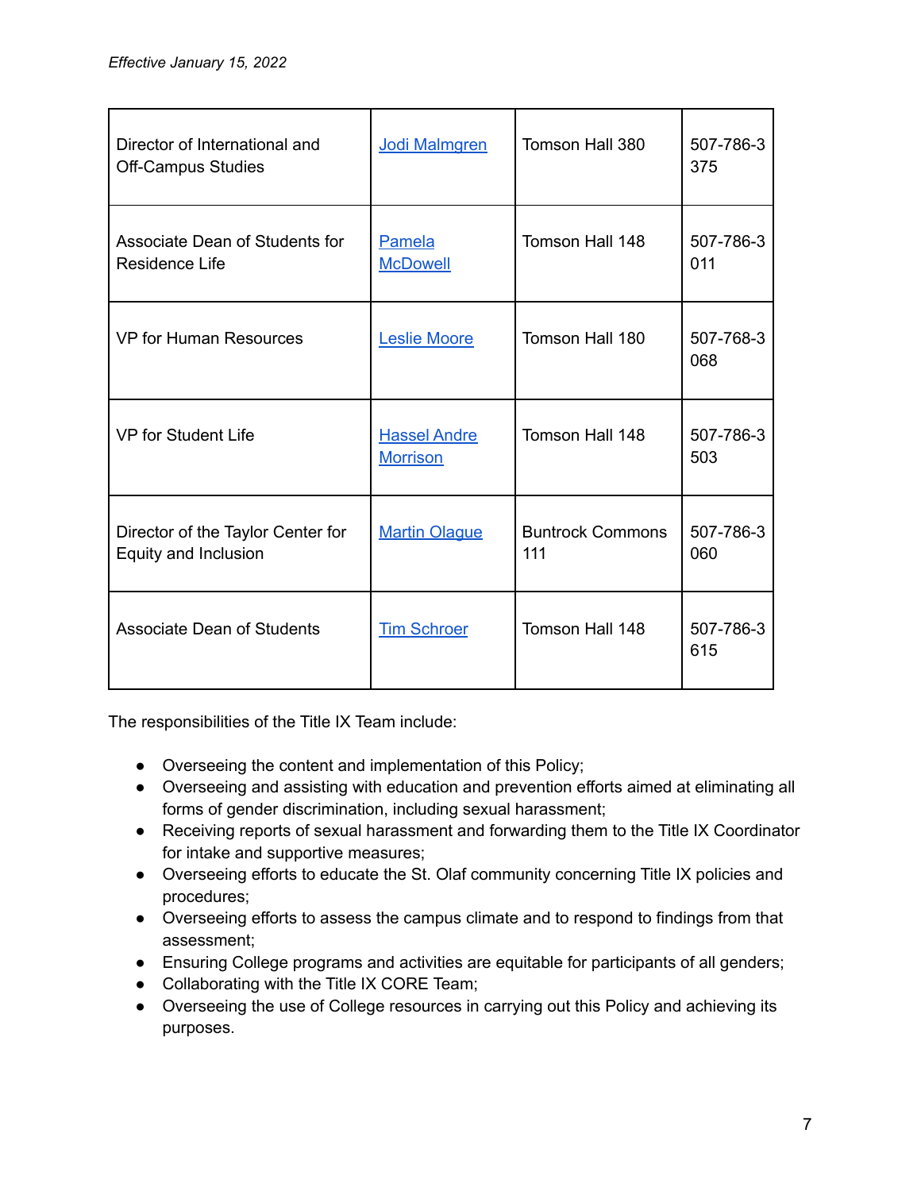*Effective January 15, 2022*

| | | | |
|---|---|---|---|
| Director of International and Off-Campus Studies | [Jodi Malmgren]() | Tomson Hall 380 | 507-786-3375 |
| Associate Dean of Students for Residence Life | [Pamela McDowell]() | Tomson Hall 148 | 507-786-3011 |
| VP for Human Resources | [Leslie Moore]() | Tomson Hall 180 | 507-768-3068 |
| VP for Student Life | [Hassel Andre Morrison]() | Tomson Hall 148 | 507-786-3503 |
| Director of the Taylor Center for Equity and Inclusion | [Martin Olague]() | Buntrock Commons 111 | 507-786-3060 |
| Associate Dean of Students | [Tim Schroer]() | Tomson Hall 148 | 507-786-3615 |

The responsibilities of the Title IX Team include:

- Overseeing the content and implementation of this Policy;
- Overseeing and assisting with education and prevention efforts aimed at eliminating all forms of gender discrimination, including sexual harassment;
- Receiving reports of sexual harassment and forwarding them to the Title IX Coordinator for intake and supportive measures;
- Overseeing efforts to educate the St. Olaf community concerning Title IX policies and procedures;
- Overseeing efforts to assess the campus climate and to respond to findings from that assessment;
- Ensuring College programs and activities are equitable for participants of all genders;
- Collaborating with the Title IX CORE Team;
- Overseeing the use of College resources in carrying out this Policy and achieving its purposes.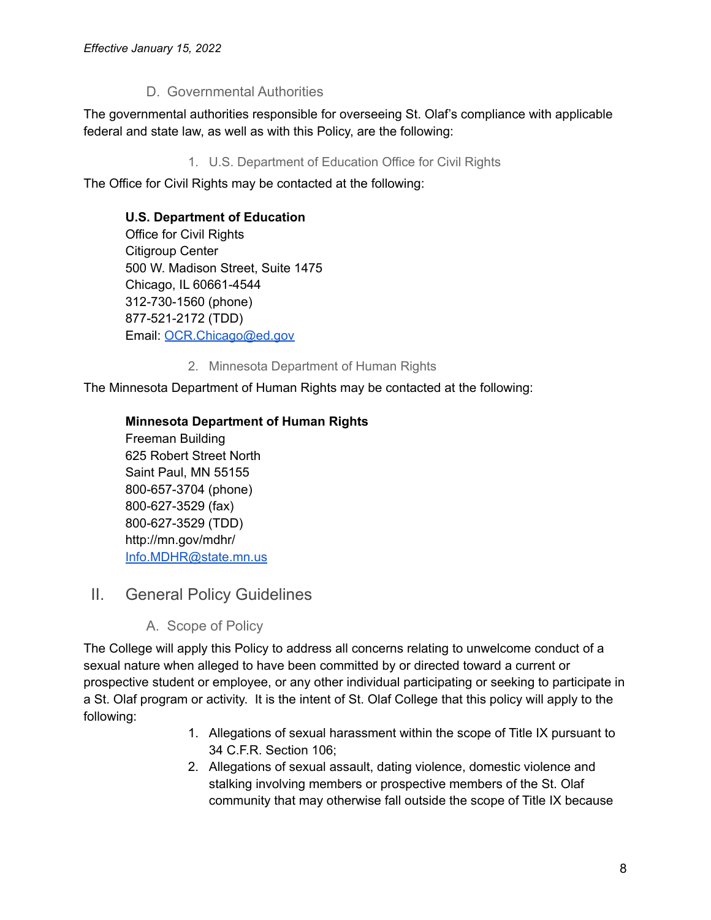### D. Governmental Authorities

The governmental authorities responsible for overseeing St. Olaf's compliance with applicable federal and state law, as well as with this Policy, are the following:

#### 1. U.S. Department of Education Office for Civil Rights

The Office for Civil Rights may be contacted at the following:

**U.S. Department of Education**
Office for Civil Rights
Citigroup Center
500 W. Madison Street, Suite 1475
Chicago, IL 60661-4544
312-730-1560 (phone)
877-521-2172 (TDD)
Email: OCR.Chicago@ed.gov

#### 2. Minnesota Department of Human Rights

The Minnesota Department of Human Rights may be contacted at the following:

**Minnesota Department of Human Rights**
Freeman Building
625 Robert Street North
Saint Paul, MN 55155
800-657-3704 (phone)
800-627-3529 (fax)
800-627-3529 (TDD)
http://mn.gov/mdhr/
Info.MDHR@state.mn.us

## II. General Policy Guidelines

### A. Scope of Policy

The College will apply this Policy to address all concerns relating to unwelcome conduct of a sexual nature when alleged to have been committed by or directed toward a current or prospective student or employee, or any other individual participating or seeking to participate in a St. Olaf program or activity. It is the intent of St. Olaf College that this policy will apply to the following:

1. Allegations of sexual harassment within the scope of Title IX pursuant to 34 C.F.R. Section 106;
2. Allegations of sexual assault, dating violence, domestic violence and stalking involving members or prospective members of the St. Olaf community that may otherwise fall outside the scope of Title IX because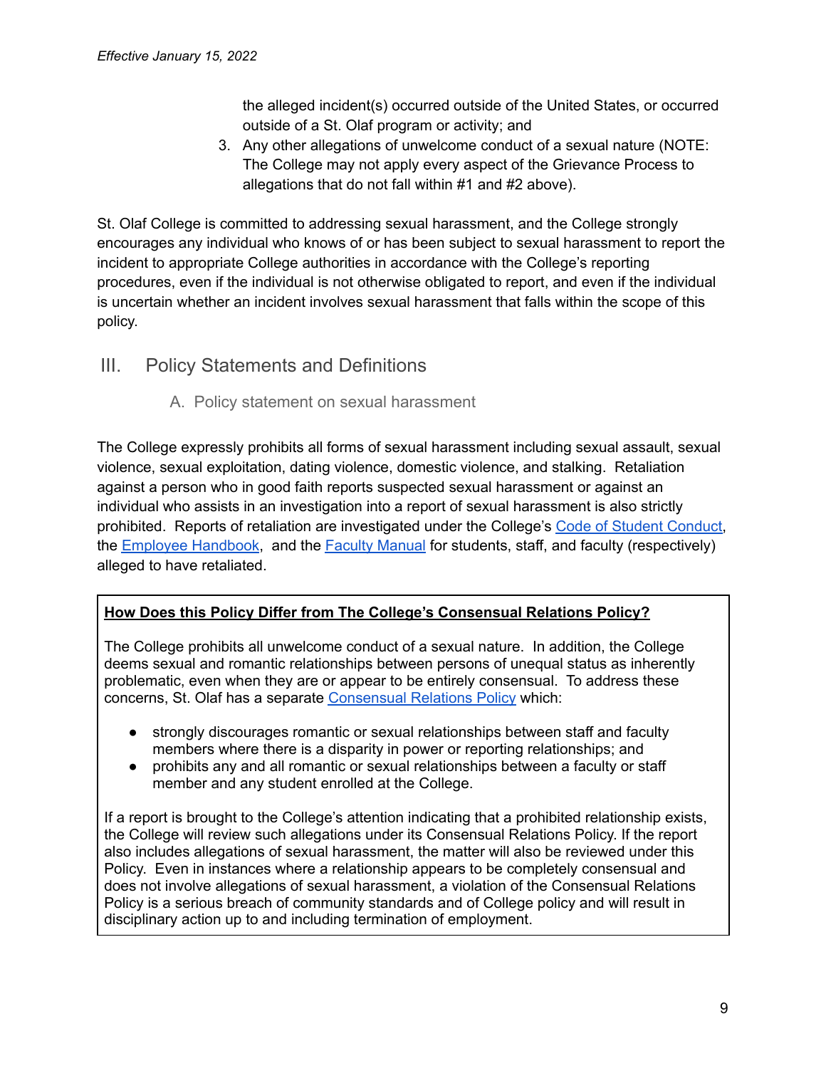the alleged incident(s) occurred outside of the United States, or occurred outside of a St. Olaf program or activity; and

3. Any other allegations of unwelcome conduct of a sexual nature (NOTE: The College may not apply every aspect of the Grievance Process to allegations that do not fall within #1 and #2 above).

St. Olaf College is committed to addressing sexual harassment, and the College strongly encourages any individual who knows of or has been subject to sexual harassment to report the incident to appropriate College authorities in accordance with the College's reporting procedures, even if the individual is not otherwise obligated to report, and even if the individual is uncertain whether an incident involves sexual harassment that falls within the scope of this policy.

## III. Policy Statements and Definitions

### A. Policy statement on sexual harassment

The College expressly prohibits all forms of sexual harassment including sexual assault, sexual violence, sexual exploitation, dating violence, domestic violence, and stalking. Retaliation against a person who in good faith reports suspected sexual harassment or against an individual who assists in an investigation into a report of sexual harassment is also strictly prohibited. Reports of retaliation are investigated under the College's Code of Student Conduct, the Employee Handbook, and the Faculty Manual for students, staff, and faculty (respectively) alleged to have retaliated.

**How Does this Policy Differ from The College's Consensual Relations Policy?**

The College prohibits all unwelcome conduct of a sexual nature. In addition, the College deems sexual and romantic relationships between persons of unequal status as inherently problematic, even when they are or appear to be entirely consensual. To address these concerns, St. Olaf has a separate Consensual Relations Policy which:

- strongly discourages romantic or sexual relationships between staff and faculty members where there is a disparity in power or reporting relationships; and
- prohibits any and all romantic or sexual relationships between a faculty or staff member and any student enrolled at the College.

If a report is brought to the College's attention indicating that a prohibited relationship exists, the College will review such allegations under its Consensual Relations Policy. If the report also includes allegations of sexual harassment, the matter will also be reviewed under this Policy. Even in instances where a relationship appears to be completely consensual and does not involve allegations of sexual harassment, a violation of the Consensual Relations Policy is a serious breach of community standards and of College policy and will result in disciplinary action up to and including termination of employment.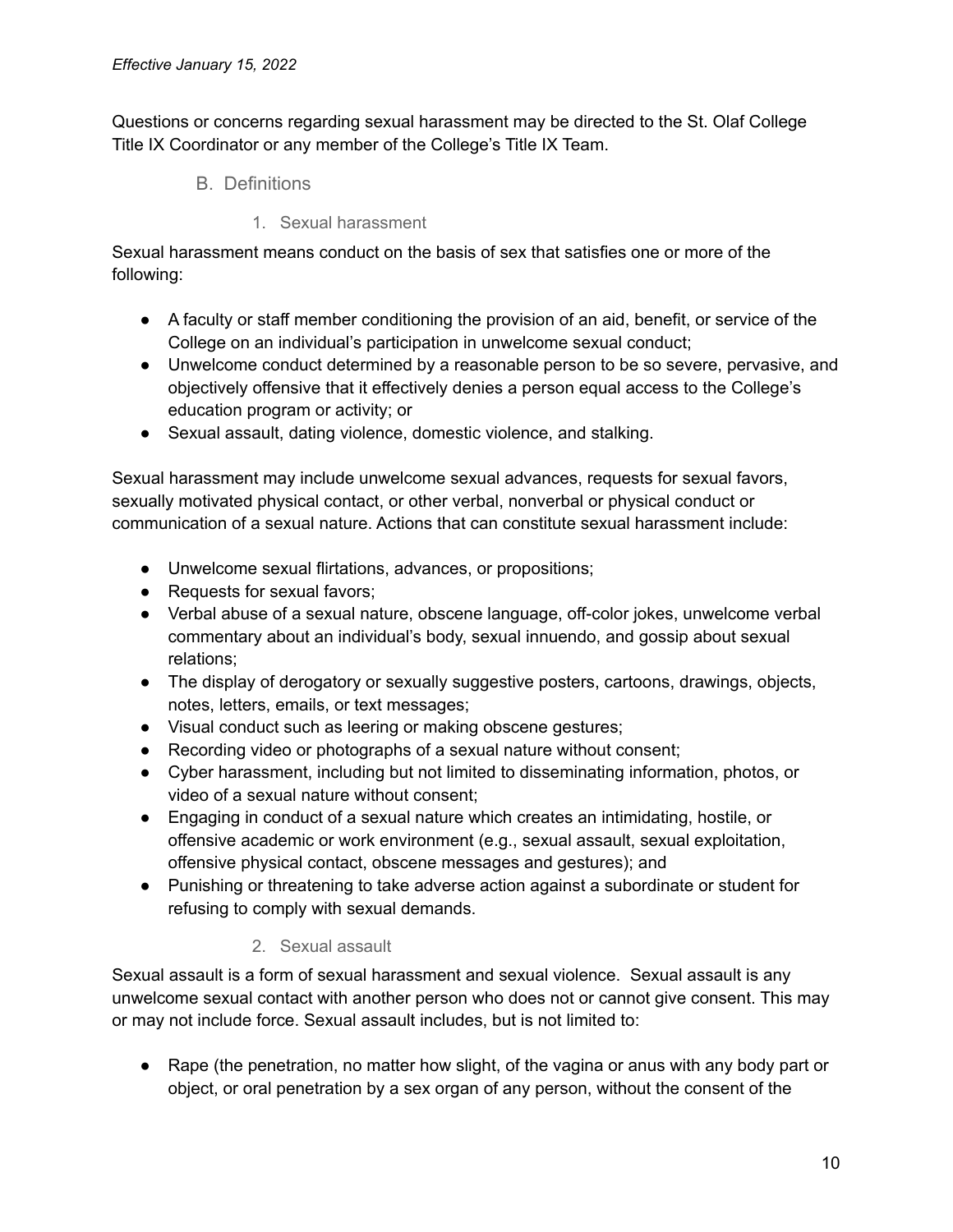*Effective January 15, 2022*

Questions or concerns regarding sexual harassment may be directed to the St. Olaf College Title IX Coordinator or any member of the College's Title IX Team.

## B. Definitions

### 1. Sexual harassment

Sexual harassment means conduct on the basis of sex that satisfies one or more of the following:

- A faculty or staff member conditioning the provision of an aid, benefit, or service of the College on an individual's participation in unwelcome sexual conduct;
- Unwelcome conduct determined by a reasonable person to be so severe, pervasive, and objectively offensive that it effectively denies a person equal access to the College's education program or activity; or
- Sexual assault, dating violence, domestic violence, and stalking.

Sexual harassment may include unwelcome sexual advances, requests for sexual favors, sexually motivated physical contact, or other verbal, nonverbal or physical conduct or communication of a sexual nature. Actions that can constitute sexual harassment include:

- Unwelcome sexual flirtations, advances, or propositions;
- Requests for sexual favors;
- Verbal abuse of a sexual nature, obscene language, off-color jokes, unwelcome verbal commentary about an individual's body, sexual innuendo, and gossip about sexual relations;
- The display of derogatory or sexually suggestive posters, cartoons, drawings, objects, notes, letters, emails, or text messages;
- Visual conduct such as leering or making obscene gestures;
- Recording video or photographs of a sexual nature without consent;
- Cyber harassment, including but not limited to disseminating information, photos, or video of a sexual nature without consent;
- Engaging in conduct of a sexual nature which creates an intimidating, hostile, or offensive academic or work environment (e.g., sexual assault, sexual exploitation, offensive physical contact, obscene messages and gestures); and
- Punishing or threatening to take adverse action against a subordinate or student for refusing to comply with sexual demands.

### 2. Sexual assault

Sexual assault is a form of sexual harassment and sexual violence. Sexual assault is any unwelcome sexual contact with another person who does not or cannot give consent. This may or may not include force. Sexual assault includes, but is not limited to:

- Rape (the penetration, no matter how slight, of the vagina or anus with any body part or object, or oral penetration by a sex organ of any person, without the consent of the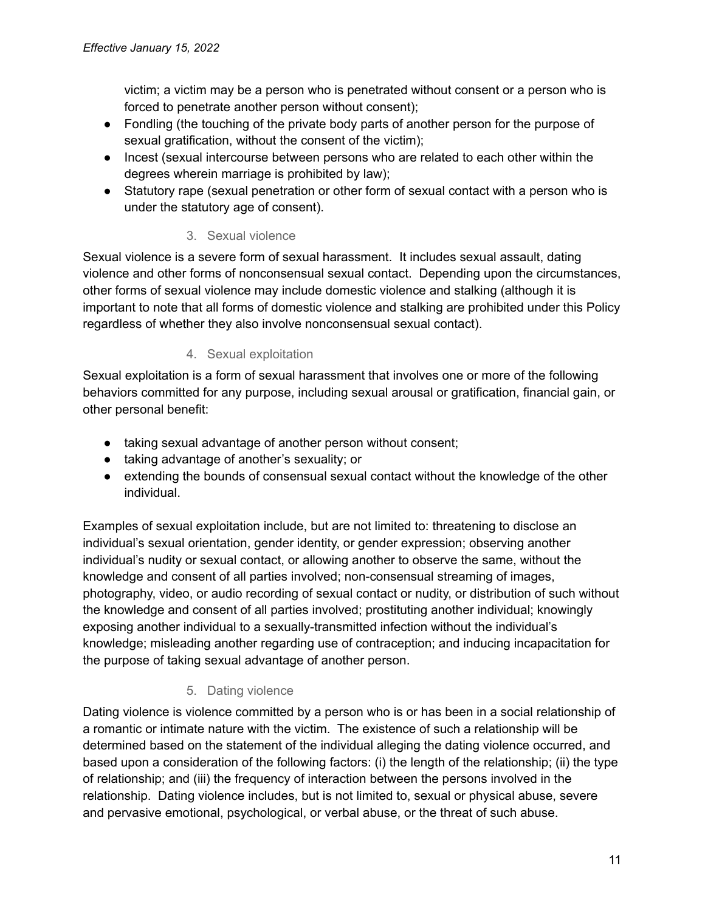victim; a victim may be a person who is penetrated without consent or a person who is forced to penetrate another person without consent);

- Fondling (the touching of the private body parts of another person for the purpose of sexual gratification, without the consent of the victim);
- Incest (sexual intercourse between persons who are related to each other within the degrees wherein marriage is prohibited by law);
- Statutory rape (sexual penetration or other form of sexual contact with a person who is under the statutory age of consent).

### 3. Sexual violence

Sexual violence is a severe form of sexual harassment. It includes sexual assault, dating violence and other forms of nonconsensual sexual contact. Depending upon the circumstances, other forms of sexual violence may include domestic violence and stalking (although it is important to note that all forms of domestic violence and stalking are prohibited under this Policy regardless of whether they also involve nonconsensual sexual contact).

### 4. Sexual exploitation

Sexual exploitation is a form of sexual harassment that involves one or more of the following behaviors committed for any purpose, including sexual arousal or gratification, financial gain, or other personal benefit:

- taking sexual advantage of another person without consent;
- taking advantage of another's sexuality; or
- extending the bounds of consensual sexual contact without the knowledge of the other individual.

Examples of sexual exploitation include, but are not limited to: threatening to disclose an individual's sexual orientation, gender identity, or gender expression; observing another individual's nudity or sexual contact, or allowing another to observe the same, without the knowledge and consent of all parties involved; non-consensual streaming of images, photography, video, or audio recording of sexual contact or nudity, or distribution of such without the knowledge and consent of all parties involved; prostituting another individual; knowingly exposing another individual to a sexually-transmitted infection without the individual's knowledge; misleading another regarding use of contraception; and inducing incapacitation for the purpose of taking sexual advantage of another person.

### 5. Dating violence

Dating violence is violence committed by a person who is or has been in a social relationship of a romantic or intimate nature with the victim. The existence of such a relationship will be determined based on the statement of the individual alleging the dating violence occurred, and based upon a consideration of the following factors: (i) the length of the relationship; (ii) the type of relationship; and (iii) the frequency of interaction between the persons involved in the relationship. Dating violence includes, but is not limited to, sexual or physical abuse, severe and pervasive emotional, psychological, or verbal abuse, or the threat of such abuse.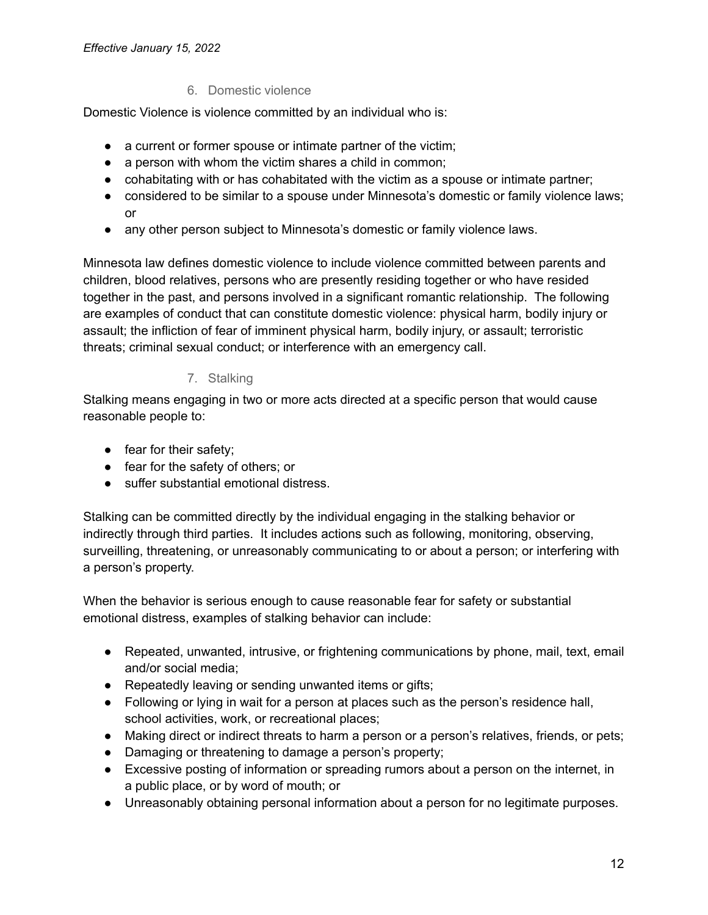*Effective January 15, 2022*

### 6. Domestic violence

Domestic Violence is violence committed by an individual who is:

- a current or former spouse or intimate partner of the victim;
- a person with whom the victim shares a child in common;
- cohabitating with or has cohabitated with the victim as a spouse or intimate partner;
- considered to be similar to a spouse under Minnesota's domestic or family violence laws; or
- any other person subject to Minnesota's domestic or family violence laws.

Minnesota law defines domestic violence to include violence committed between parents and children, blood relatives, persons who are presently residing together or who have resided together in the past, and persons involved in a significant romantic relationship. The following are examples of conduct that can constitute domestic violence: physical harm, bodily injury or assault; the infliction of fear of imminent physical harm, bodily injury, or assault; terroristic threats; criminal sexual conduct; or interference with an emergency call.

### 7. Stalking

Stalking means engaging in two or more acts directed at a specific person that would cause reasonable people to:

- fear for their safety;
- fear for the safety of others; or
- suffer substantial emotional distress.

Stalking can be committed directly by the individual engaging in the stalking behavior or indirectly through third parties. It includes actions such as following, monitoring, observing, surveilling, threatening, or unreasonably communicating to or about a person; or interfering with a person's property.

When the behavior is serious enough to cause reasonable fear for safety or substantial emotional distress, examples of stalking behavior can include:

- Repeated, unwanted, intrusive, or frightening communications by phone, mail, text, email and/or social media;
- Repeatedly leaving or sending unwanted items or gifts;
- Following or lying in wait for a person at places such as the person's residence hall, school activities, work, or recreational places;
- Making direct or indirect threats to harm a person or a person's relatives, friends, or pets;
- Damaging or threatening to damage a person's property;
- Excessive posting of information or spreading rumors about a person on the internet, in a public place, or by word of mouth; or
- Unreasonably obtaining personal information about a person for no legitimate purposes.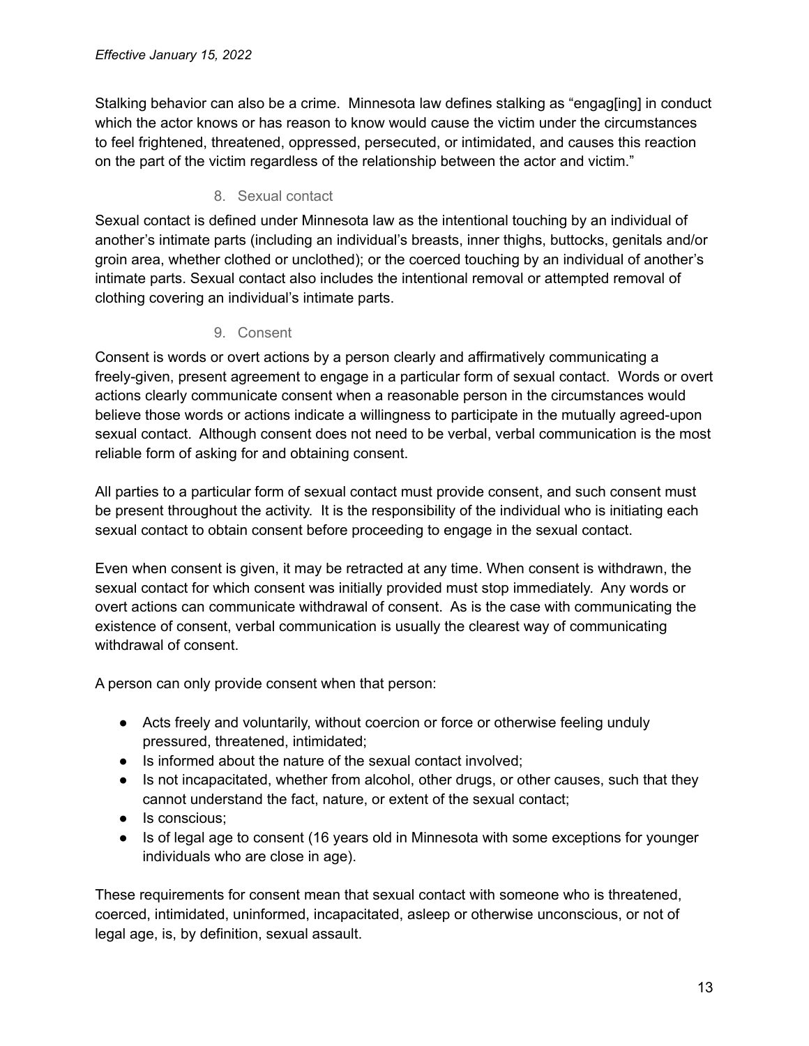Stalking behavior can also be a crime. Minnesota law defines stalking as "engag[ing] in conduct which the actor knows or has reason to know would cause the victim under the circumstances to feel frightened, threatened, oppressed, persecuted, or intimidated, and causes this reaction on the part of the victim regardless of the relationship between the actor and victim."

### 8. Sexual contact

Sexual contact is defined under Minnesota law as the intentional touching by an individual of another's intimate parts (including an individual's breasts, inner thighs, buttocks, genitals and/or groin area, whether clothed or unclothed); or the coerced touching by an individual of another's intimate parts. Sexual contact also includes the intentional removal or attempted removal of clothing covering an individual's intimate parts.

### 9. Consent

Consent is words or overt actions by a person clearly and affirmatively communicating a freely-given, present agreement to engage in a particular form of sexual contact. Words or overt actions clearly communicate consent when a reasonable person in the circumstances would believe those words or actions indicate a willingness to participate in the mutually agreed-upon sexual contact. Although consent does not need to be verbal, verbal communication is the most reliable form of asking for and obtaining consent.

All parties to a particular form of sexual contact must provide consent, and such consent must be present throughout the activity. It is the responsibility of the individual who is initiating each sexual contact to obtain consent before proceeding to engage in the sexual contact.

Even when consent is given, it may be retracted at any time. When consent is withdrawn, the sexual contact for which consent was initially provided must stop immediately. Any words or overt actions can communicate withdrawal of consent. As is the case with communicating the existence of consent, verbal communication is usually the clearest way of communicating withdrawal of consent.

A person can only provide consent when that person:

- Acts freely and voluntarily, without coercion or force or otherwise feeling unduly pressured, threatened, intimidated;
- Is informed about the nature of the sexual contact involved;
- Is not incapacitated, whether from alcohol, other drugs, or other causes, such that they cannot understand the fact, nature, or extent of the sexual contact;
- Is conscious;
- Is of legal age to consent (16 years old in Minnesota with some exceptions for younger individuals who are close in age).

These requirements for consent mean that sexual contact with someone who is threatened, coerced, intimidated, uninformed, incapacitated, asleep or otherwise unconscious, or not of legal age, is, by definition, sexual assault.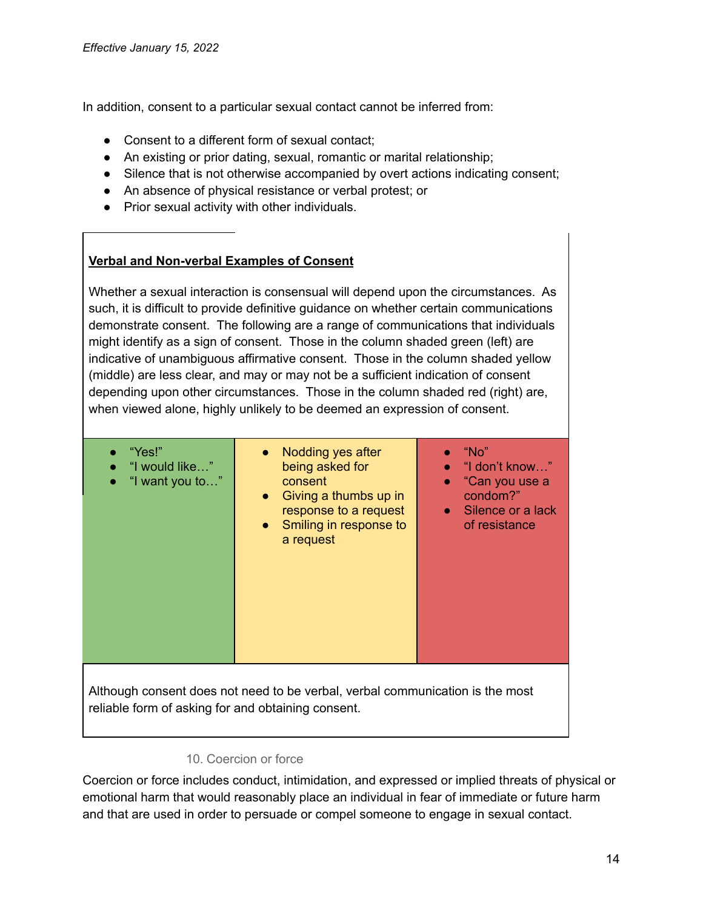*Effective January 15, 2022*

In addition, consent to a particular sexual contact cannot be inferred from:

- Consent to a different form of sexual contact;
- An existing or prior dating, sexual, romantic or marital relationship;
- Silence that is not otherwise accompanied by overt actions indicating consent;
- An absence of physical resistance or verbal protest; or
- Prior sexual activity with other individuals.

**Verbal and Non-verbal Examples of Consent**

Whether a sexual interaction is consensual will depend upon the circumstances. As such, it is difficult to provide definitive guidance on whether certain communications demonstrate consent. The following are a range of communications that individuals might identify as a sign of consent. Those in the column shaded green (left) are indicative of unambiguous affirmative consent. Those in the column shaded yellow (middle) are less clear, and may or may not be a sufficient indication of consent depending upon other circumstances. Those in the column shaded red (right) are, when viewed alone, highly unlikely to be deemed an expression of consent.

| Green (left) | Yellow (middle) | Red (right) |
|---|---|---|
| • "Yes!"<br>• "I would like…"<br>• "I want you to…" | • Nodding yes after being asked for consent<br>• Giving a thumbs up in response to a request<br>• Smiling in response to a request | • "No"<br>• "I don't know…"<br>• "Can you use a condom?"<br>• Silence or a lack of resistance |

Although consent does not need to be verbal, verbal communication is the most reliable form of asking for and obtaining consent.

10. Coercion or force

Coercion or force includes conduct, intimidation, and expressed or implied threats of physical or emotional harm that would reasonably place an individual in fear of immediate or future harm and that are used in order to persuade or compel someone to engage in sexual contact.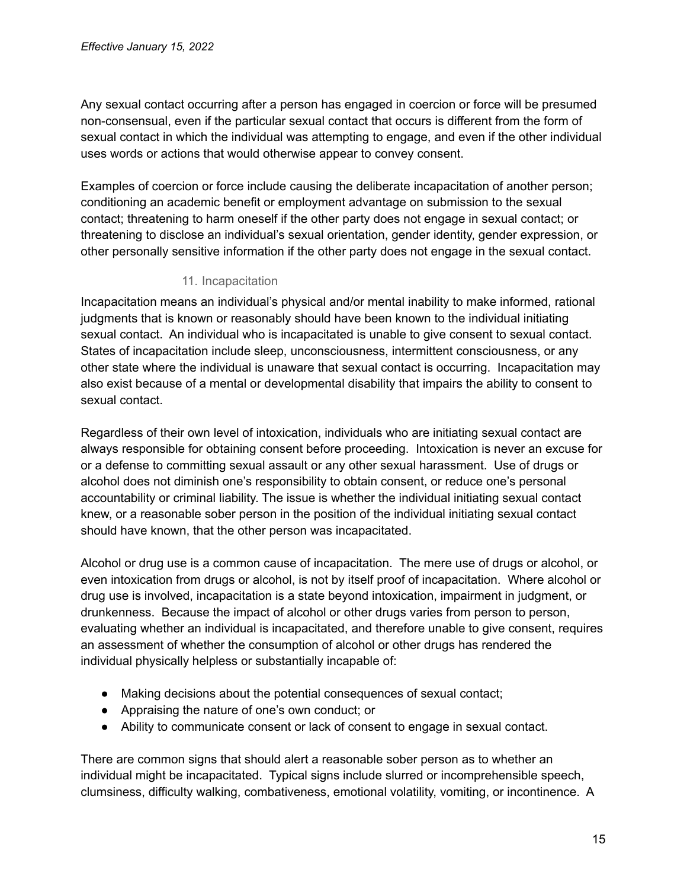Any sexual contact occurring after a person has engaged in coercion or force will be presumed non-consensual, even if the particular sexual contact that occurs is different from the form of sexual contact in which the individual was attempting to engage, and even if the other individual uses words or actions that would otherwise appear to convey consent.

Examples of coercion or force include causing the deliberate incapacitation of another person; conditioning an academic benefit or employment advantage on submission to the sexual contact; threatening to harm oneself if the other party does not engage in sexual contact; or threatening to disclose an individual's sexual orientation, gender identity, gender expression, or other personally sensitive information if the other party does not engage in the sexual contact.

### 11. Incapacitation

Incapacitation means an individual's physical and/or mental inability to make informed, rational judgments that is known or reasonably should have been known to the individual initiating sexual contact. An individual who is incapacitated is unable to give consent to sexual contact. States of incapacitation include sleep, unconsciousness, intermittent consciousness, or any other state where the individual is unaware that sexual contact is occurring. Incapacitation may also exist because of a mental or developmental disability that impairs the ability to consent to sexual contact.

Regardless of their own level of intoxication, individuals who are initiating sexual contact are always responsible for obtaining consent before proceeding. Intoxication is never an excuse for or a defense to committing sexual assault or any other sexual harassment. Use of drugs or alcohol does not diminish one's responsibility to obtain consent, or reduce one's personal accountability or criminal liability. The issue is whether the individual initiating sexual contact knew, or a reasonable sober person in the position of the individual initiating sexual contact should have known, that the other person was incapacitated.

Alcohol or drug use is a common cause of incapacitation. The mere use of drugs or alcohol, or even intoxication from drugs or alcohol, is not by itself proof of incapacitation. Where alcohol or drug use is involved, incapacitation is a state beyond intoxication, impairment in judgment, or drunkenness. Because the impact of alcohol or other drugs varies from person to person, evaluating whether an individual is incapacitated, and therefore unable to give consent, requires an assessment of whether the consumption of alcohol or other drugs has rendered the individual physically helpless or substantially incapable of:

- Making decisions about the potential consequences of sexual contact;
- Appraising the nature of one's own conduct; or
- Ability to communicate consent or lack of consent to engage in sexual contact.

There are common signs that should alert a reasonable sober person as to whether an individual might be incapacitated. Typical signs include slurred or incomprehensible speech, clumsiness, difficulty walking, combativeness, emotional volatility, vomiting, or incontinence. A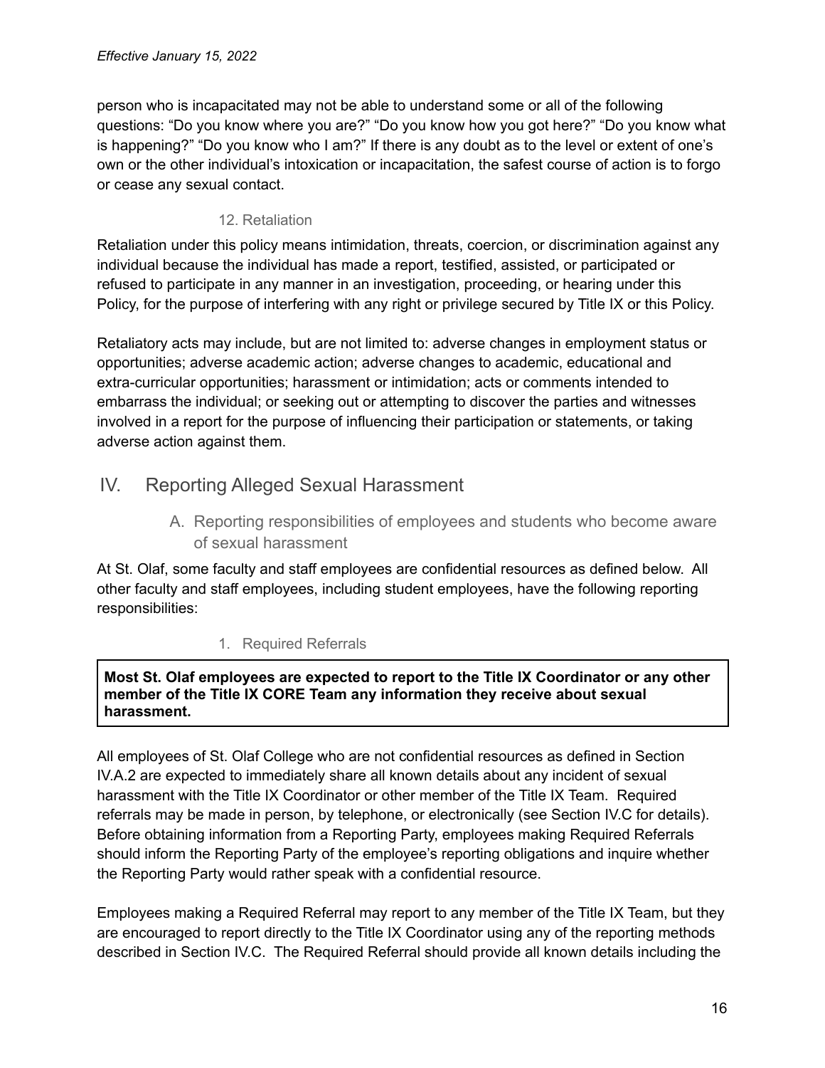person who is incapacitated may not be able to understand some or all of the following questions: “Do you know where you are?” “Do you know how you got here?” “Do you know what is happening?” “Do you know who I am?” If there is any doubt as to the level or extent of one’s own or the other individual’s intoxication or incapacitation, the safest course of action is to forgo or cease any sexual contact.

#### 12. Retaliation

Retaliation under this policy means intimidation, threats, coercion, or discrimination against any individual because the individual has made a report, testified, assisted, or participated or refused to participate in any manner in an investigation, proceeding, or hearing under this Policy, for the purpose of interfering with any right or privilege secured by Title IX or this Policy.

Retaliatory acts may include, but are not limited to: adverse changes in employment status or opportunities; adverse academic action; adverse changes to academic, educational and extra-curricular opportunities; harassment or intimidation; acts or comments intended to embarrass the individual; or seeking out or attempting to discover the parties and witnesses involved in a report for the purpose of influencing their participation or statements, or taking adverse action against them.

## IV. Reporting Alleged Sexual Harassment

### A. Reporting responsibilities of employees and students who become aware of sexual harassment

At St. Olaf, some faculty and staff employees are confidential resources as defined below. All other faculty and staff employees, including student employees, have the following reporting responsibilities:

#### 1. Required Referrals

**Most St. Olaf employees are expected to report to the Title IX Coordinator or any other member of the Title IX CORE Team any information they receive about sexual harassment.**

All employees of St. Olaf College who are not confidential resources as defined in Section IV.A.2 are expected to immediately share all known details about any incident of sexual harassment with the Title IX Coordinator or other member of the Title IX Team. Required referrals may be made in person, by telephone, or electronically (see Section IV.C for details). Before obtaining information from a Reporting Party, employees making Required Referrals should inform the Reporting Party of the employee’s reporting obligations and inquire whether the Reporting Party would rather speak with a confidential resource.

Employees making a Required Referral may report to any member of the Title IX Team, but they are encouraged to report directly to the Title IX Coordinator using any of the reporting methods described in Section IV.C. The Required Referral should provide all known details including the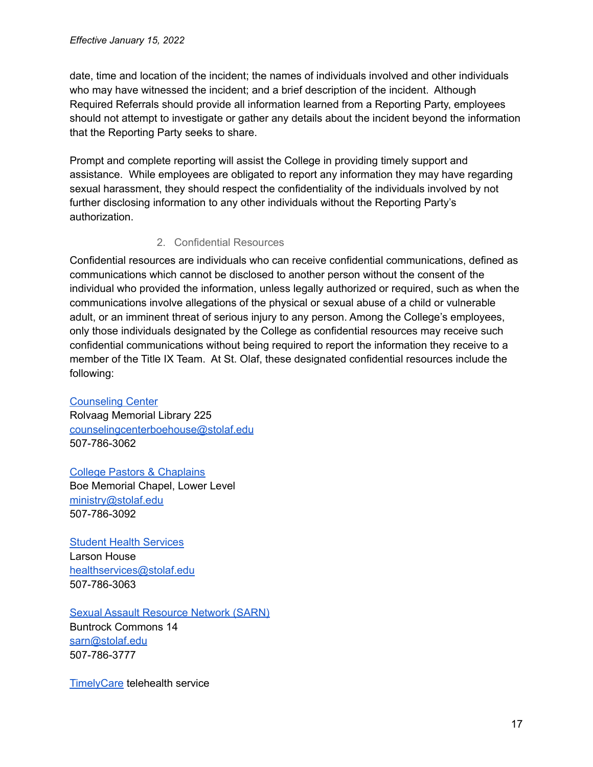date, time and location of the incident; the names of individuals involved and other individuals who may have witnessed the incident; and a brief description of the incident. Although Required Referrals should provide all information learned from a Reporting Party, employees should not attempt to investigate or gather any details about the incident beyond the information that the Reporting Party seeks to share.

Prompt and complete reporting will assist the College in providing timely support and assistance. While employees are obligated to report any information they may have regarding sexual harassment, they should respect the confidentiality of the individuals involved by not further disclosing information to any other individuals without the Reporting Party's authorization.

### 2. Confidential Resources

Confidential resources are individuals who can receive confidential communications, defined as communications which cannot be disclosed to another person without the consent of the individual who provided the information, unless legally authorized or required, such as when the communications involve allegations of the physical or sexual abuse of a child or vulnerable adult, or an imminent threat of serious injury to any person. Among the College's employees, only those individuals designated by the College as confidential resources may receive such confidential communications without being required to report the information they receive to a member of the Title IX Team. At St. Olaf, these designated confidential resources include the following:

Counseling Center
Rolvaag Memorial Library 225
counselingcenterboehouse@stolaf.edu
507-786-3062

College Pastors & Chaplains
Boe Memorial Chapel, Lower Level
ministry@stolaf.edu
507-786-3092

Student Health Services
Larson House
healthservices@stolaf.edu
507-786-3063

Sexual Assault Resource Network (SARN)
Buntrock Commons 14
sarn@stolaf.edu
507-786-3777

TimelyCare telehealth service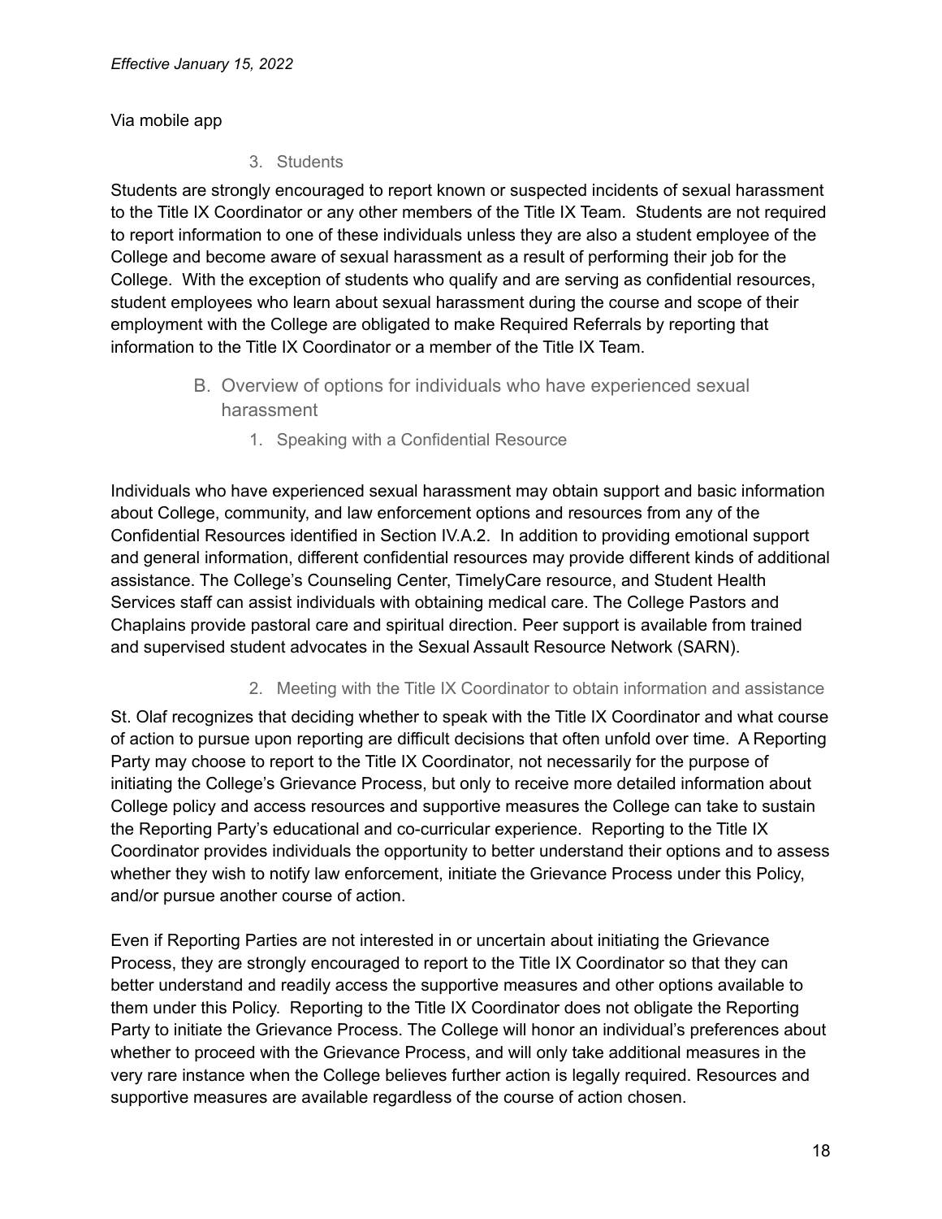Via mobile app

3. Students

Students are strongly encouraged to report known or suspected incidents of sexual harassment to the Title IX Coordinator or any other members of the Title IX Team. Students are not required to report information to one of these individuals unless they are also a student employee of the College and become aware of sexual harassment as a result of performing their job for the College. With the exception of students who qualify and are serving as confidential resources, student employees who learn about sexual harassment during the course and scope of their employment with the College are obligated to make Required Referrals by reporting that information to the Title IX Coordinator or a member of the Title IX Team.

## B. Overview of options for individuals who have experienced sexual harassment

### 1. Speaking with a Confidential Resource

Individuals who have experienced sexual harassment may obtain support and basic information about College, community, and law enforcement options and resources from any of the Confidential Resources identified in Section IV.A.2. In addition to providing emotional support and general information, different confidential resources may provide different kinds of additional assistance. The College's Counseling Center, TimelyCare resource, and Student Health Services staff can assist individuals with obtaining medical care. The College Pastors and Chaplains provide pastoral care and spiritual direction. Peer support is available from trained and supervised student advocates in the Sexual Assault Resource Network (SARN).

### 2. Meeting with the Title IX Coordinator to obtain information and assistance

St. Olaf recognizes that deciding whether to speak with the Title IX Coordinator and what course of action to pursue upon reporting are difficult decisions that often unfold over time. A Reporting Party may choose to report to the Title IX Coordinator, not necessarily for the purpose of initiating the College's Grievance Process, but only to receive more detailed information about College policy and access resources and supportive measures the College can take to sustain the Reporting Party's educational and co-curricular experience. Reporting to the Title IX Coordinator provides individuals the opportunity to better understand their options and to assess whether they wish to notify law enforcement, initiate the Grievance Process under this Policy, and/or pursue another course of action.

Even if Reporting Parties are not interested in or uncertain about initiating the Grievance Process, they are strongly encouraged to report to the Title IX Coordinator so that they can better understand and readily access the supportive measures and other options available to them under this Policy. Reporting to the Title IX Coordinator does not obligate the Reporting Party to initiate the Grievance Process. The College will honor an individual's preferences about whether to proceed with the Grievance Process, and will only take additional measures in the very rare instance when the College believes further action is legally required. Resources and supportive measures are available regardless of the course of action chosen.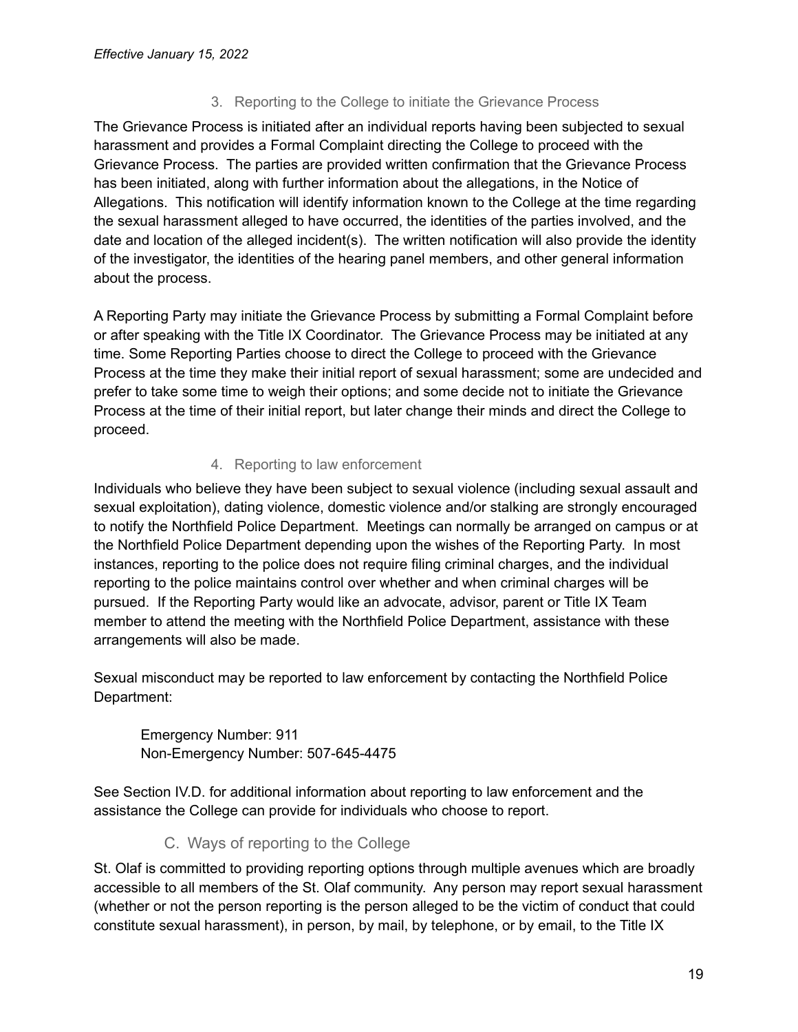### 3. Reporting to the College to initiate the Grievance Process

The Grievance Process is initiated after an individual reports having been subjected to sexual harassment and provides a Formal Complaint directing the College to proceed with the Grievance Process. The parties are provided written confirmation that the Grievance Process has been initiated, along with further information about the allegations, in the Notice of Allegations. This notification will identify information known to the College at the time regarding the sexual harassment alleged to have occurred, the identities of the parties involved, and the date and location of the alleged incident(s). The written notification will also provide the identity of the investigator, the identities of the hearing panel members, and other general information about the process.

A Reporting Party may initiate the Grievance Process by submitting a Formal Complaint before or after speaking with the Title IX Coordinator. The Grievance Process may be initiated at any time. Some Reporting Parties choose to direct the College to proceed with the Grievance Process at the time they make their initial report of sexual harassment; some are undecided and prefer to take some time to weigh their options; and some decide not to initiate the Grievance Process at the time of their initial report, but later change their minds and direct the College to proceed.

### 4. Reporting to law enforcement

Individuals who believe they have been subject to sexual violence (including sexual assault and sexual exploitation), dating violence, domestic violence and/or stalking are strongly encouraged to notify the Northfield Police Department. Meetings can normally be arranged on campus or at the Northfield Police Department depending upon the wishes of the Reporting Party. In most instances, reporting to the police does not require filing criminal charges, and the individual reporting to the police maintains control over whether and when criminal charges will be pursued. If the Reporting Party would like an advocate, advisor, parent or Title IX Team member to attend the meeting with the Northfield Police Department, assistance with these arrangements will also be made.

Sexual misconduct may be reported to law enforcement by contacting the Northfield Police Department:

> Emergency Number: 911
> Non-Emergency Number: 507-645-4475

See Section IV.D. for additional information about reporting to law enforcement and the assistance the College can provide for individuals who choose to report.

## C. Ways of reporting to the College

St. Olaf is committed to providing reporting options through multiple avenues which are broadly accessible to all members of the St. Olaf community. Any person may report sexual harassment (whether or not the person reporting is the person alleged to be the victim of conduct that could constitute sexual harassment), in person, by mail, by telephone, or by email, to the Title IX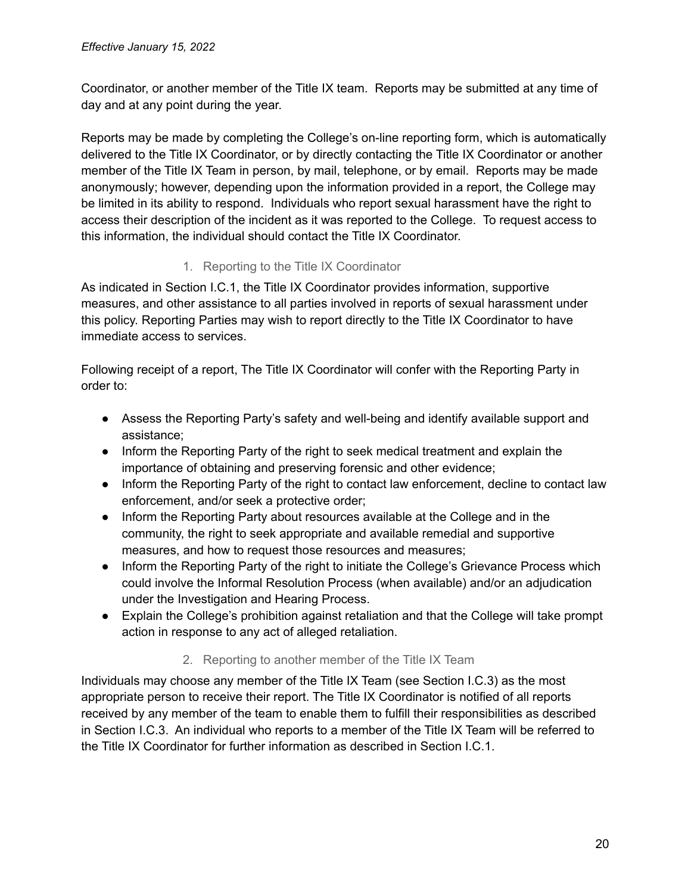Coordinator, or another member of the Title IX team. Reports may be submitted at any time of day and at any point during the year.

Reports may be made by completing the College's on-line reporting form, which is automatically delivered to the Title IX Coordinator, or by directly contacting the Title IX Coordinator or another member of the Title IX Team in person, by mail, telephone, or by email. Reports may be made anonymously; however, depending upon the information provided in a report, the College may be limited in its ability to respond. Individuals who report sexual harassment have the right to access their description of the incident as it was reported to the College. To request access to this information, the individual should contact the Title IX Coordinator.

### 1. Reporting to the Title IX Coordinator

As indicated in Section I.C.1, the Title IX Coordinator provides information, supportive measures, and other assistance to all parties involved in reports of sexual harassment under this policy. Reporting Parties may wish to report directly to the Title IX Coordinator to have immediate access to services.

Following receipt of a report, The Title IX Coordinator will confer with the Reporting Party in order to:

- Assess the Reporting Party's safety and well-being and identify available support and assistance;
- Inform the Reporting Party of the right to seek medical treatment and explain the importance of obtaining and preserving forensic and other evidence;
- Inform the Reporting Party of the right to contact law enforcement, decline to contact law enforcement, and/or seek a protective order;
- Inform the Reporting Party about resources available at the College and in the community, the right to seek appropriate and available remedial and supportive measures, and how to request those resources and measures;
- Inform the Reporting Party of the right to initiate the College's Grievance Process which could involve the Informal Resolution Process (when available) and/or an adjudication under the Investigation and Hearing Process.
- Explain the College's prohibition against retaliation and that the College will take prompt action in response to any act of alleged retaliation.

### 2. Reporting to another member of the Title IX Team

Individuals may choose any member of the Title IX Team (see Section I.C.3) as the most appropriate person to receive their report. The Title IX Coordinator is notified of all reports received by any member of the team to enable them to fulfill their responsibilities as described in Section I.C.3. An individual who reports to a member of the Title IX Team will be referred to the Title IX Coordinator for further information as described in Section I.C.1.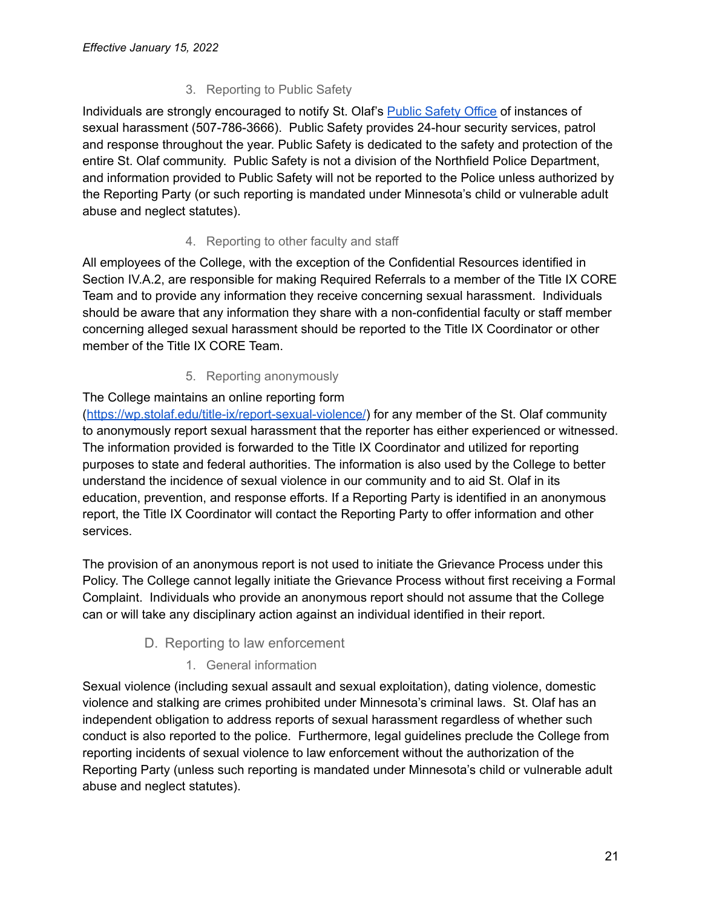*Effective January 15, 2022*

#### 3. Reporting to Public Safety

Individuals are strongly encouraged to notify St. Olaf's [Public Safety Office]() of instances of sexual harassment (507-786-3666). Public Safety provides 24-hour security services, patrol and response throughout the year. Public Safety is dedicated to the safety and protection of the entire St. Olaf community. Public Safety is not a division of the Northfield Police Department, and information provided to Public Safety will not be reported to the Police unless authorized by the Reporting Party (or such reporting is mandated under Minnesota's child or vulnerable adult abuse and neglect statutes).

#### 4. Reporting to other faculty and staff

All employees of the College, with the exception of the Confidential Resources identified in Section IV.A.2, are responsible for making Required Referrals to a member of the Title IX CORE Team and to provide any information they receive concerning sexual harassment. Individuals should be aware that any information they share with a non-confidential faculty or staff member concerning alleged sexual harassment should be reported to the Title IX Coordinator or other member of the Title IX CORE Team.

#### 5. Reporting anonymously

The College maintains an online reporting form ([https://wp.stolaf.edu/title-ix/report-sexual-violence/](https://wp.stolaf.edu/title-ix/report-sexual-violence/)) for any member of the St. Olaf community to anonymously report sexual harassment that the reporter has either experienced or witnessed. The information provided is forwarded to the Title IX Coordinator and utilized for reporting purposes to state and federal authorities. The information is also used by the College to better understand the incidence of sexual violence in our community and to aid St. Olaf in its education, prevention, and response efforts. If a Reporting Party is identified in an anonymous report, the Title IX Coordinator will contact the Reporting Party to offer information and other services.

The provision of an anonymous report is not used to initiate the Grievance Process under this Policy. The College cannot legally initiate the Grievance Process without first receiving a Formal Complaint. Individuals who provide an anonymous report should not assume that the College can or will take any disciplinary action against an individual identified in their report.

### D. Reporting to law enforcement

#### 1. General information

Sexual violence (including sexual assault and sexual exploitation), dating violence, domestic violence and stalking are crimes prohibited under Minnesota's criminal laws. St. Olaf has an independent obligation to address reports of sexual harassment regardless of whether such conduct is also reported to the police. Furthermore, legal guidelines preclude the College from reporting incidents of sexual violence to law enforcement without the authorization of the Reporting Party (unless such reporting is mandated under Minnesota's child or vulnerable adult abuse and neglect statutes).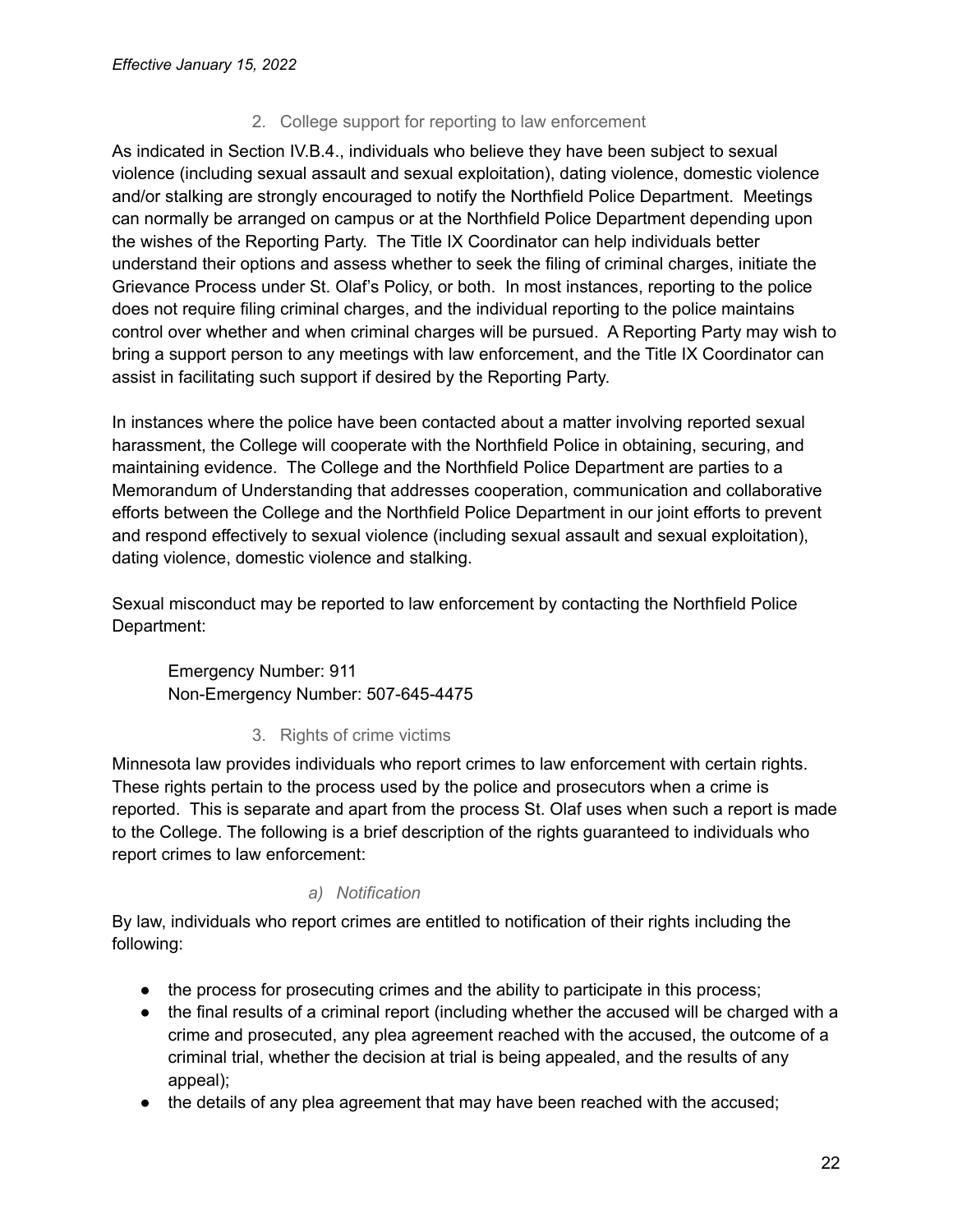*Effective January 15, 2022*

### 2. College support for reporting to law enforcement

As indicated in Section IV.B.4., individuals who believe they have been subject to sexual violence (including sexual assault and sexual exploitation), dating violence, domestic violence and/or stalking are strongly encouraged to notify the Northfield Police Department. Meetings can normally be arranged on campus or at the Northfield Police Department depending upon the wishes of the Reporting Party. The Title IX Coordinator can help individuals better understand their options and assess whether to seek the filing of criminal charges, initiate the Grievance Process under St. Olaf's Policy, or both. In most instances, reporting to the police does not require filing criminal charges, and the individual reporting to the police maintains control over whether and when criminal charges will be pursued. A Reporting Party may wish to bring a support person to any meetings with law enforcement, and the Title IX Coordinator can assist in facilitating such support if desired by the Reporting Party.

In instances where the police have been contacted about a matter involving reported sexual harassment, the College will cooperate with the Northfield Police in obtaining, securing, and maintaining evidence. The College and the Northfield Police Department are parties to a Memorandum of Understanding that addresses cooperation, communication and collaborative efforts between the College and the Northfield Police Department in our joint efforts to prevent and respond effectively to sexual violence (including sexual assault and sexual exploitation), dating violence, domestic violence and stalking.

Sexual misconduct may be reported to law enforcement by contacting the Northfield Police Department:

Emergency Number: 911
Non-Emergency Number: 507-645-4475

### 3. Rights of crime victims

Minnesota law provides individuals who report crimes to law enforcement with certain rights. These rights pertain to the process used by the police and prosecutors when a crime is reported. This is separate and apart from the process St. Olaf uses when such a report is made to the College. The following is a brief description of the rights guaranteed to individuals who report crimes to law enforcement:

#### *a) Notification*

By law, individuals who report crimes are entitled to notification of their rights including the following:

- the process for prosecuting crimes and the ability to participate in this process;
- the final results of a criminal report (including whether the accused will be charged with a crime and prosecuted, any plea agreement reached with the accused, the outcome of a criminal trial, whether the decision at trial is being appealed, and the results of any appeal);
- the details of any plea agreement that may have been reached with the accused;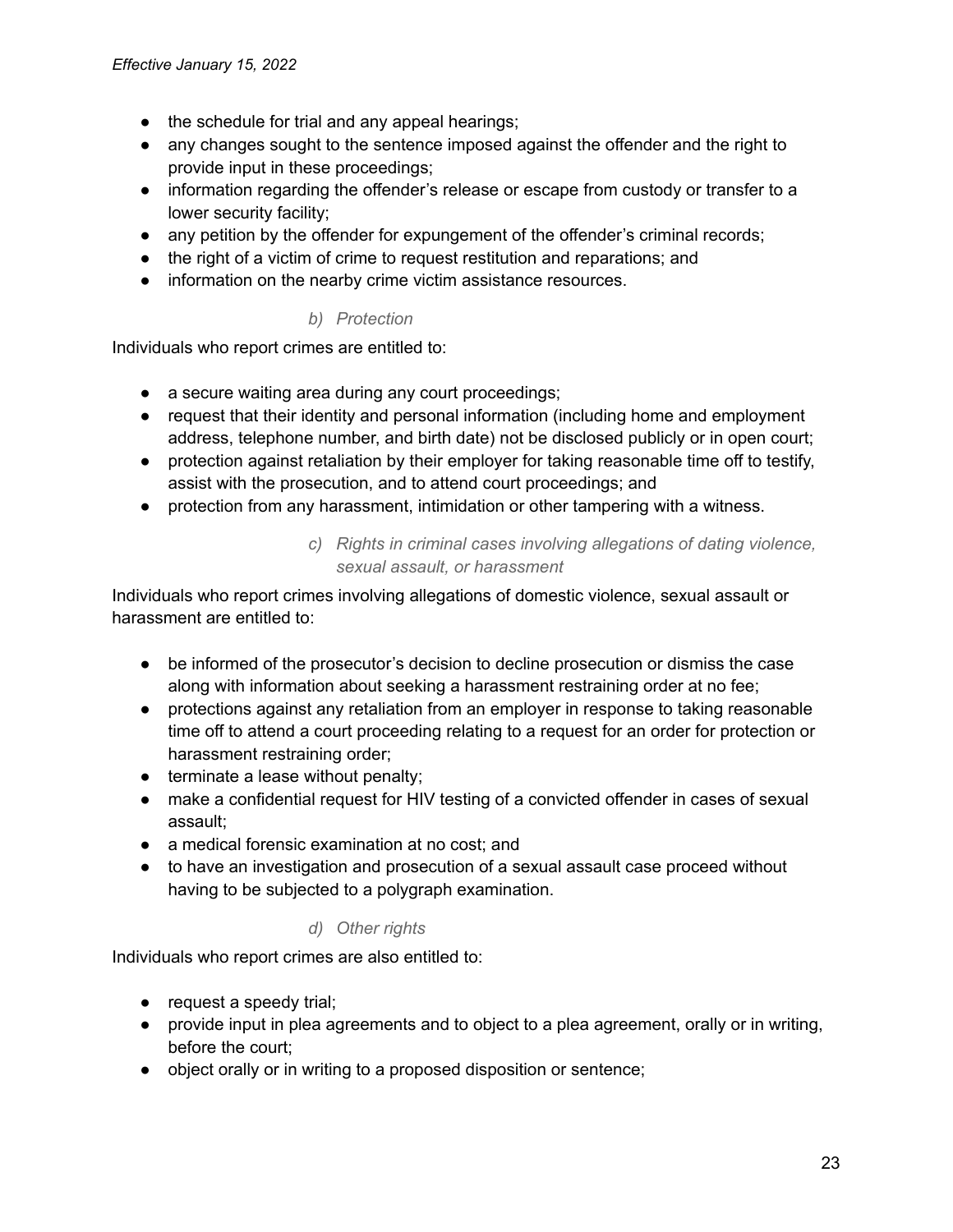- the schedule for trial and any appeal hearings;
- any changes sought to the sentence imposed against the offender and the right to provide input in these proceedings;
- information regarding the offender's release or escape from custody or transfer to a lower security facility;
- any petition by the offender for expungement of the offender's criminal records;
- the right of a victim of crime to request restitution and reparations; and
- information on the nearby crime victim assistance resources.

*b) Protection*

Individuals who report crimes are entitled to:

- a secure waiting area during any court proceedings;
- request that their identity and personal information (including home and employment address, telephone number, and birth date) not be disclosed publicly or in open court;
- protection against retaliation by their employer for taking reasonable time off to testify, assist with the prosecution, and to attend court proceedings; and
- protection from any harassment, intimidation or other tampering with a witness.

*c) Rights in criminal cases involving allegations of dating violence, sexual assault, or harassment*

Individuals who report crimes involving allegations of domestic violence, sexual assault or harassment are entitled to:

- be informed of the prosecutor's decision to decline prosecution or dismiss the case along with information about seeking a harassment restraining order at no fee;
- protections against any retaliation from an employer in response to taking reasonable time off to attend a court proceeding relating to a request for an order for protection or harassment restraining order;
- terminate a lease without penalty;
- make a confidential request for HIV testing of a convicted offender in cases of sexual assault;
- a medical forensic examination at no cost; and
- to have an investigation and prosecution of a sexual assault case proceed without having to be subjected to a polygraph examination.

*d) Other rights*

Individuals who report crimes are also entitled to:

- request a speedy trial;
- provide input in plea agreements and to object to a plea agreement, orally or in writing, before the court;
- object orally or in writing to a proposed disposition or sentence;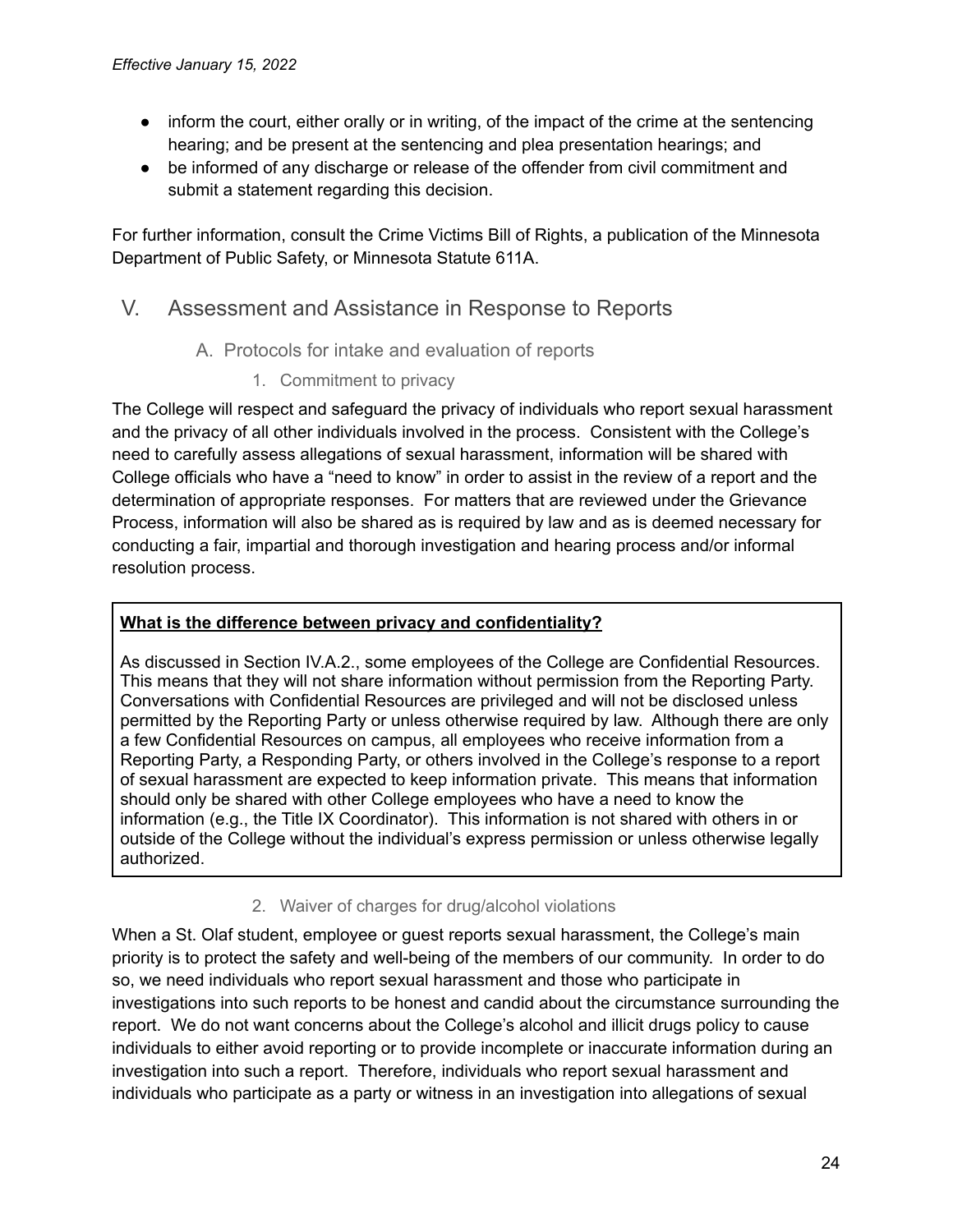- inform the court, either orally or in writing, of the impact of the crime at the sentencing hearing; and be present at the sentencing and plea presentation hearings; and
- be informed of any discharge or release of the offender from civil commitment and submit a statement regarding this decision.

For further information, consult the Crime Victims Bill of Rights, a publication of the Minnesota Department of Public Safety, or Minnesota Statute 611A.

## V. Assessment and Assistance in Response to Reports

### A. Protocols for intake and evaluation of reports

#### 1. Commitment to privacy

The College will respect and safeguard the privacy of individuals who report sexual harassment and the privacy of all other individuals involved in the process. Consistent with the College's need to carefully assess allegations of sexual harassment, information will be shared with College officials who have a "need to know" in order to assist in the review of a report and the determination of appropriate responses. For matters that are reviewed under the Grievance Process, information will also be shared as is required by law and as is deemed necessary for conducting a fair, impartial and thorough investigation and hearing process and/or informal resolution process.

> **What is the difference between privacy and confidentiality?**
>
> As discussed in Section IV.A.2., some employees of the College are Confidential Resources. This means that they will not share information without permission from the Reporting Party. Conversations with Confidential Resources are privileged and will not be disclosed unless permitted by the Reporting Party or unless otherwise required by law. Although there are only a few Confidential Resources on campus, all employees who receive information from a Reporting Party, a Responding Party, or others involved in the College's response to a report of sexual harassment are expected to keep information private. This means that information should only be shared with other College employees who have a need to know the information (e.g., the Title IX Coordinator). This information is not shared with others in or outside of the College without the individual's express permission or unless otherwise legally authorized.

#### 2. Waiver of charges for drug/alcohol violations

When a St. Olaf student, employee or guest reports sexual harassment, the College's main priority is to protect the safety and well-being of the members of our community. In order to do so, we need individuals who report sexual harassment and those who participate in investigations into such reports to be honest and candid about the circumstance surrounding the report. We do not want concerns about the College's alcohol and illicit drugs policy to cause individuals to either avoid reporting or to provide incomplete or inaccurate information during an investigation into such a report. Therefore, individuals who report sexual harassment and individuals who participate as a party or witness in an investigation into allegations of sexual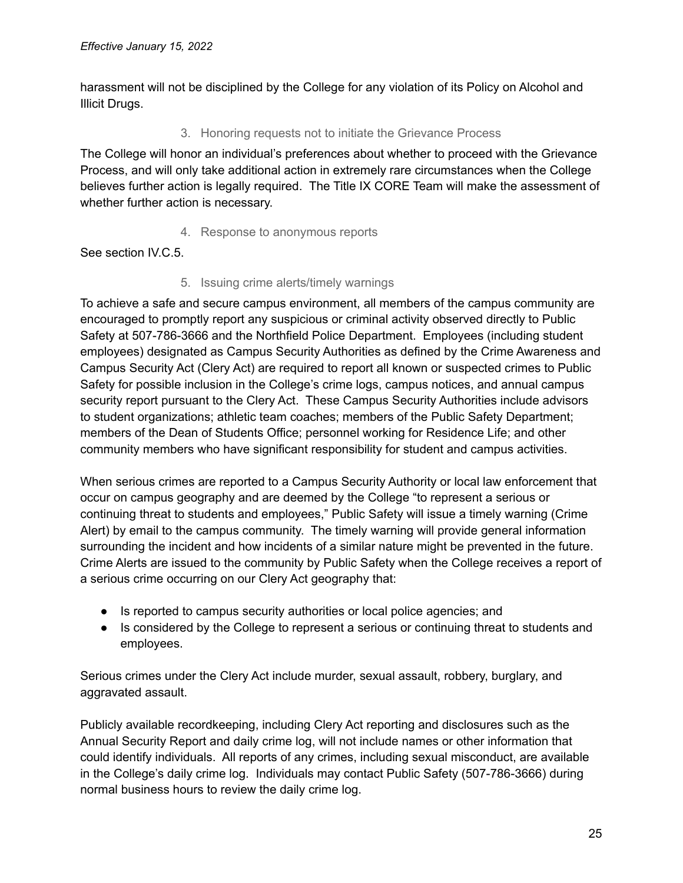harassment will not be disciplined by the College for any violation of its Policy on Alcohol and Illicit Drugs.

#### 3. Honoring requests not to initiate the Grievance Process

The College will honor an individual's preferences about whether to proceed with the Grievance Process, and will only take additional action in extremely rare circumstances when the College believes further action is legally required. The Title IX CORE Team will make the assessment of whether further action is necessary.

#### 4. Response to anonymous reports

See section IV.C.5.

#### 5. Issuing crime alerts/timely warnings

To achieve a safe and secure campus environment, all members of the campus community are encouraged to promptly report any suspicious or criminal activity observed directly to Public Safety at 507-786-3666 and the Northfield Police Department. Employees (including student employees) designated as Campus Security Authorities as defined by the Crime Awareness and Campus Security Act (Clery Act) are required to report all known or suspected crimes to Public Safety for possible inclusion in the College's crime logs, campus notices, and annual campus security report pursuant to the Clery Act. These Campus Security Authorities include advisors to student organizations; athletic team coaches; members of the Public Safety Department; members of the Dean of Students Office; personnel working for Residence Life; and other community members who have significant responsibility for student and campus activities.

When serious crimes are reported to a Campus Security Authority or local law enforcement that occur on campus geography and are deemed by the College "to represent a serious or continuing threat to students and employees," Public Safety will issue a timely warning (Crime Alert) by email to the campus community. The timely warning will provide general information surrounding the incident and how incidents of a similar nature might be prevented in the future. Crime Alerts are issued to the community by Public Safety when the College receives a report of a serious crime occurring on our Clery Act geography that:

- Is reported to campus security authorities or local police agencies; and
- Is considered by the College to represent a serious or continuing threat to students and employees.

Serious crimes under the Clery Act include murder, sexual assault, robbery, burglary, and aggravated assault.

Publicly available recordkeeping, including Clery Act reporting and disclosures such as the Annual Security Report and daily crime log, will not include names or other information that could identify individuals. All reports of any crimes, including sexual misconduct, are available in the College's daily crime log. Individuals may contact Public Safety (507-786-3666) during normal business hours to review the daily crime log.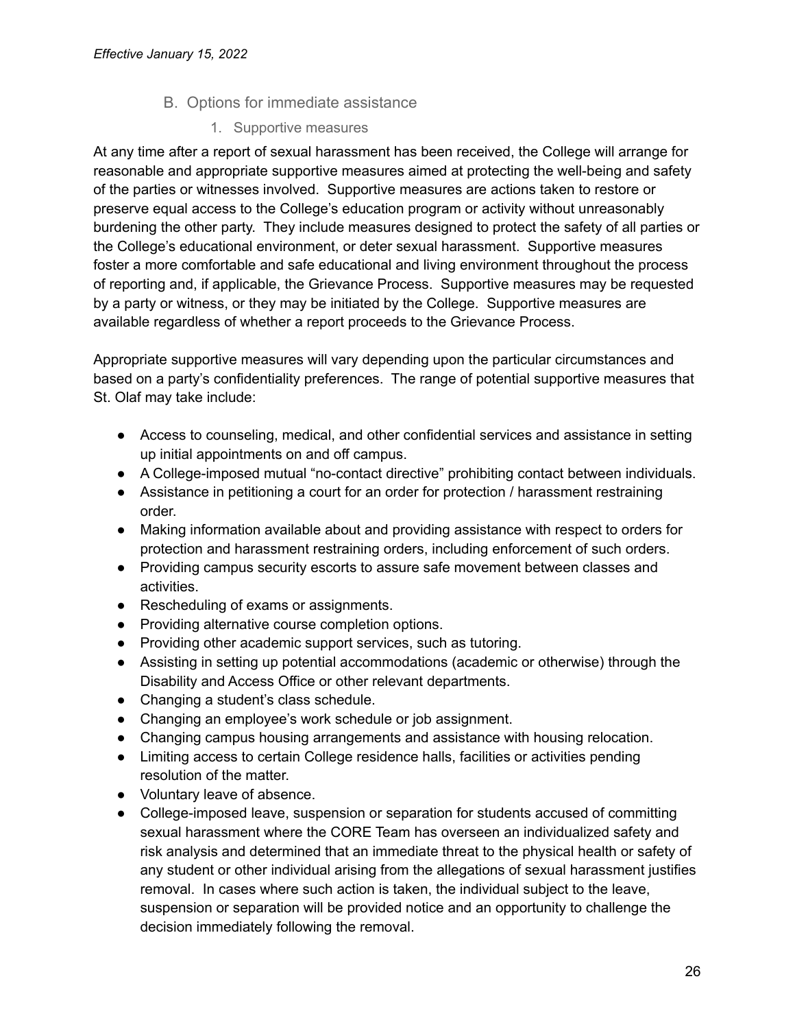### B. Options for immediate assistance

#### 1. Supportive measures

At any time after a report of sexual harassment has been received, the College will arrange for reasonable and appropriate supportive measures aimed at protecting the well-being and safety of the parties or witnesses involved. Supportive measures are actions taken to restore or preserve equal access to the College's education program or activity without unreasonably burdening the other party. They include measures designed to protect the safety of all parties or the College's educational environment, or deter sexual harassment. Supportive measures foster a more comfortable and safe educational and living environment throughout the process of reporting and, if applicable, the Grievance Process. Supportive measures may be requested by a party or witness, or they may be initiated by the College. Supportive measures are available regardless of whether a report proceeds to the Grievance Process.

Appropriate supportive measures will vary depending upon the particular circumstances and based on a party's confidentiality preferences. The range of potential supportive measures that St. Olaf may take include:

- Access to counseling, medical, and other confidential services and assistance in setting up initial appointments on and off campus.
- A College-imposed mutual "no-contact directive" prohibiting contact between individuals.
- Assistance in petitioning a court for an order for protection / harassment restraining order.
- Making information available about and providing assistance with respect to orders for protection and harassment restraining orders, including enforcement of such orders.
- Providing campus security escorts to assure safe movement between classes and activities.
- Rescheduling of exams or assignments.
- Providing alternative course completion options.
- Providing other academic support services, such as tutoring.
- Assisting in setting up potential accommodations (academic or otherwise) through the Disability and Access Office or other relevant departments.
- Changing a student's class schedule.
- Changing an employee's work schedule or job assignment.
- Changing campus housing arrangements and assistance with housing relocation.
- Limiting access to certain College residence halls, facilities or activities pending resolution of the matter.
- Voluntary leave of absence.
- College-imposed leave, suspension or separation for students accused of committing sexual harassment where the CORE Team has overseen an individualized safety and risk analysis and determined that an immediate threat to the physical health or safety of any student or other individual arising from the allegations of sexual harassment justifies removal. In cases where such action is taken, the individual subject to the leave, suspension or separation will be provided notice and an opportunity to challenge the decision immediately following the removal.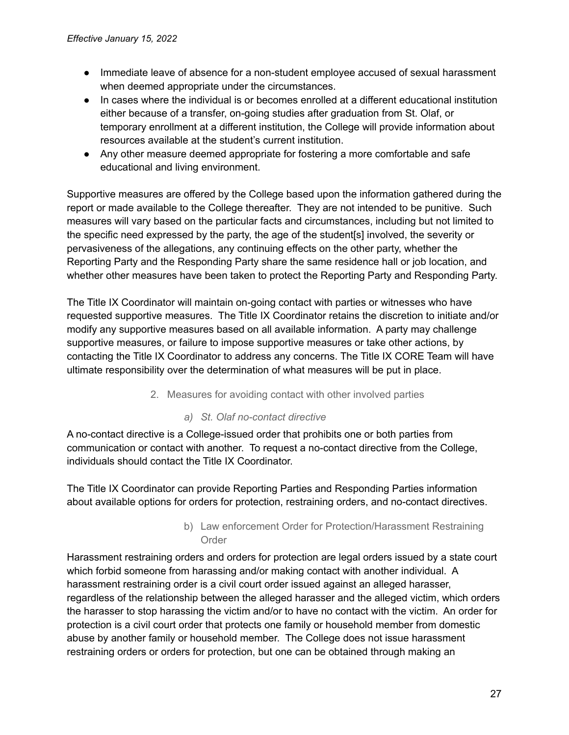- Immediate leave of absence for a non-student employee accused of sexual harassment when deemed appropriate under the circumstances.
- In cases where the individual is or becomes enrolled at a different educational institution either because of a transfer, on-going studies after graduation from St. Olaf, or temporary enrollment at a different institution, the College will provide information about resources available at the student's current institution.
- Any other measure deemed appropriate for fostering a more comfortable and safe educational and living environment.

Supportive measures are offered by the College based upon the information gathered during the report or made available to the College thereafter. They are not intended to be punitive. Such measures will vary based on the particular facts and circumstances, including but not limited to the specific need expressed by the party, the age of the student[s] involved, the severity or pervasiveness of the allegations, any continuing effects on the other party, whether the Reporting Party and the Responding Party share the same residence hall or job location, and whether other measures have been taken to protect the Reporting Party and Responding Party.

The Title IX Coordinator will maintain on-going contact with parties or witnesses who have requested supportive measures. The Title IX Coordinator retains the discretion to initiate and/or modify any supportive measures based on all available information. A party may challenge supportive measures, or failure to impose supportive measures or take other actions, by contacting the Title IX Coordinator to address any concerns. The Title IX CORE Team will have ultimate responsibility over the determination of what measures will be put in place.

### 2. Measures for avoiding contact with other involved parties

#### a) *St. Olaf no-contact directive*

A no-contact directive is a College-issued order that prohibits one or both parties from communication or contact with another. To request a no-contact directive from the College, individuals should contact the Title IX Coordinator.

The Title IX Coordinator can provide Reporting Parties and Responding Parties information about available options for orders for protection, restraining orders, and no-contact directives.

#### b) Law enforcement Order for Protection/Harassment Restraining Order

Harassment restraining orders and orders for protection are legal orders issued by a state court which forbid someone from harassing and/or making contact with another individual. A harassment restraining order is a civil court order issued against an alleged harasser, regardless of the relationship between the alleged harasser and the alleged victim, which orders the harasser to stop harassing the victim and/or to have no contact with the victim. An order for protection is a civil court order that protects one family or household member from domestic abuse by another family or household member. The College does not issue harassment restraining orders or orders for protection, but one can be obtained through making an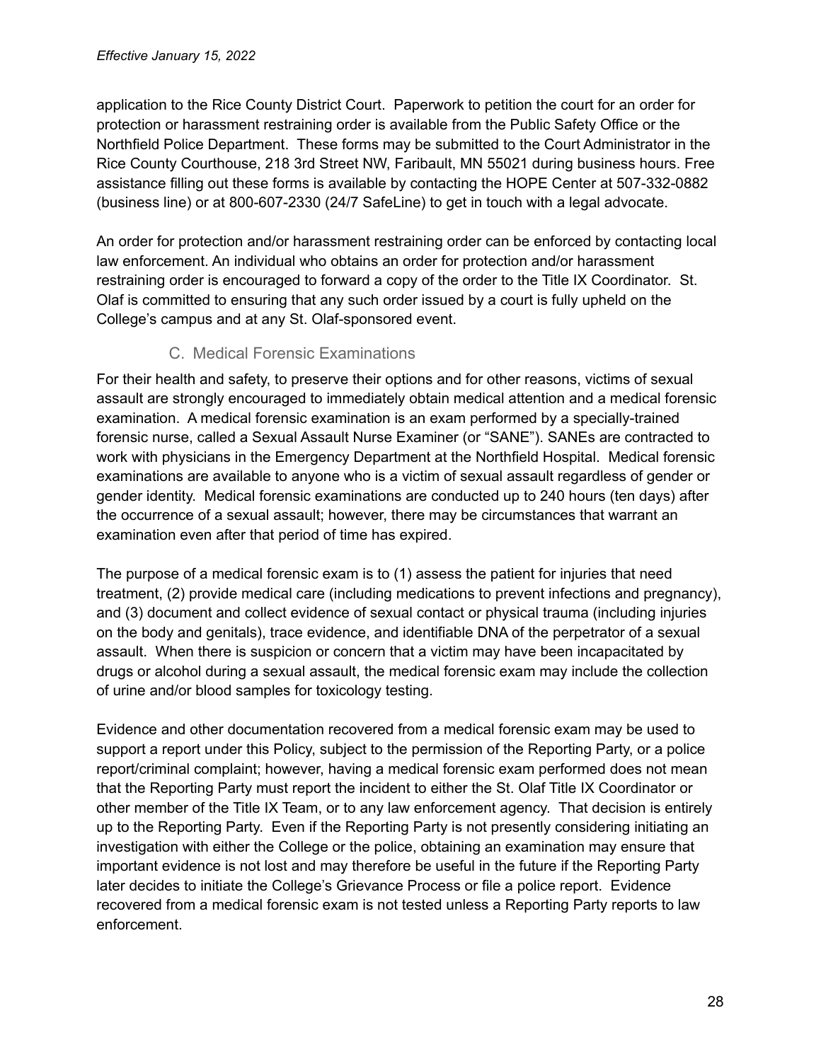application to the Rice County District Court. Paperwork to petition the court for an order for protection or harassment restraining order is available from the Public Safety Office or the Northfield Police Department. These forms may be submitted to the Court Administrator in the Rice County Courthouse, 218 3rd Street NW, Faribault, MN 55021 during business hours. Free assistance filling out these forms is available by contacting the HOPE Center at 507-332-0882 (business line) or at 800-607-2330 (24/7 SafeLine) to get in touch with a legal advocate.

An order for protection and/or harassment restraining order can be enforced by contacting local law enforcement. An individual who obtains an order for protection and/or harassment restraining order is encouraged to forward a copy of the order to the Title IX Coordinator. St. Olaf is committed to ensuring that any such order issued by a court is fully upheld on the College's campus and at any St. Olaf-sponsored event.

### C. Medical Forensic Examinations

For their health and safety, to preserve their options and for other reasons, victims of sexual assault are strongly encouraged to immediately obtain medical attention and a medical forensic examination. A medical forensic examination is an exam performed by a specially-trained forensic nurse, called a Sexual Assault Nurse Examiner (or "SANE"). SANEs are contracted to work with physicians in the Emergency Department at the Northfield Hospital. Medical forensic examinations are available to anyone who is a victim of sexual assault regardless of gender or gender identity. Medical forensic examinations are conducted up to 240 hours (ten days) after the occurrence of a sexual assault; however, there may be circumstances that warrant an examination even after that period of time has expired.

The purpose of a medical forensic exam is to (1) assess the patient for injuries that need treatment, (2) provide medical care (including medications to prevent infections and pregnancy), and (3) document and collect evidence of sexual contact or physical trauma (including injuries on the body and genitals), trace evidence, and identifiable DNA of the perpetrator of a sexual assault. When there is suspicion or concern that a victim may have been incapacitated by drugs or alcohol during a sexual assault, the medical forensic exam may include the collection of urine and/or blood samples for toxicology testing.

Evidence and other documentation recovered from a medical forensic exam may be used to support a report under this Policy, subject to the permission of the Reporting Party, or a police report/criminal complaint; however, having a medical forensic exam performed does not mean that the Reporting Party must report the incident to either the St. Olaf Title IX Coordinator or other member of the Title IX Team, or to any law enforcement agency. That decision is entirely up to the Reporting Party. Even if the Reporting Party is not presently considering initiating an investigation with either the College or the police, obtaining an examination may ensure that important evidence is not lost and may therefore be useful in the future if the Reporting Party later decides to initiate the College's Grievance Process or file a police report. Evidence recovered from a medical forensic exam is not tested unless a Reporting Party reports to law enforcement.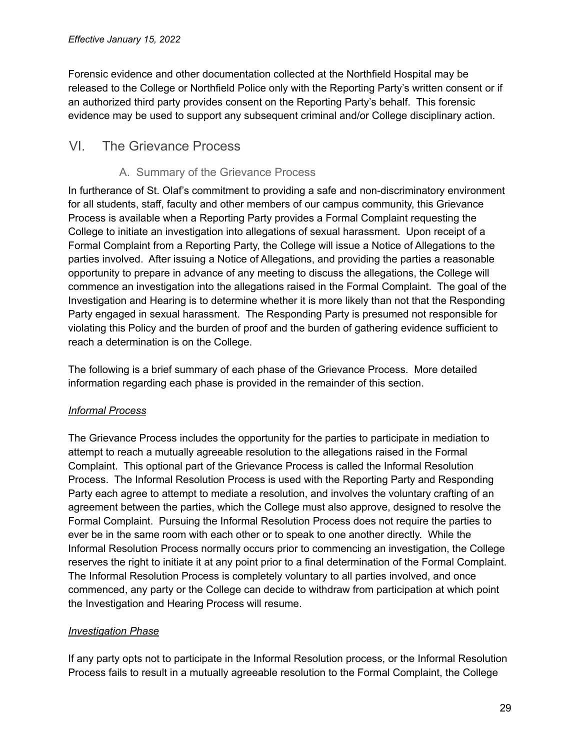Forensic evidence and other documentation collected at the Northfield Hospital may be released to the College or Northfield Police only with the Reporting Party's written consent or if an authorized third party provides consent on the Reporting Party's behalf. This forensic evidence may be used to support any subsequent criminal and/or College disciplinary action.

# VI. The Grievance Process

## A. Summary of the Grievance Process

In furtherance of St. Olaf's commitment to providing a safe and non-discriminatory environment for all students, staff, faculty and other members of our campus community, this Grievance Process is available when a Reporting Party provides a Formal Complaint requesting the College to initiate an investigation into allegations of sexual harassment. Upon receipt of a Formal Complaint from a Reporting Party, the College will issue a Notice of Allegations to the parties involved. After issuing a Notice of Allegations, and providing the parties a reasonable opportunity to prepare in advance of any meeting to discuss the allegations, the College will commence an investigation into the allegations raised in the Formal Complaint. The goal of the Investigation and Hearing is to determine whether it is more likely than not that the Responding Party engaged in sexual harassment. The Responding Party is presumed not responsible for violating this Policy and the burden of proof and the burden of gathering evidence sufficient to reach a determination is on the College.

The following is a brief summary of each phase of the Grievance Process. More detailed information regarding each phase is provided in the remainder of this section.

*Informal Process*

The Grievance Process includes the opportunity for the parties to participate in mediation to attempt to reach a mutually agreeable resolution to the allegations raised in the Formal Complaint. This optional part of the Grievance Process is called the Informal Resolution Process. The Informal Resolution Process is used with the Reporting Party and Responding Party each agree to attempt to mediate a resolution, and involves the voluntary crafting of an agreement between the parties, which the College must also approve, designed to resolve the Formal Complaint. Pursuing the Informal Resolution Process does not require the parties to ever be in the same room with each other or to speak to one another directly. While the Informal Resolution Process normally occurs prior to commencing an investigation, the College reserves the right to initiate it at any point prior to a final determination of the Formal Complaint. The Informal Resolution Process is completely voluntary to all parties involved, and once commenced, any party or the College can decide to withdraw from participation at which point the Investigation and Hearing Process will resume.

*Investigation Phase*

If any party opts not to participate in the Informal Resolution process, or the Informal Resolution Process fails to result in a mutually agreeable resolution to the Formal Complaint, the College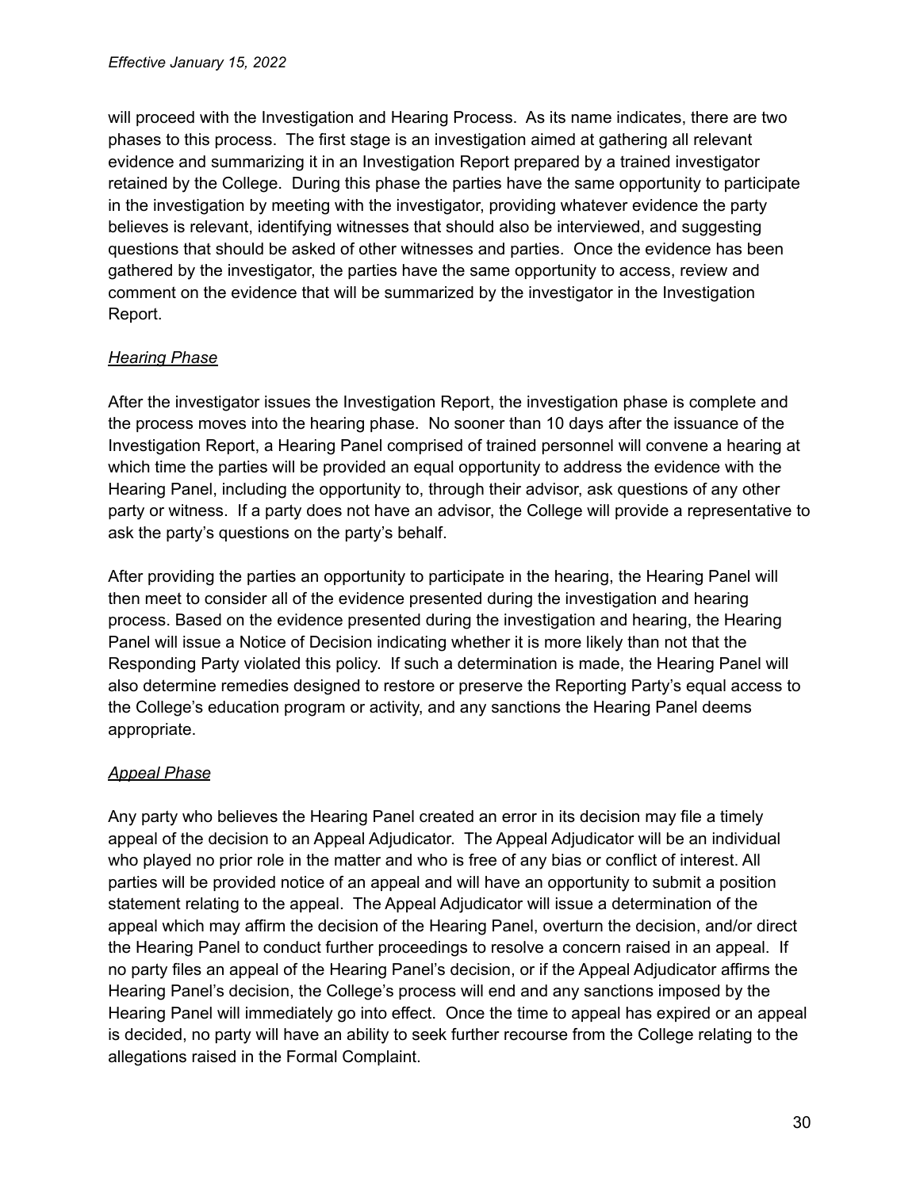will proceed with the Investigation and Hearing Process. As its name indicates, there are two phases to this process. The first stage is an investigation aimed at gathering all relevant evidence and summarizing it in an Investigation Report prepared by a trained investigator retained by the College. During this phase the parties have the same opportunity to participate in the investigation by meeting with the investigator, providing whatever evidence the party believes is relevant, identifying witnesses that should also be interviewed, and suggesting questions that should be asked of other witnesses and parties. Once the evidence has been gathered by the investigator, the parties have the same opportunity to access, review and comment on the evidence that will be summarized by the investigator in the Investigation Report.

*Hearing Phase*

After the investigator issues the Investigation Report, the investigation phase is complete and the process moves into the hearing phase. No sooner than 10 days after the issuance of the Investigation Report, a Hearing Panel comprised of trained personnel will convene a hearing at which time the parties will be provided an equal opportunity to address the evidence with the Hearing Panel, including the opportunity to, through their advisor, ask questions of any other party or witness. If a party does not have an advisor, the College will provide a representative to ask the party's questions on the party's behalf.

After providing the parties an opportunity to participate in the hearing, the Hearing Panel will then meet to consider all of the evidence presented during the investigation and hearing process. Based on the evidence presented during the investigation and hearing, the Hearing Panel will issue a Notice of Decision indicating whether it is more likely than not that the Responding Party violated this policy. If such a determination is made, the Hearing Panel will also determine remedies designed to restore or preserve the Reporting Party's equal access to the College's education program or activity, and any sanctions the Hearing Panel deems appropriate.

*Appeal Phase*

Any party who believes the Hearing Panel created an error in its decision may file a timely appeal of the decision to an Appeal Adjudicator. The Appeal Adjudicator will be an individual who played no prior role in the matter and who is free of any bias or conflict of interest. All parties will be provided notice of an appeal and will have an opportunity to submit a position statement relating to the appeal. The Appeal Adjudicator will issue a determination of the appeal which may affirm the decision of the Hearing Panel, overturn the decision, and/or direct the Hearing Panel to conduct further proceedings to resolve a concern raised in an appeal. If no party files an appeal of the Hearing Panel's decision, or if the Appeal Adjudicator affirms the Hearing Panel's decision, the College's process will end and any sanctions imposed by the Hearing Panel will immediately go into effect. Once the time to appeal has expired or an appeal is decided, no party will have an ability to seek further recourse from the College relating to the allegations raised in the Formal Complaint.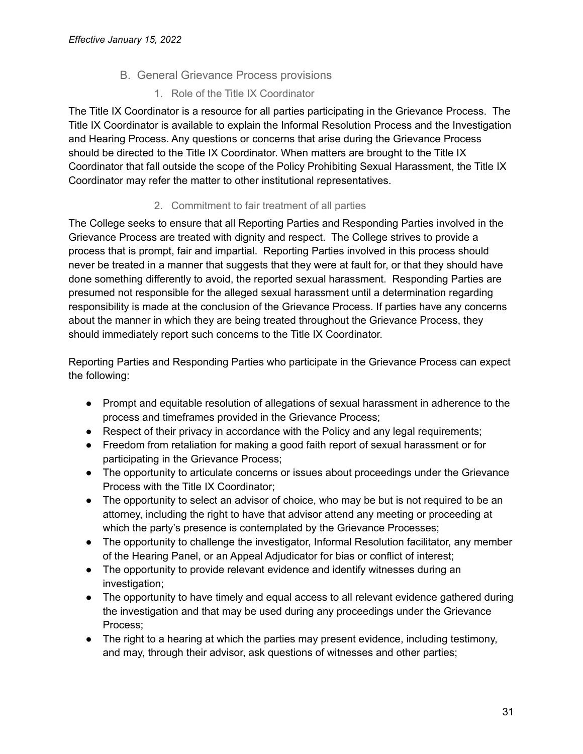*Effective January 15, 2022*

## B. General Grievance Process provisions

### 1. Role of the Title IX Coordinator

The Title IX Coordinator is a resource for all parties participating in the Grievance Process. The Title IX Coordinator is available to explain the Informal Resolution Process and the Investigation and Hearing Process. Any questions or concerns that arise during the Grievance Process should be directed to the Title IX Coordinator. When matters are brought to the Title IX Coordinator that fall outside the scope of the Policy Prohibiting Sexual Harassment, the Title IX Coordinator may refer the matter to other institutional representatives.

### 2. Commitment to fair treatment of all parties

The College seeks to ensure that all Reporting Parties and Responding Parties involved in the Grievance Process are treated with dignity and respect. The College strives to provide a process that is prompt, fair and impartial. Reporting Parties involved in this process should never be treated in a manner that suggests that they were at fault for, or that they should have done something differently to avoid, the reported sexual harassment. Responding Parties are presumed not responsible for the alleged sexual harassment until a determination regarding responsibility is made at the conclusion of the Grievance Process. If parties have any concerns about the manner in which they are being treated throughout the Grievance Process, they should immediately report such concerns to the Title IX Coordinator.

Reporting Parties and Responding Parties who participate in the Grievance Process can expect the following:

- Prompt and equitable resolution of allegations of sexual harassment in adherence to the process and timeframes provided in the Grievance Process;
- Respect of their privacy in accordance with the Policy and any legal requirements;
- Freedom from retaliation for making a good faith report of sexual harassment or for participating in the Grievance Process;
- The opportunity to articulate concerns or issues about proceedings under the Grievance Process with the Title IX Coordinator;
- The opportunity to select an advisor of choice, who may be but is not required to be an attorney, including the right to have that advisor attend any meeting or proceeding at which the party's presence is contemplated by the Grievance Processes;
- The opportunity to challenge the investigator, Informal Resolution facilitator, any member of the Hearing Panel, or an Appeal Adjudicator for bias or conflict of interest;
- The opportunity to provide relevant evidence and identify witnesses during an investigation;
- The opportunity to have timely and equal access to all relevant evidence gathered during the investigation and that may be used during any proceedings under the Grievance Process;
- The right to a hearing at which the parties may present evidence, including testimony, and may, through their advisor, ask questions of witnesses and other parties;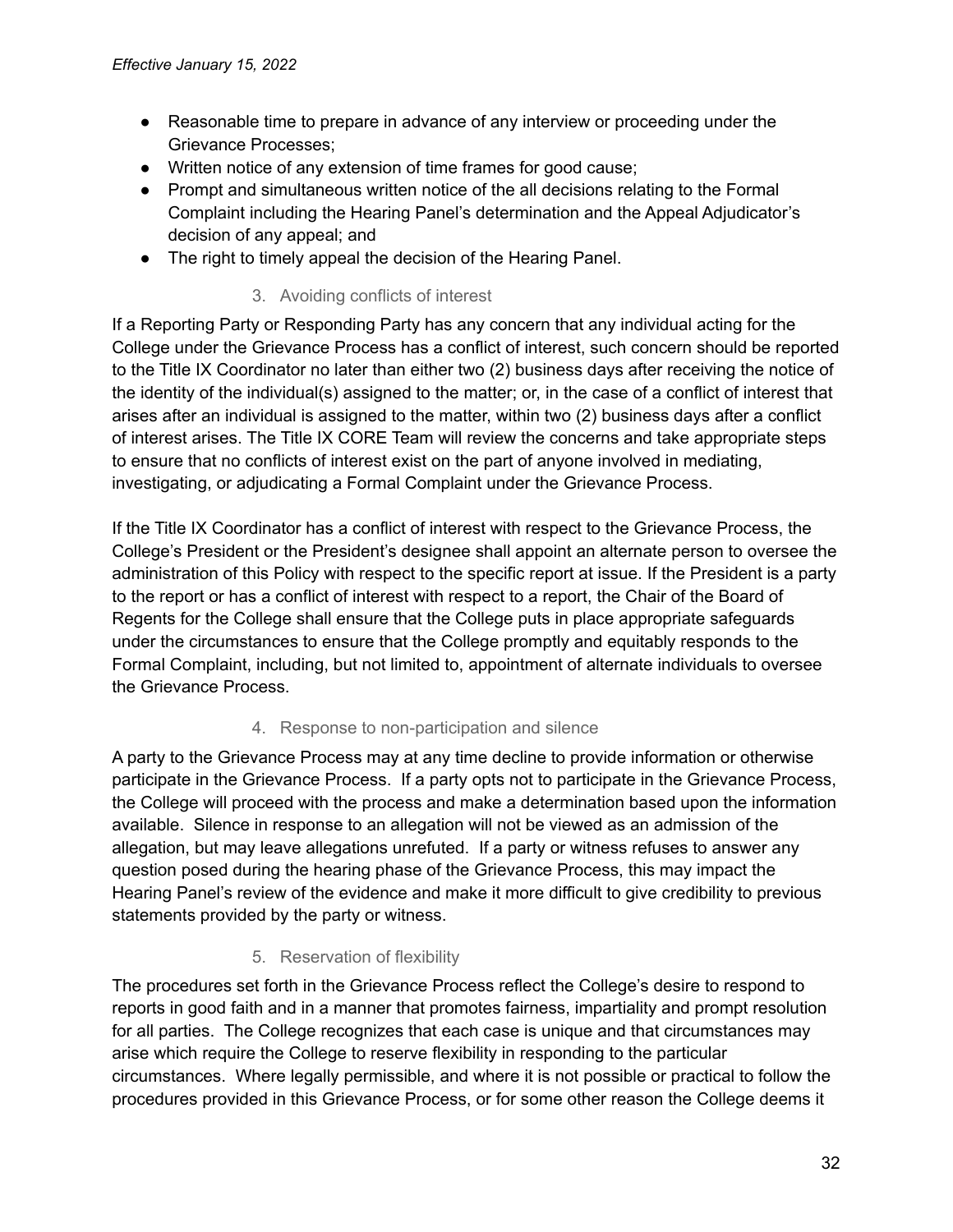- Reasonable time to prepare in advance of any interview or proceeding under the Grievance Processes;
- Written notice of any extension of time frames for good cause;
- Prompt and simultaneous written notice of the all decisions relating to the Formal Complaint including the Hearing Panel's determination and the Appeal Adjudicator's decision of any appeal; and
- The right to timely appeal the decision of the Hearing Panel.

### 3. Avoiding conflicts of interest

If a Reporting Party or Responding Party has any concern that any individual acting for the College under the Grievance Process has a conflict of interest, such concern should be reported to the Title IX Coordinator no later than either two (2) business days after receiving the notice of the identity of the individual(s) assigned to the matter; or, in the case of a conflict of interest that arises after an individual is assigned to the matter, within two (2) business days after a conflict of interest arises. The Title IX CORE Team will review the concerns and take appropriate steps to ensure that no conflicts of interest exist on the part of anyone involved in mediating, investigating, or adjudicating a Formal Complaint under the Grievance Process.

If the Title IX Coordinator has a conflict of interest with respect to the Grievance Process, the College's President or the President's designee shall appoint an alternate person to oversee the administration of this Policy with respect to the specific report at issue. If the President is a party to the report or has a conflict of interest with respect to a report, the Chair of the Board of Regents for the College shall ensure that the College puts in place appropriate safeguards under the circumstances to ensure that the College promptly and equitably responds to the Formal Complaint, including, but not limited to, appointment of alternate individuals to oversee the Grievance Process.

### 4. Response to non-participation and silence

A party to the Grievance Process may at any time decline to provide information or otherwise participate in the Grievance Process. If a party opts not to participate in the Grievance Process, the College will proceed with the process and make a determination based upon the information available. Silence in response to an allegation will not be viewed as an admission of the allegation, but may leave allegations unrefuted. If a party or witness refuses to answer any question posed during the hearing phase of the Grievance Process, this may impact the Hearing Panel's review of the evidence and make it more difficult to give credibility to previous statements provided by the party or witness.

### 5. Reservation of flexibility

The procedures set forth in the Grievance Process reflect the College's desire to respond to reports in good faith and in a manner that promotes fairness, impartiality and prompt resolution for all parties. The College recognizes that each case is unique and that circumstances may arise which require the College to reserve flexibility in responding to the particular circumstances. Where legally permissible, and where it is not possible or practical to follow the procedures provided in this Grievance Process, or for some other reason the College deems it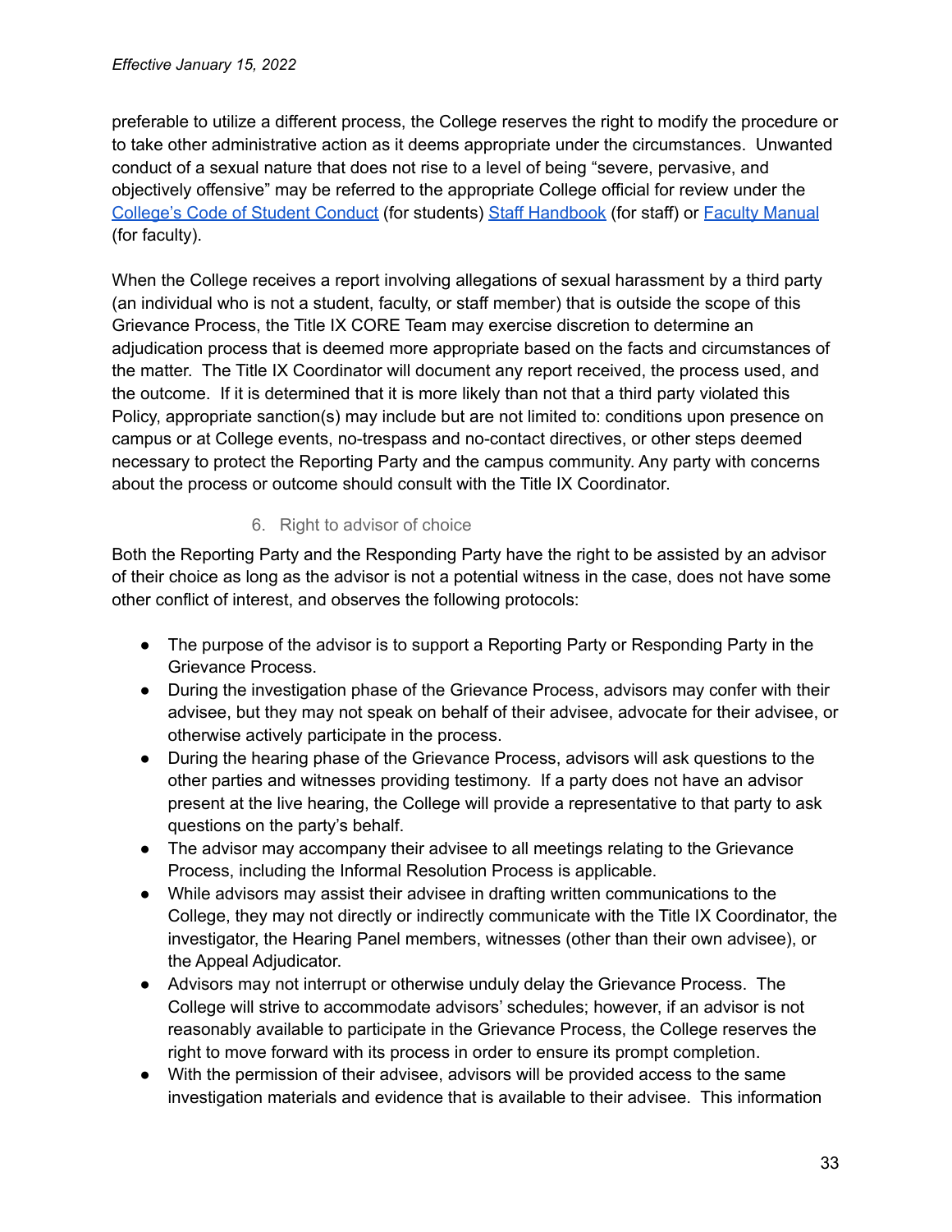preferable to utilize a different process, the College reserves the right to modify the procedure or to take other administrative action as it deems appropriate under the circumstances. Unwanted conduct of a sexual nature that does not rise to a level of being "severe, pervasive, and objectively offensive" may be referred to the appropriate College official for review under the College's Code of Student Conduct (for students) Staff Handbook (for staff) or Faculty Manual (for faculty).

When the College receives a report involving allegations of sexual harassment by a third party (an individual who is not a student, faculty, or staff member) that is outside the scope of this Grievance Process, the Title IX CORE Team may exercise discretion to determine an adjudication process that is deemed more appropriate based on the facts and circumstances of the matter. The Title IX Coordinator will document any report received, the process used, and the outcome. If it is determined that it is more likely than not that a third party violated this Policy, appropriate sanction(s) may include but are not limited to: conditions upon presence on campus or at College events, no-trespass and no-contact directives, or other steps deemed necessary to protect the Reporting Party and the campus community. Any party with concerns about the process or outcome should consult with the Title IX Coordinator.

### 6. Right to advisor of choice

Both the Reporting Party and the Responding Party have the right to be assisted by an advisor of their choice as long as the advisor is not a potential witness in the case, does not have some other conflict of interest, and observes the following protocols:

- The purpose of the advisor is to support a Reporting Party or Responding Party in the Grievance Process.
- During the investigation phase of the Grievance Process, advisors may confer with their advisee, but they may not speak on behalf of their advisee, advocate for their advisee, or otherwise actively participate in the process.
- During the hearing phase of the Grievance Process, advisors will ask questions to the other parties and witnesses providing testimony. If a party does not have an advisor present at the live hearing, the College will provide a representative to that party to ask questions on the party's behalf.
- The advisor may accompany their advisee to all meetings relating to the Grievance Process, including the Informal Resolution Process is applicable.
- While advisors may assist their advisee in drafting written communications to the College, they may not directly or indirectly communicate with the Title IX Coordinator, the investigator, the Hearing Panel members, witnesses (other than their own advisee), or the Appeal Adjudicator.
- Advisors may not interrupt or otherwise unduly delay the Grievance Process. The College will strive to accommodate advisors' schedules; however, if an advisor is not reasonably available to participate in the Grievance Process, the College reserves the right to move forward with its process in order to ensure its prompt completion.
- With the permission of their advisee, advisors will be provided access to the same investigation materials and evidence that is available to their advisee. This information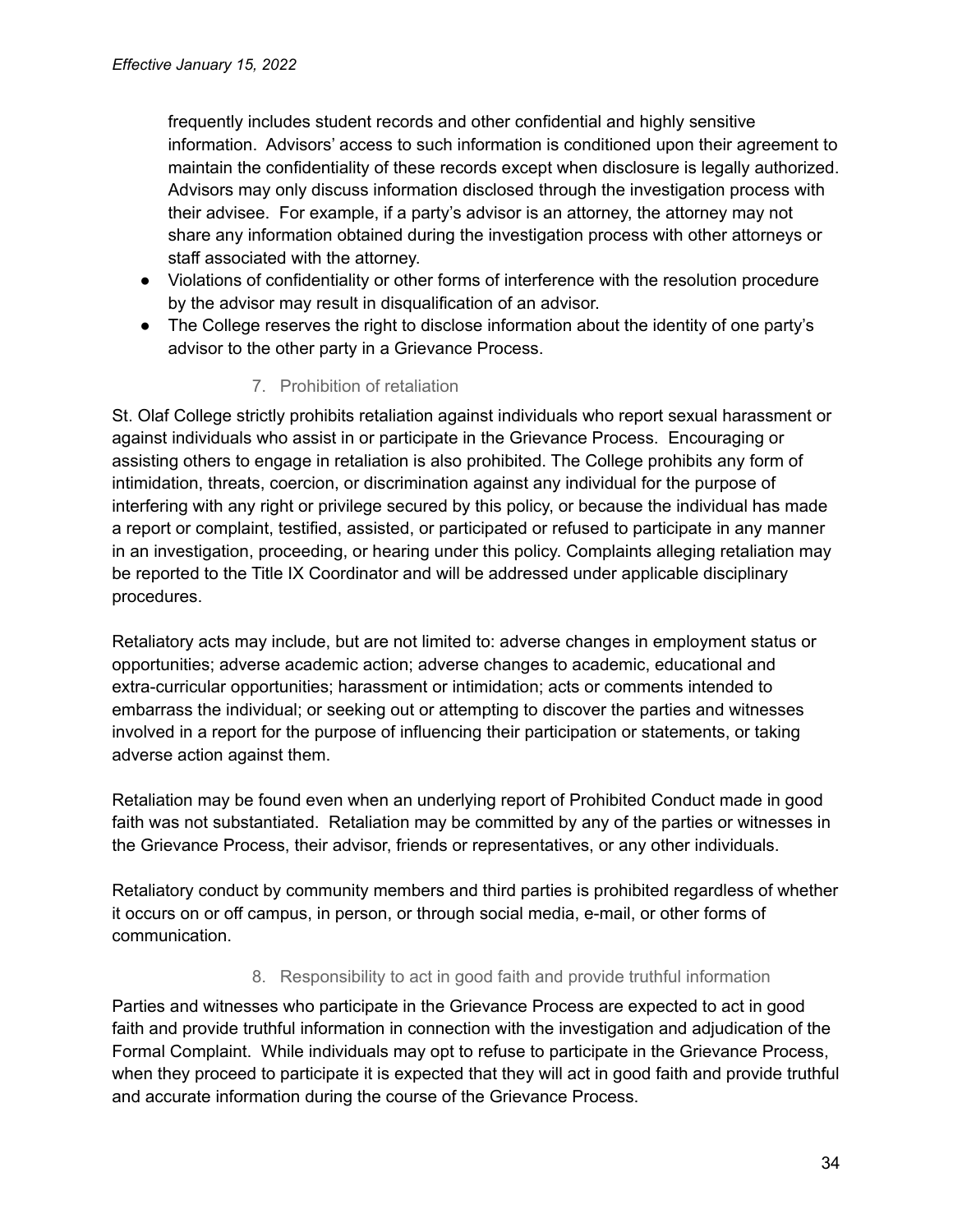frequently includes student records and other confidential and highly sensitive information. Advisors' access to such information is conditioned upon their agreement to maintain the confidentiality of these records except when disclosure is legally authorized. Advisors may only discuss information disclosed through the investigation process with their advisee. For example, if a party's advisor is an attorney, the attorney may not share any information obtained during the investigation process with other attorneys or staff associated with the attorney.

- Violations of confidentiality or other forms of interference with the resolution procedure by the advisor may result in disqualification of an advisor.
- The College reserves the right to disclose information about the identity of one party's advisor to the other party in a Grievance Process.

### 7. Prohibition of retaliation

St. Olaf College strictly prohibits retaliation against individuals who report sexual harassment or against individuals who assist in or participate in the Grievance Process. Encouraging or assisting others to engage in retaliation is also prohibited. The College prohibits any form of intimidation, threats, coercion, or discrimination against any individual for the purpose of interfering with any right or privilege secured by this policy, or because the individual has made a report or complaint, testified, assisted, or participated or refused to participate in any manner in an investigation, proceeding, or hearing under this policy. Complaints alleging retaliation may be reported to the Title IX Coordinator and will be addressed under applicable disciplinary procedures.

Retaliatory acts may include, but are not limited to: adverse changes in employment status or opportunities; adverse academic action; adverse changes to academic, educational and extra-curricular opportunities; harassment or intimidation; acts or comments intended to embarrass the individual; or seeking out or attempting to discover the parties and witnesses involved in a report for the purpose of influencing their participation or statements, or taking adverse action against them.

Retaliation may be found even when an underlying report of Prohibited Conduct made in good faith was not substantiated. Retaliation may be committed by any of the parties or witnesses in the Grievance Process, their advisor, friends or representatives, or any other individuals.

Retaliatory conduct by community members and third parties is prohibited regardless of whether it occurs on or off campus, in person, or through social media, e-mail, or other forms of communication.

### 8. Responsibility to act in good faith and provide truthful information

Parties and witnesses who participate in the Grievance Process are expected to act in good faith and provide truthful information in connection with the investigation and adjudication of the Formal Complaint. While individuals may opt to refuse to participate in the Grievance Process, when they proceed to participate it is expected that they will act in good faith and provide truthful and accurate information during the course of the Grievance Process.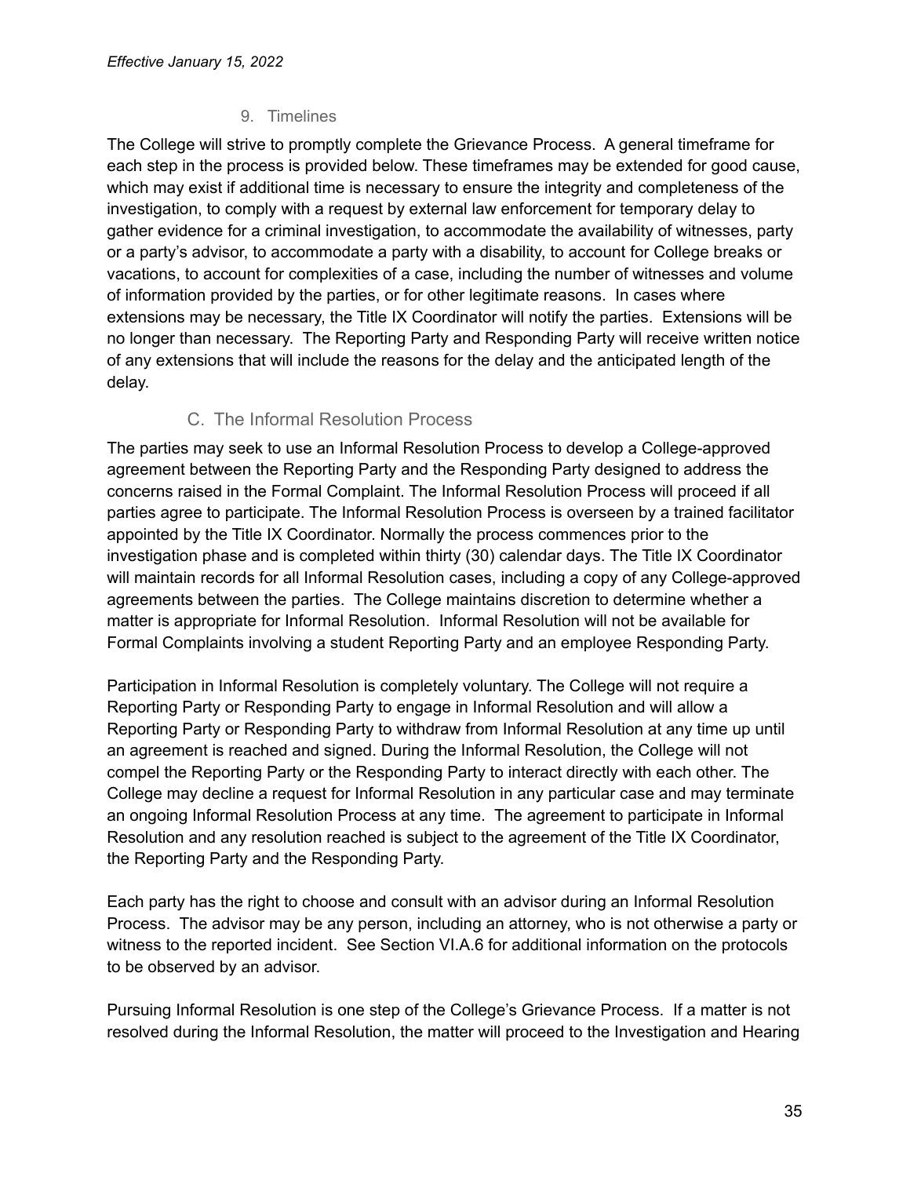### 9. Timelines

The College will strive to promptly complete the Grievance Process. A general timeframe for each step in the process is provided below. These timeframes may be extended for good cause, which may exist if additional time is necessary to ensure the integrity and completeness of the investigation, to comply with a request by external law enforcement for temporary delay to gather evidence for a criminal investigation, to accommodate the availability of witnesses, party or a party's advisor, to accommodate a party with a disability, to account for College breaks or vacations, to account for complexities of a case, including the number of witnesses and volume of information provided by the parties, or for other legitimate reasons. In cases where extensions may be necessary, the Title IX Coordinator will notify the parties. Extensions will be no longer than necessary. The Reporting Party and Responding Party will receive written notice of any extensions that will include the reasons for the delay and the anticipated length of the delay.

## C. The Informal Resolution Process

The parties may seek to use an Informal Resolution Process to develop a College-approved agreement between the Reporting Party and the Responding Party designed to address the concerns raised in the Formal Complaint. The Informal Resolution Process will proceed if all parties agree to participate. The Informal Resolution Process is overseen by a trained facilitator appointed by the Title IX Coordinator. Normally the process commences prior to the investigation phase and is completed within thirty (30) calendar days. The Title IX Coordinator will maintain records for all Informal Resolution cases, including a copy of any College-approved agreements between the parties. The College maintains discretion to determine whether a matter is appropriate for Informal Resolution. Informal Resolution will not be available for Formal Complaints involving a student Reporting Party and an employee Responding Party.

Participation in Informal Resolution is completely voluntary. The College will not require a Reporting Party or Responding Party to engage in Informal Resolution and will allow a Reporting Party or Responding Party to withdraw from Informal Resolution at any time up until an agreement is reached and signed. During the Informal Resolution, the College will not compel the Reporting Party or the Responding Party to interact directly with each other. The College may decline a request for Informal Resolution in any particular case and may terminate an ongoing Informal Resolution Process at any time. The agreement to participate in Informal Resolution and any resolution reached is subject to the agreement of the Title IX Coordinator, the Reporting Party and the Responding Party.

Each party has the right to choose and consult with an advisor during an Informal Resolution Process. The advisor may be any person, including an attorney, who is not otherwise a party or witness to the reported incident. See Section VI.A.6 for additional information on the protocols to be observed by an advisor.

Pursuing Informal Resolution is one step of the College's Grievance Process. If a matter is not resolved during the Informal Resolution, the matter will proceed to the Investigation and Hearing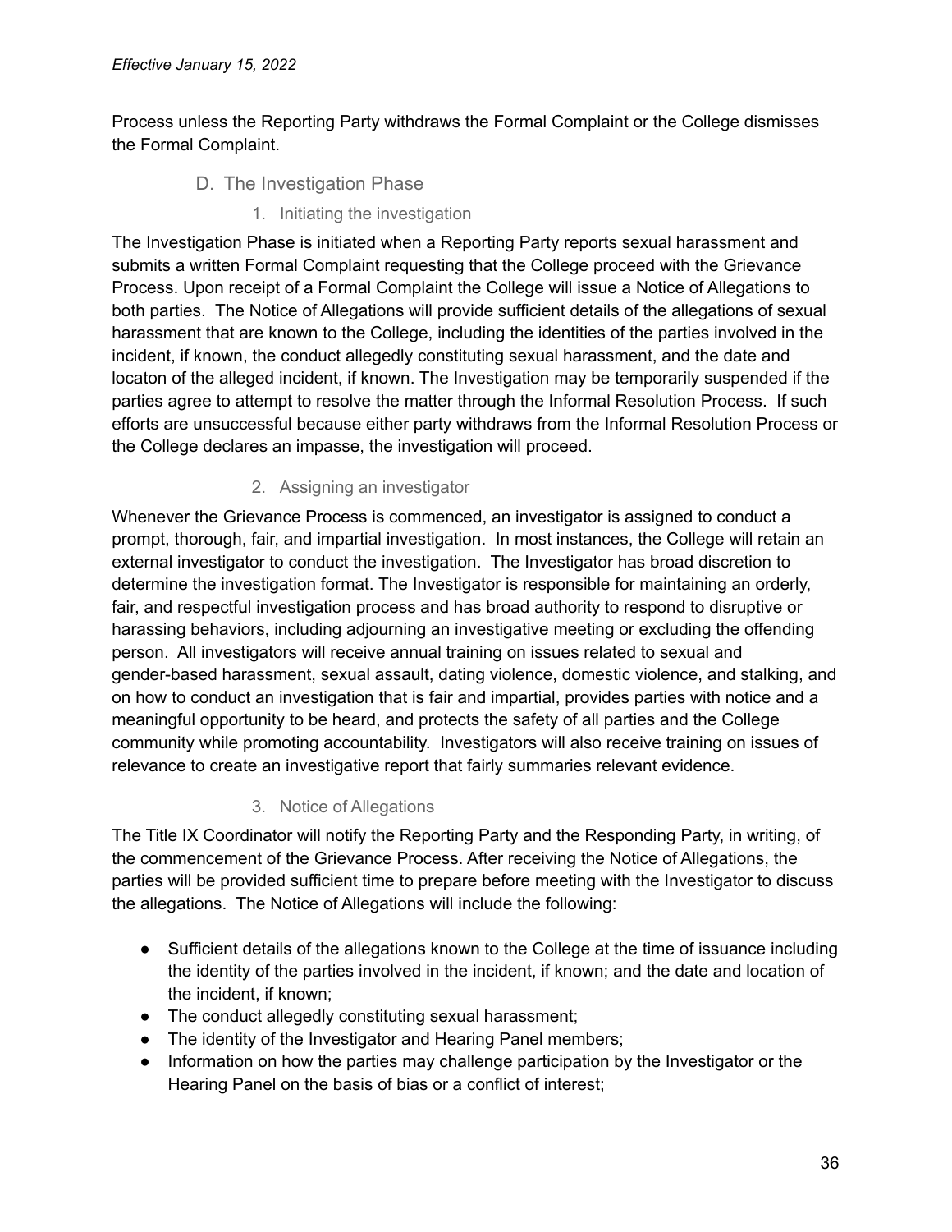Process unless the Reporting Party withdraws the Formal Complaint or the College dismisses the Formal Complaint.

## D. The Investigation Phase

### 1. Initiating the investigation

The Investigation Phase is initiated when a Reporting Party reports sexual harassment and submits a written Formal Complaint requesting that the College proceed with the Grievance Process. Upon receipt of a Formal Complaint the College will issue a Notice of Allegations to both parties. The Notice of Allegations will provide sufficient details of the allegations of sexual harassment that are known to the College, including the identities of the parties involved in the incident, if known, the conduct allegedly constituting sexual harassment, and the date and locaton of the alleged incident, if known. The Investigation may be temporarily suspended if the parties agree to attempt to resolve the matter through the Informal Resolution Process. If such efforts are unsuccessful because either party withdraws from the Informal Resolution Process or the College declares an impasse, the investigation will proceed.

### 2. Assigning an investigator

Whenever the Grievance Process is commenced, an investigator is assigned to conduct a prompt, thorough, fair, and impartial investigation. In most instances, the College will retain an external investigator to conduct the investigation. The Investigator has broad discretion to determine the investigation format. The Investigator is responsible for maintaining an orderly, fair, and respectful investigation process and has broad authority to respond to disruptive or harassing behaviors, including adjourning an investigative meeting or excluding the offending person. All investigators will receive annual training on issues related to sexual and gender-based harassment, sexual assault, dating violence, domestic violence, and stalking, and on how to conduct an investigation that is fair and impartial, provides parties with notice and a meaningful opportunity to be heard, and protects the safety of all parties and the College community while promoting accountability. Investigators will also receive training on issues of relevance to create an investigative report that fairly summaries relevant evidence.

### 3. Notice of Allegations

The Title IX Coordinator will notify the Reporting Party and the Responding Party, in writing, of the commencement of the Grievance Process. After receiving the Notice of Allegations, the parties will be provided sufficient time to prepare before meeting with the Investigator to discuss the allegations. The Notice of Allegations will include the following:

- Sufficient details of the allegations known to the College at the time of issuance including the identity of the parties involved in the incident, if known; and the date and location of the incident, if known;
- The conduct allegedly constituting sexual harassment;
- The identity of the Investigator and Hearing Panel members;
- Information on how the parties may challenge participation by the Investigator or the Hearing Panel on the basis of bias or a conflict of interest;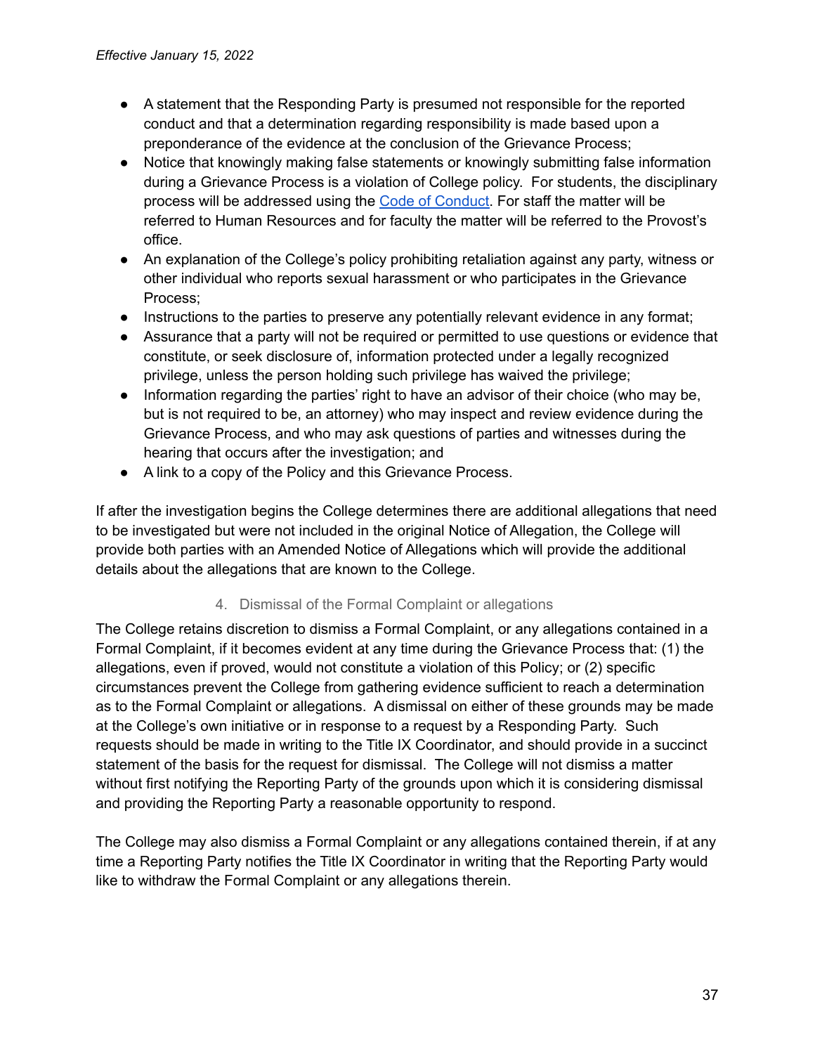- A statement that the Responding Party is presumed not responsible for the reported conduct and that a determination regarding responsibility is made based upon a preponderance of the evidence at the conclusion of the Grievance Process;
- Notice that knowingly making false statements or knowingly submitting false information during a Grievance Process is a violation of College policy. For students, the disciplinary process will be addressed using the Code of Conduct. For staff the matter will be referred to Human Resources and for faculty the matter will be referred to the Provost's office.
- An explanation of the College's policy prohibiting retaliation against any party, witness or other individual who reports sexual harassment or who participates in the Grievance Process;
- Instructions to the parties to preserve any potentially relevant evidence in any format;
- Assurance that a party will not be required or permitted to use questions or evidence that constitute, or seek disclosure of, information protected under a legally recognized privilege, unless the person holding such privilege has waived the privilege;
- Information regarding the parties' right to have an advisor of their choice (who may be, but is not required to be, an attorney) who may inspect and review evidence during the Grievance Process, and who may ask questions of parties and witnesses during the hearing that occurs after the investigation; and
- A link to a copy of the Policy and this Grievance Process.

If after the investigation begins the College determines there are additional allegations that need to be investigated but were not included in the original Notice of Allegation, the College will provide both parties with an Amended Notice of Allegations which will provide the additional details about the allegations that are known to the College.

### 4. Dismissal of the Formal Complaint or allegations

The College retains discretion to dismiss a Formal Complaint, or any allegations contained in a Formal Complaint, if it becomes evident at any time during the Grievance Process that: (1) the allegations, even if proved, would not constitute a violation of this Policy; or (2) specific circumstances prevent the College from gathering evidence sufficient to reach a determination as to the Formal Complaint or allegations. A dismissal on either of these grounds may be made at the College's own initiative or in response to a request by a Responding Party. Such requests should be made in writing to the Title IX Coordinator, and should provide in a succinct statement of the basis for the request for dismissal. The College will not dismiss a matter without first notifying the Reporting Party of the grounds upon which it is considering dismissal and providing the Reporting Party a reasonable opportunity to respond.

The College may also dismiss a Formal Complaint or any allegations contained therein, if at any time a Reporting Party notifies the Title IX Coordinator in writing that the Reporting Party would like to withdraw the Formal Complaint or any allegations therein.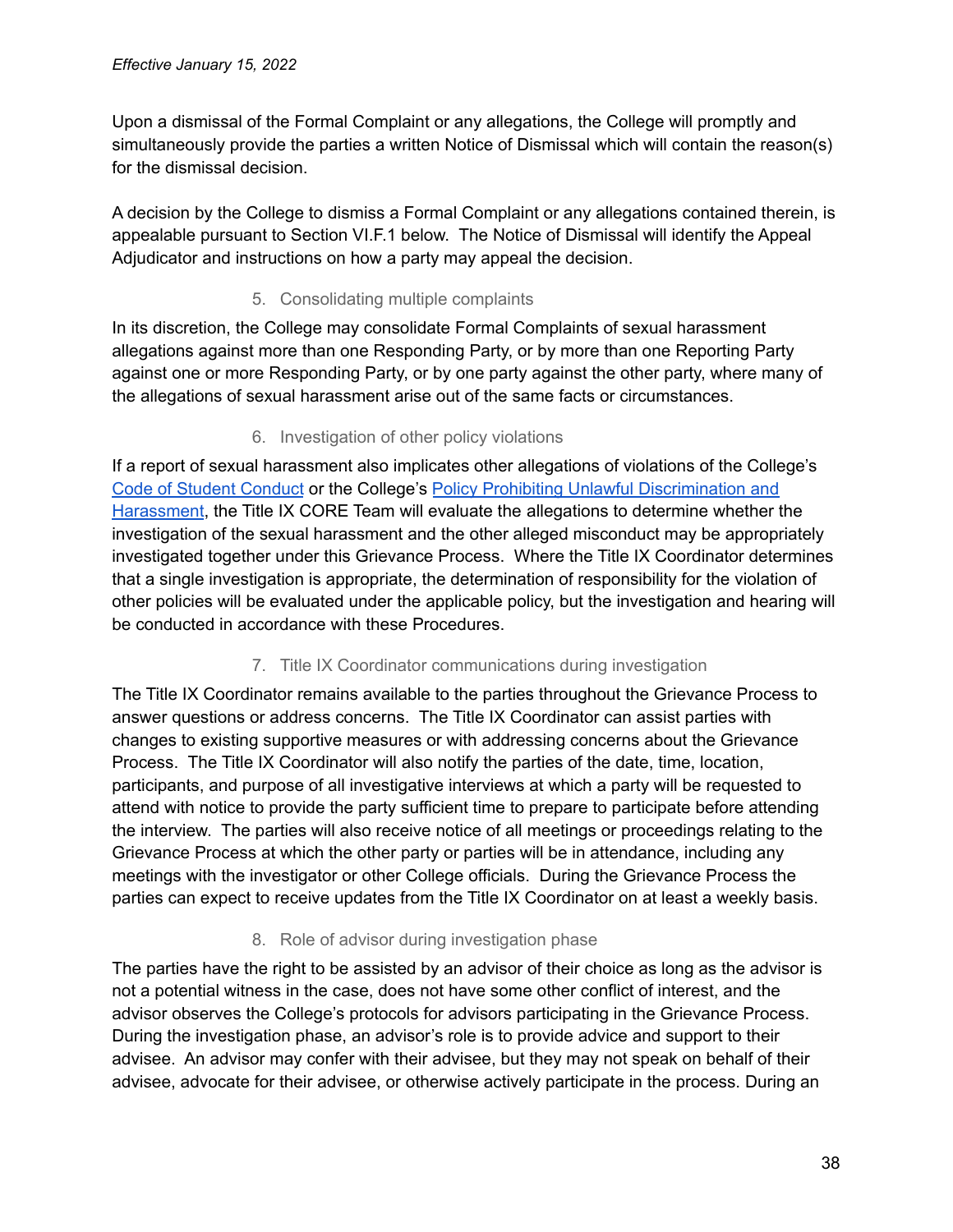Upon a dismissal of the Formal Complaint or any allegations, the College will promptly and simultaneously provide the parties a written Notice of Dismissal which will contain the reason(s) for the dismissal decision.

A decision by the College to dismiss a Formal Complaint or any allegations contained therein, is appealable pursuant to Section VI.F.1 below. The Notice of Dismissal will identify the Appeal Adjudicator and instructions on how a party may appeal the decision.

#### 5. Consolidating multiple complaints

In its discretion, the College may consolidate Formal Complaints of sexual harassment allegations against more than one Responding Party, or by more than one Reporting Party against one or more Responding Party, or by one party against the other party, where many of the allegations of sexual harassment arise out of the same facts or circumstances.

#### 6. Investigation of other policy violations

If a report of sexual harassment also implicates other allegations of violations of the College's Code of Student Conduct or the College's Policy Prohibiting Unlawful Discrimination and Harassment, the Title IX CORE Team will evaluate the allegations to determine whether the investigation of the sexual harassment and the other alleged misconduct may be appropriately investigated together under this Grievance Process. Where the Title IX Coordinator determines that a single investigation is appropriate, the determination of responsibility for the violation of other policies will be evaluated under the applicable policy, but the investigation and hearing will be conducted in accordance with these Procedures.

#### 7. Title IX Coordinator communications during investigation

The Title IX Coordinator remains available to the parties throughout the Grievance Process to answer questions or address concerns. The Title IX Coordinator can assist parties with changes to existing supportive measures or with addressing concerns about the Grievance Process. The Title IX Coordinator will also notify the parties of the date, time, location, participants, and purpose of all investigative interviews at which a party will be requested to attend with notice to provide the party sufficient time to prepare to participate before attending the interview. The parties will also receive notice of all meetings or proceedings relating to the Grievance Process at which the other party or parties will be in attendance, including any meetings with the investigator or other College officials. During the Grievance Process the parties can expect to receive updates from the Title IX Coordinator on at least a weekly basis.

#### 8. Role of advisor during investigation phase

The parties have the right to be assisted by an advisor of their choice as long as the advisor is not a potential witness in the case, does not have some other conflict of interest, and the advisor observes the College's protocols for advisors participating in the Grievance Process. During the investigation phase, an advisor's role is to provide advice and support to their advisee. An advisor may confer with their advisee, but they may not speak on behalf of their advisee, advocate for their advisee, or otherwise actively participate in the process. During an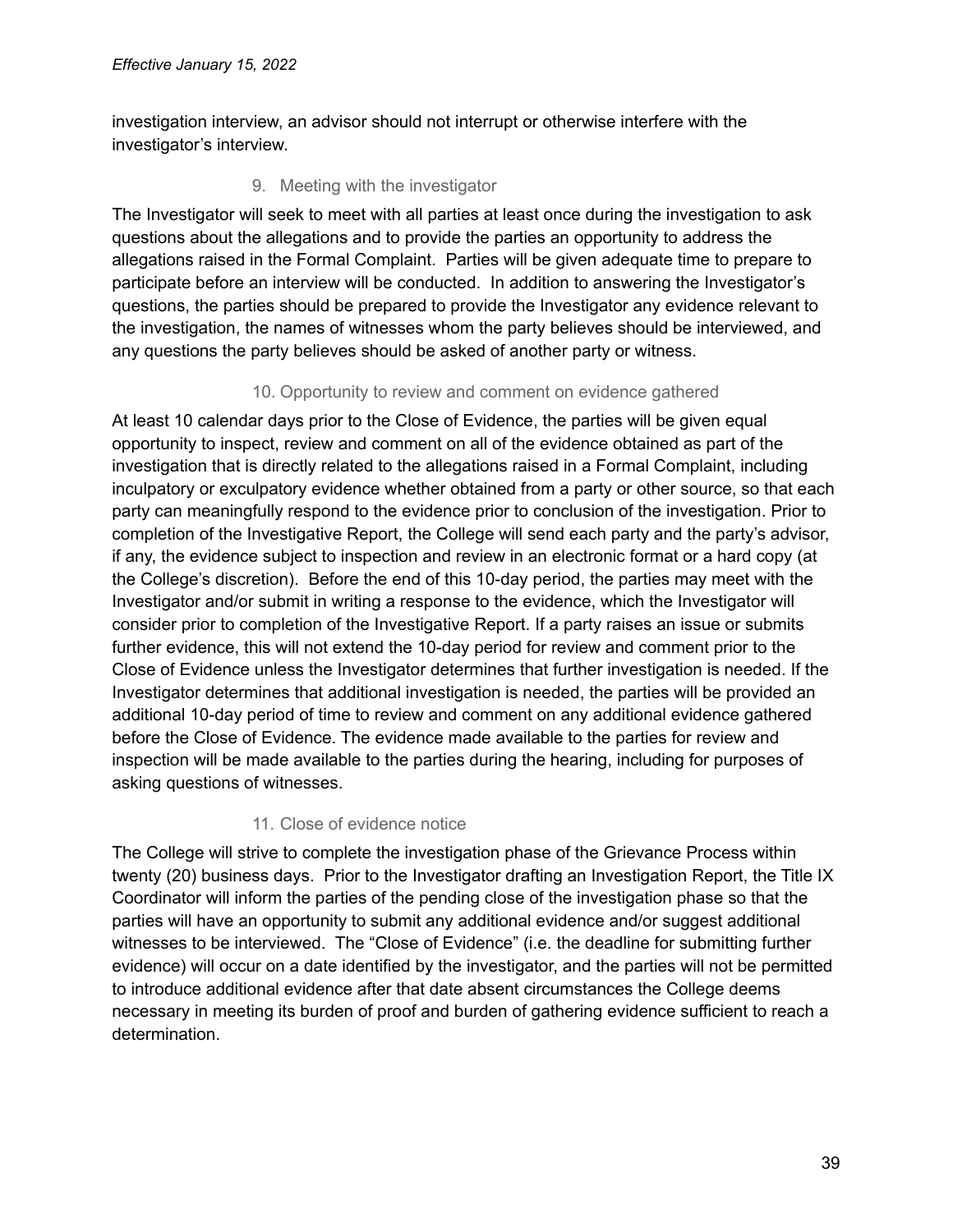investigation interview, an advisor should not interrupt or otherwise interfere with the investigator's interview.

### 9. Meeting with the investigator

The Investigator will seek to meet with all parties at least once during the investigation to ask questions about the allegations and to provide the parties an opportunity to address the allegations raised in the Formal Complaint. Parties will be given adequate time to prepare to participate before an interview will be conducted. In addition to answering the Investigator's questions, the parties should be prepared to provide the Investigator any evidence relevant to the investigation, the names of witnesses whom the party believes should be interviewed, and any questions the party believes should be asked of another party or witness.

### 10. Opportunity to review and comment on evidence gathered

At least 10 calendar days prior to the Close of Evidence, the parties will be given equal opportunity to inspect, review and comment on all of the evidence obtained as part of the investigation that is directly related to the allegations raised in a Formal Complaint, including inculpatory or exculpatory evidence whether obtained from a party or other source, so that each party can meaningfully respond to the evidence prior to conclusion of the investigation. Prior to completion of the Investigative Report, the College will send each party and the party's advisor, if any, the evidence subject to inspection and review in an electronic format or a hard copy (at the College's discretion). Before the end of this 10-day period, the parties may meet with the Investigator and/or submit in writing a response to the evidence, which the Investigator will consider prior to completion of the Investigative Report. If a party raises an issue or submits further evidence, this will not extend the 10-day period for review and comment prior to the Close of Evidence unless the Investigator determines that further investigation is needed. If the Investigator determines that additional investigation is needed, the parties will be provided an additional 10-day period of time to review and comment on any additional evidence gathered before the Close of Evidence. The evidence made available to the parties for review and inspection will be made available to the parties during the hearing, including for purposes of asking questions of witnesses.

### 11. Close of evidence notice

The College will strive to complete the investigation phase of the Grievance Process within twenty (20) business days. Prior to the Investigator drafting an Investigation Report, the Title IX Coordinator will inform the parties of the pending close of the investigation phase so that the parties will have an opportunity to submit any additional evidence and/or suggest additional witnesses to be interviewed. The "Close of Evidence" (i.e. the deadline for submitting further evidence) will occur on a date identified by the investigator, and the parties will not be permitted to introduce additional evidence after that date absent circumstances the College deems necessary in meeting its burden of proof and burden of gathering evidence sufficient to reach a determination.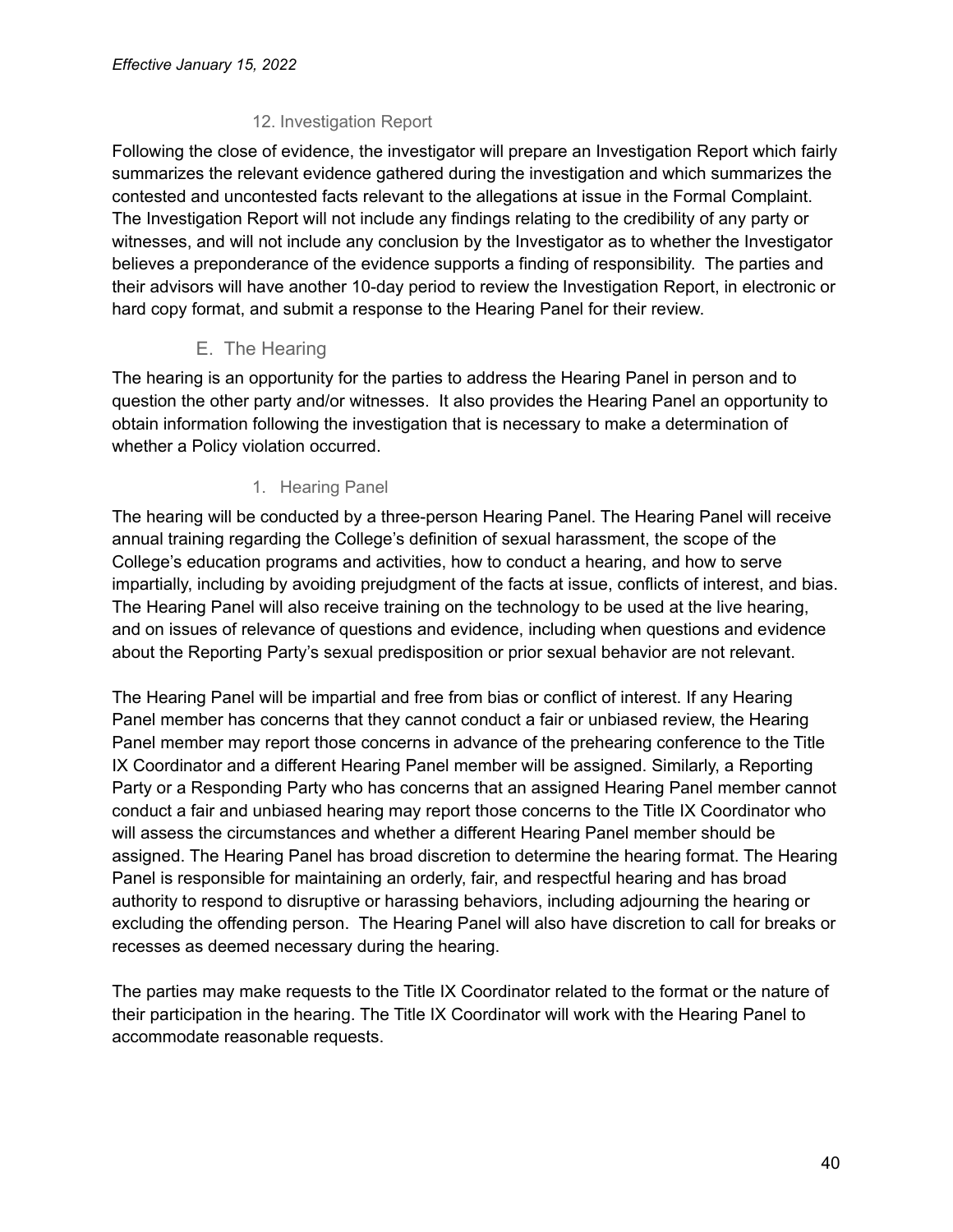#### 12. Investigation Report

Following the close of evidence, the investigator will prepare an Investigation Report which fairly summarizes the relevant evidence gathered during the investigation and which summarizes the contested and uncontested facts relevant to the allegations at issue in the Formal Complaint. The Investigation Report will not include any findings relating to the credibility of any party or witnesses, and will not include any conclusion by the Investigator as to whether the Investigator believes a preponderance of the evidence supports a finding of responsibility. The parties and their advisors will have another 10-day period to review the Investigation Report, in electronic or hard copy format, and submit a response to the Hearing Panel for their review.

### E. The Hearing

The hearing is an opportunity for the parties to address the Hearing Panel in person and to question the other party and/or witnesses. It also provides the Hearing Panel an opportunity to obtain information following the investigation that is necessary to make a determination of whether a Policy violation occurred.

#### 1. Hearing Panel

The hearing will be conducted by a three-person Hearing Panel. The Hearing Panel will receive annual training regarding the College's definition of sexual harassment, the scope of the College's education programs and activities, how to conduct a hearing, and how to serve impartially, including by avoiding prejudgment of the facts at issue, conflicts of interest, and bias. The Hearing Panel will also receive training on the technology to be used at the live hearing, and on issues of relevance of questions and evidence, including when questions and evidence about the Reporting Party's sexual predisposition or prior sexual behavior are not relevant.

The Hearing Panel will be impartial and free from bias or conflict of interest. If any Hearing Panel member has concerns that they cannot conduct a fair or unbiased review, the Hearing Panel member may report those concerns in advance of the prehearing conference to the Title IX Coordinator and a different Hearing Panel member will be assigned. Similarly, a Reporting Party or a Responding Party who has concerns that an assigned Hearing Panel member cannot conduct a fair and unbiased hearing may report those concerns to the Title IX Coordinator who will assess the circumstances and whether a different Hearing Panel member should be assigned. The Hearing Panel has broad discretion to determine the hearing format. The Hearing Panel is responsible for maintaining an orderly, fair, and respectful hearing and has broad authority to respond to disruptive or harassing behaviors, including adjourning the hearing or excluding the offending person. The Hearing Panel will also have discretion to call for breaks or recesses as deemed necessary during the hearing.

The parties may make requests to the Title IX Coordinator related to the format or the nature of their participation in the hearing. The Title IX Coordinator will work with the Hearing Panel to accommodate reasonable requests.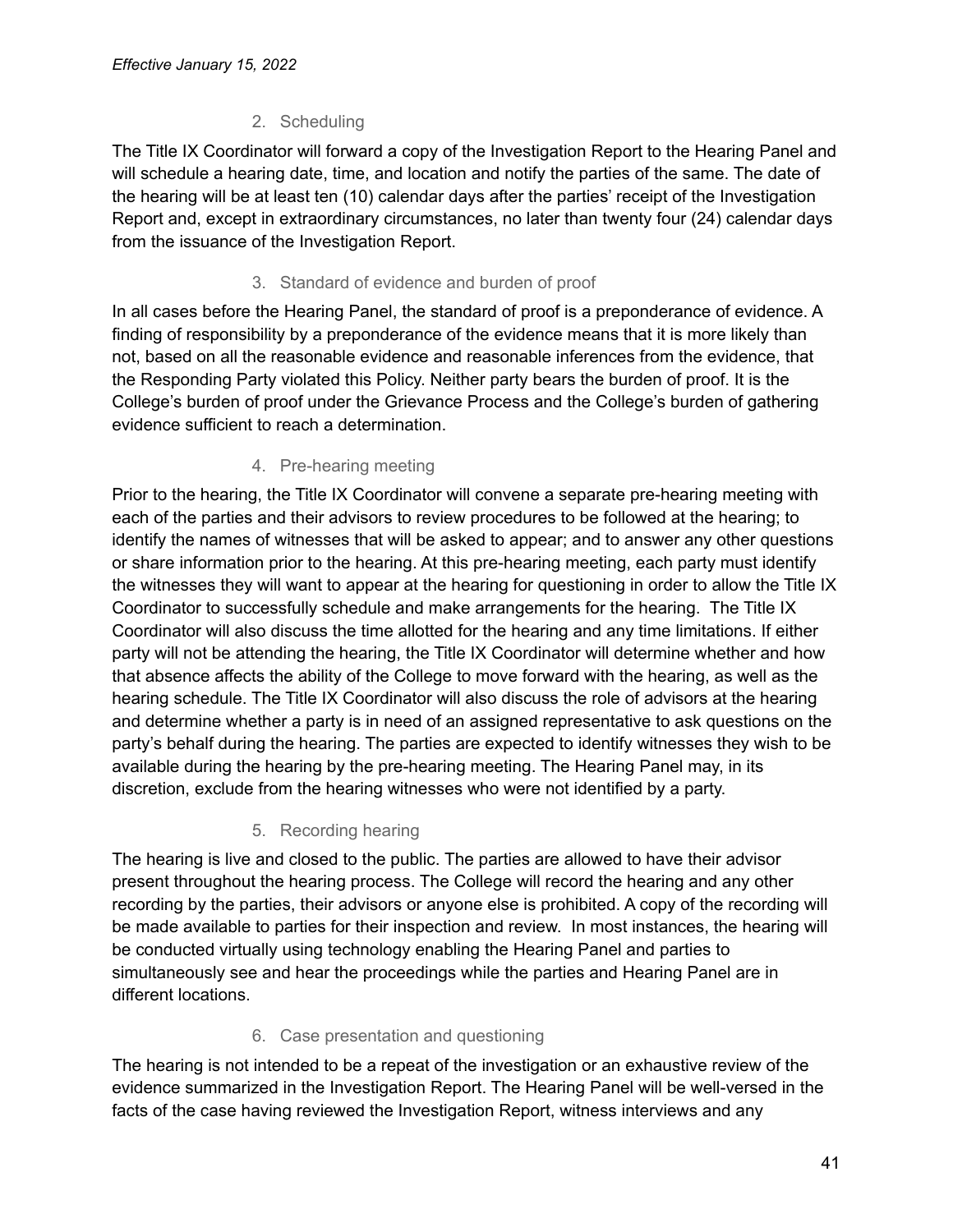*Effective January 15, 2022*

### 2. Scheduling

The Title IX Coordinator will forward a copy of the Investigation Report to the Hearing Panel and will schedule a hearing date, time, and location and notify the parties of the same. The date of the hearing will be at least ten (10) calendar days after the parties' receipt of the Investigation Report and, except in extraordinary circumstances, no later than twenty four (24) calendar days from the issuance of the Investigation Report.

### 3. Standard of evidence and burden of proof

In all cases before the Hearing Panel, the standard of proof is a preponderance of evidence. A finding of responsibility by a preponderance of the evidence means that it is more likely than not, based on all the reasonable evidence and reasonable inferences from the evidence, that the Responding Party violated this Policy. Neither party bears the burden of proof. It is the College's burden of proof under the Grievance Process and the College's burden of gathering evidence sufficient to reach a determination.

### 4. Pre-hearing meeting

Prior to the hearing, the Title IX Coordinator will convene a separate pre-hearing meeting with each of the parties and their advisors to review procedures to be followed at the hearing; to identify the names of witnesses that will be asked to appear; and to answer any other questions or share information prior to the hearing. At this pre-hearing meeting, each party must identify the witnesses they will want to appear at the hearing for questioning in order to allow the Title IX Coordinator to successfully schedule and make arrangements for the hearing. The Title IX Coordinator will also discuss the time allotted for the hearing and any time limitations. If either party will not be attending the hearing, the Title IX Coordinator will determine whether and how that absence affects the ability of the College to move forward with the hearing, as well as the hearing schedule. The Title IX Coordinator will also discuss the role of advisors at the hearing and determine whether a party is in need of an assigned representative to ask questions on the party's behalf during the hearing. The parties are expected to identify witnesses they wish to be available during the hearing by the pre-hearing meeting. The Hearing Panel may, in its discretion, exclude from the hearing witnesses who were not identified by a party.

### 5. Recording hearing

The hearing is live and closed to the public. The parties are allowed to have their advisor present throughout the hearing process. The College will record the hearing and any other recording by the parties, their advisors or anyone else is prohibited. A copy of the recording will be made available to parties for their inspection and review. In most instances, the hearing will be conducted virtually using technology enabling the Hearing Panel and parties to simultaneously see and hear the proceedings while the parties and Hearing Panel are in different locations.

### 6. Case presentation and questioning

The hearing is not intended to be a repeat of the investigation or an exhaustive review of the evidence summarized in the Investigation Report. The Hearing Panel will be well-versed in the facts of the case having reviewed the Investigation Report, witness interviews and any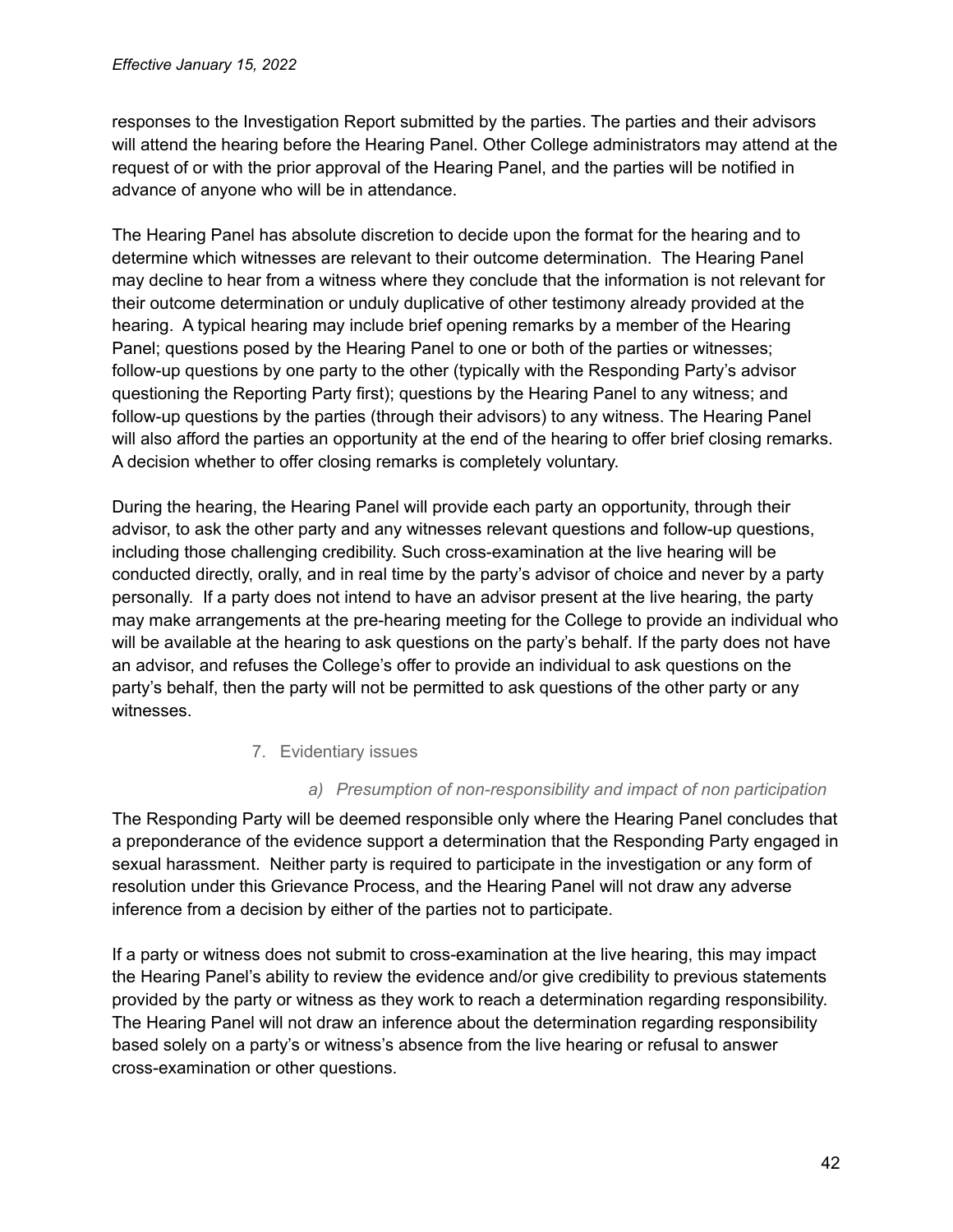responses to the Investigation Report submitted by the parties. The parties and their advisors will attend the hearing before the Hearing Panel. Other College administrators may attend at the request of or with the prior approval of the Hearing Panel, and the parties will be notified in advance of anyone who will be in attendance.

The Hearing Panel has absolute discretion to decide upon the format for the hearing and to determine which witnesses are relevant to their outcome determination. The Hearing Panel may decline to hear from a witness where they conclude that the information is not relevant for their outcome determination or unduly duplicative of other testimony already provided at the hearing. A typical hearing may include brief opening remarks by a member of the Hearing Panel; questions posed by the Hearing Panel to one or both of the parties or witnesses; follow-up questions by one party to the other (typically with the Responding Party's advisor questioning the Reporting Party first); questions by the Hearing Panel to any witness; and follow-up questions by the parties (through their advisors) to any witness. The Hearing Panel will also afford the parties an opportunity at the end of the hearing to offer brief closing remarks. A decision whether to offer closing remarks is completely voluntary.

During the hearing, the Hearing Panel will provide each party an opportunity, through their advisor, to ask the other party and any witnesses relevant questions and follow-up questions, including those challenging credibility. Such cross-examination at the live hearing will be conducted directly, orally, and in real time by the party's advisor of choice and never by a party personally. If a party does not intend to have an advisor present at the live hearing, the party may make arrangements at the pre-hearing meeting for the College to provide an individual who will be available at the hearing to ask questions on the party's behalf. If the party does not have an advisor, and refuses the College's offer to provide an individual to ask questions on the party's behalf, then the party will not be permitted to ask questions of the other party or any witnesses.

### 7. Evidentiary issues

#### *a) Presumption of non-responsibility and impact of non participation*

The Responding Party will be deemed responsible only where the Hearing Panel concludes that a preponderance of the evidence support a determination that the Responding Party engaged in sexual harassment. Neither party is required to participate in the investigation or any form of resolution under this Grievance Process, and the Hearing Panel will not draw any adverse inference from a decision by either of the parties not to participate.

If a party or witness does not submit to cross-examination at the live hearing, this may impact the Hearing Panel's ability to review the evidence and/or give credibility to previous statements provided by the party or witness as they work to reach a determination regarding responsibility. The Hearing Panel will not draw an inference about the determination regarding responsibility based solely on a party's or witness's absence from the live hearing or refusal to answer cross-examination or other questions.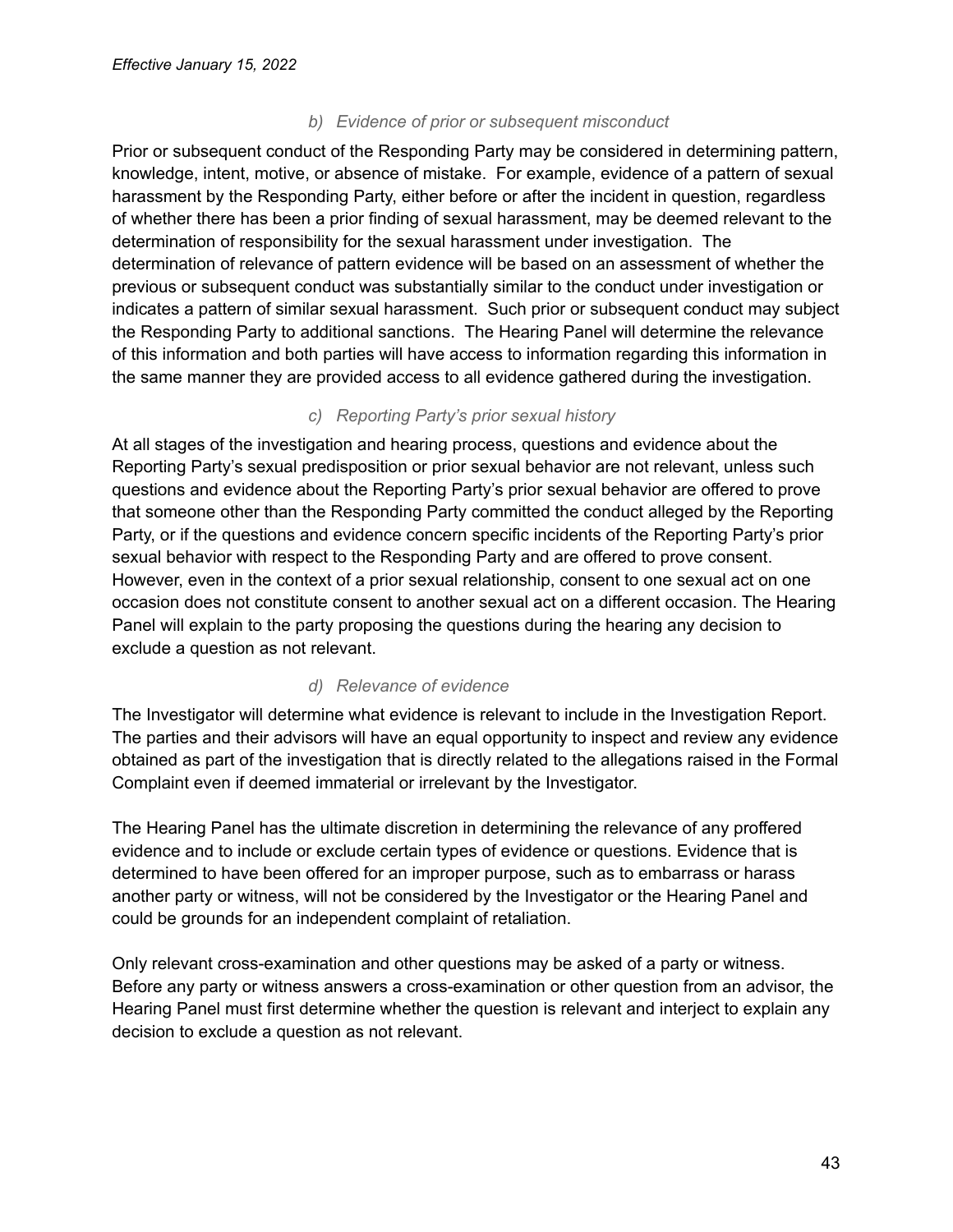*Effective January 15, 2022*

#### *b) Evidence of prior or subsequent misconduct*

Prior or subsequent conduct of the Responding Party may be considered in determining pattern, knowledge, intent, motive, or absence of mistake. For example, evidence of a pattern of sexual harassment by the Responding Party, either before or after the incident in question, regardless of whether there has been a prior finding of sexual harassment, may be deemed relevant to the determination of responsibility for the sexual harassment under investigation. The determination of relevance of pattern evidence will be based on an assessment of whether the previous or subsequent conduct was substantially similar to the conduct under investigation or indicates a pattern of similar sexual harassment. Such prior or subsequent conduct may subject the Responding Party to additional sanctions. The Hearing Panel will determine the relevance of this information and both parties will have access to information regarding this information in the same manner they are provided access to all evidence gathered during the investigation.

#### *c) Reporting Party's prior sexual history*

At all stages of the investigation and hearing process, questions and evidence about the Reporting Party's sexual predisposition or prior sexual behavior are not relevant, unless such questions and evidence about the Reporting Party's prior sexual behavior are offered to prove that someone other than the Responding Party committed the conduct alleged by the Reporting Party, or if the questions and evidence concern specific incidents of the Reporting Party's prior sexual behavior with respect to the Responding Party and are offered to prove consent. However, even in the context of a prior sexual relationship, consent to one sexual act on one occasion does not constitute consent to another sexual act on a different occasion. The Hearing Panel will explain to the party proposing the questions during the hearing any decision to exclude a question as not relevant.

#### *d) Relevance of evidence*

The Investigator will determine what evidence is relevant to include in the Investigation Report. The parties and their advisors will have an equal opportunity to inspect and review any evidence obtained as part of the investigation that is directly related to the allegations raised in the Formal Complaint even if deemed immaterial or irrelevant by the Investigator.

The Hearing Panel has the ultimate discretion in determining the relevance of any proffered evidence and to include or exclude certain types of evidence or questions. Evidence that is determined to have been offered for an improper purpose, such as to embarrass or harass another party or witness, will not be considered by the Investigator or the Hearing Panel and could be grounds for an independent complaint of retaliation.

Only relevant cross-examination and other questions may be asked of a party or witness. Before any party or witness answers a cross-examination or other question from an advisor, the Hearing Panel must first determine whether the question is relevant and interject to explain any decision to exclude a question as not relevant.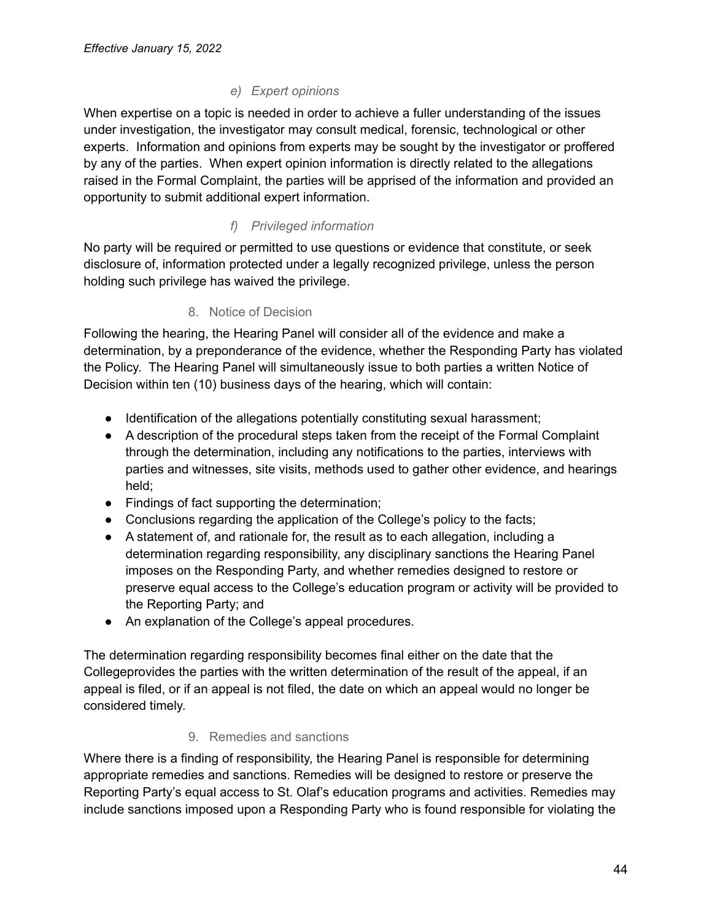*Effective January 15, 2022*

##### *e) Expert opinions*

When expertise on a topic is needed in order to achieve a fuller understanding of the issues under investigation, the investigator may consult medical, forensic, technological or other experts. Information and opinions from experts may be sought by the investigator or proffered by any of the parties. When expert opinion information is directly related to the allegations raised in the Formal Complaint, the parties will be apprised of the information and provided an opportunity to submit additional expert information.

##### *f) Privileged information*

No party will be required or permitted to use questions or evidence that constitute, or seek disclosure of, information protected under a legally recognized privilege, unless the person holding such privilege has waived the privilege.

#### 8. Notice of Decision

Following the hearing, the Hearing Panel will consider all of the evidence and make a determination, by a preponderance of the evidence, whether the Responding Party has violated the Policy. The Hearing Panel will simultaneously issue to both parties a written Notice of Decision within ten (10) business days of the hearing, which will contain:

- Identification of the allegations potentially constituting sexual harassment;
- A description of the procedural steps taken from the receipt of the Formal Complaint through the determination, including any notifications to the parties, interviews with parties and witnesses, site visits, methods used to gather other evidence, and hearings held;
- Findings of fact supporting the determination;
- Conclusions regarding the application of the College's policy to the facts;
- A statement of, and rationale for, the result as to each allegation, including a determination regarding responsibility, any disciplinary sanctions the Hearing Panel imposes on the Responding Party, and whether remedies designed to restore or preserve equal access to the College's education program or activity will be provided to the Reporting Party; and
- An explanation of the College's appeal procedures.

The determination regarding responsibility becomes final either on the date that the Collegeprovides the parties with the written determination of the result of the appeal, if an appeal is filed, or if an appeal is not filed, the date on which an appeal would no longer be considered timely.

#### 9. Remedies and sanctions

Where there is a finding of responsibility, the Hearing Panel is responsible for determining appropriate remedies and sanctions. Remedies will be designed to restore or preserve the Reporting Party's equal access to St. Olaf's education programs and activities. Remedies may include sanctions imposed upon a Responding Party who is found responsible for violating the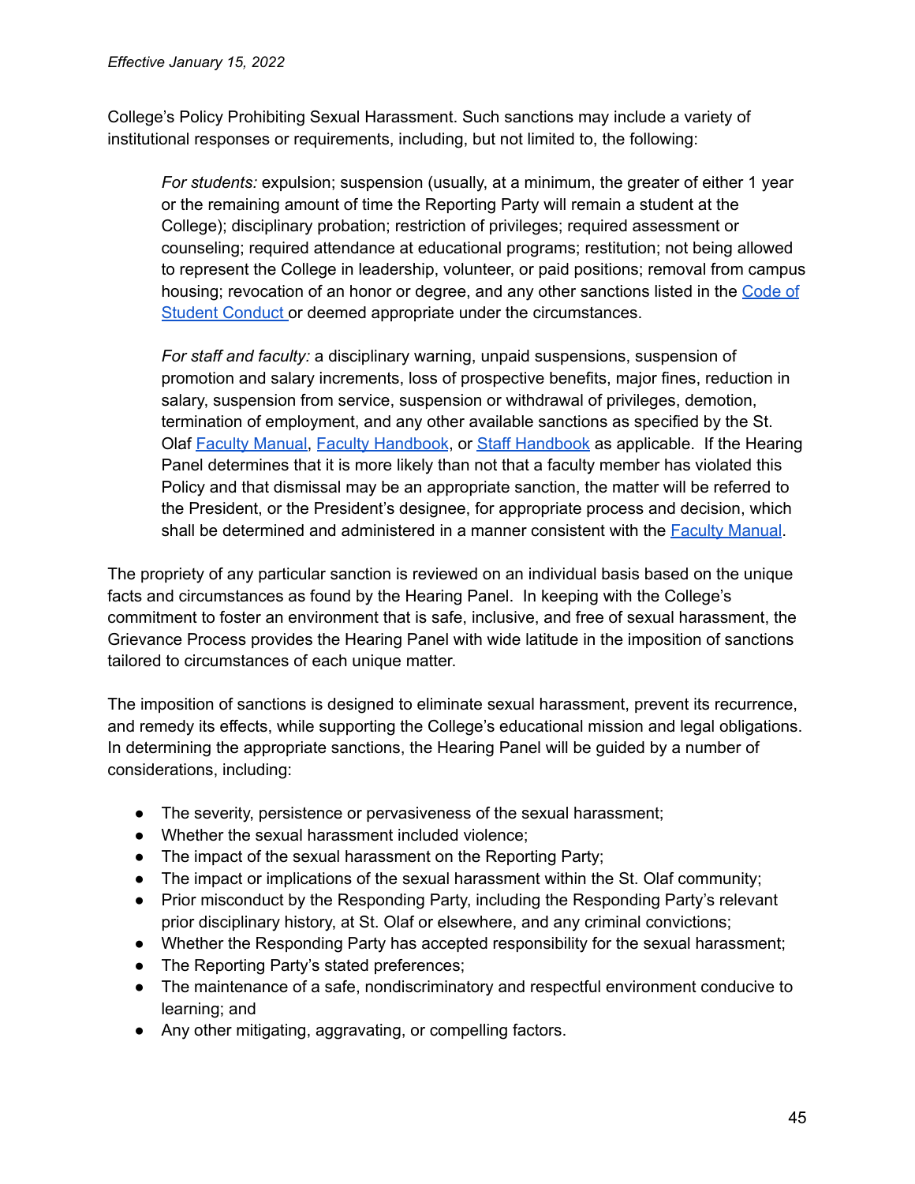College's Policy Prohibiting Sexual Harassment. Such sanctions may include a variety of institutional responses or requirements, including, but not limited to, the following:

> *For students:* expulsion; suspension (usually, at a minimum, the greater of either 1 year or the remaining amount of time the Reporting Party will remain a student at the College); disciplinary probation; restriction of privileges; required assessment or counseling; required attendance at educational programs; restitution; not being allowed to represent the College in leadership, volunteer, or paid positions; removal from campus housing; revocation of an honor or degree, and any other sanctions listed in the Code of Student Conduct or deemed appropriate under the circumstances.
>
> *For staff and faculty:* a disciplinary warning, unpaid suspensions, suspension of promotion and salary increments, loss of prospective benefits, major fines, reduction in salary, suspension from service, suspension or withdrawal of privileges, demotion, termination of employment, and any other available sanctions as specified by the St. Olaf Faculty Manual, Faculty Handbook, or Staff Handbook as applicable. If the Hearing Panel determines that it is more likely than not that a faculty member has violated this Policy and that dismissal may be an appropriate sanction, the matter will be referred to the President, or the President's designee, for appropriate process and decision, which shall be determined and administered in a manner consistent with the Faculty Manual.

The propriety of any particular sanction is reviewed on an individual basis based on the unique facts and circumstances as found by the Hearing Panel. In keeping with the College's commitment to foster an environment that is safe, inclusive, and free of sexual harassment, the Grievance Process provides the Hearing Panel with wide latitude in the imposition of sanctions tailored to circumstances of each unique matter.

The imposition of sanctions is designed to eliminate sexual harassment, prevent its recurrence, and remedy its effects, while supporting the College's educational mission and legal obligations. In determining the appropriate sanctions, the Hearing Panel will be guided by a number of considerations, including:

- The severity, persistence or pervasiveness of the sexual harassment;
- Whether the sexual harassment included violence;
- The impact of the sexual harassment on the Reporting Party;
- The impact or implications of the sexual harassment within the St. Olaf community;
- Prior misconduct by the Responding Party, including the Responding Party's relevant prior disciplinary history, at St. Olaf or elsewhere, and any criminal convictions;
- Whether the Responding Party has accepted responsibility for the sexual harassment;
- The Reporting Party's stated preferences;
- The maintenance of a safe, nondiscriminatory and respectful environment conducive to learning; and
- Any other mitigating, aggravating, or compelling factors.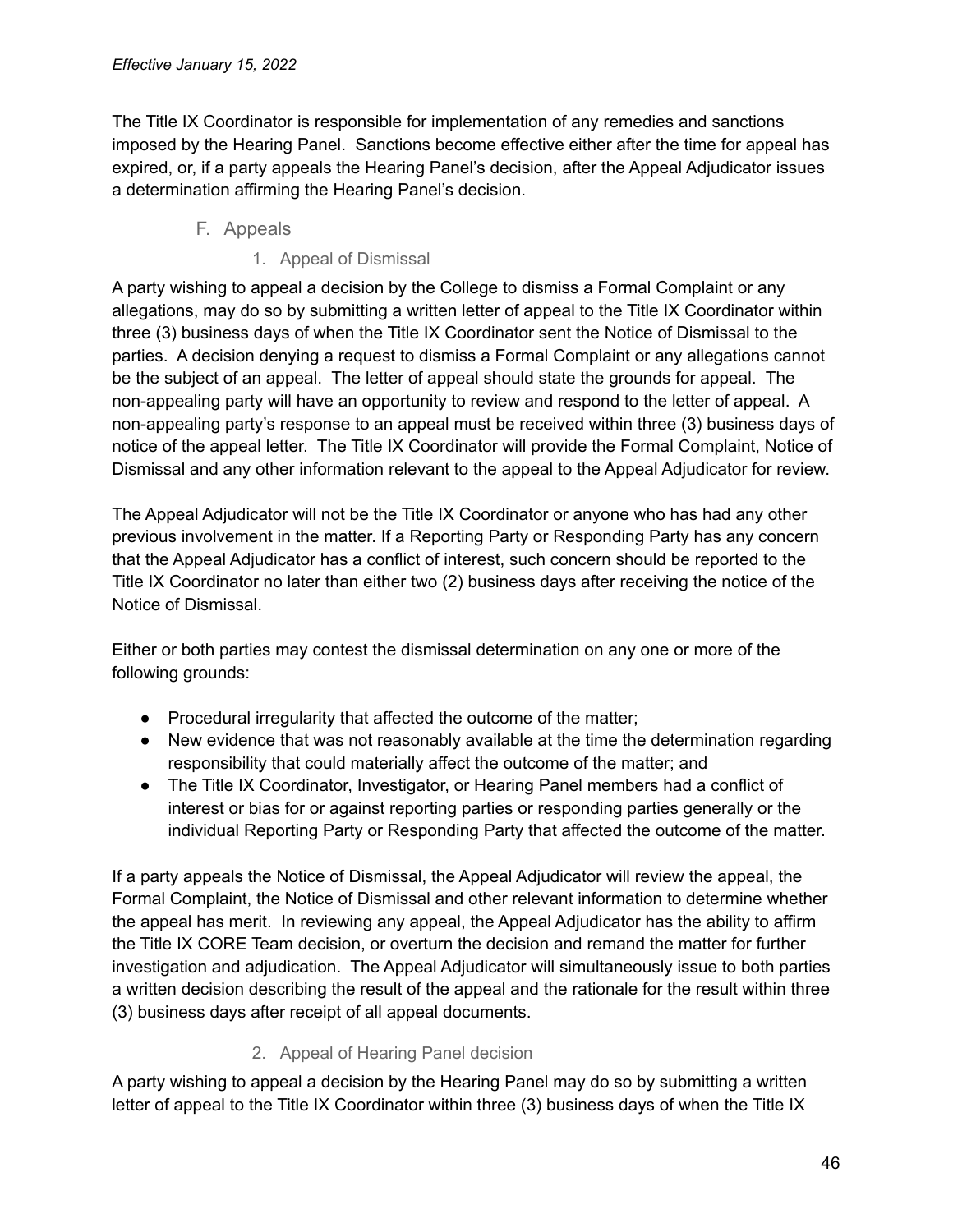*Effective January 15, 2022*

The Title IX Coordinator is responsible for implementation of any remedies and sanctions imposed by the Hearing Panel. Sanctions become effective either after the time for appeal has expired, or, if a party appeals the Hearing Panel's decision, after the Appeal Adjudicator issues a determination affirming the Hearing Panel's decision.

### F. Appeals

#### 1. Appeal of Dismissal

A party wishing to appeal a decision by the College to dismiss a Formal Complaint or any allegations, may do so by submitting a written letter of appeal to the Title IX Coordinator within three (3) business days of when the Title IX Coordinator sent the Notice of Dismissal to the parties. A decision denying a request to dismiss a Formal Complaint or any allegations cannot be the subject of an appeal. The letter of appeal should state the grounds for appeal. The non-appealing party will have an opportunity to review and respond to the letter of appeal. A non-appealing party's response to an appeal must be received within three (3) business days of notice of the appeal letter. The Title IX Coordinator will provide the Formal Complaint, Notice of Dismissal and any other information relevant to the appeal to the Appeal Adjudicator for review.

The Appeal Adjudicator will not be the Title IX Coordinator or anyone who has had any other previous involvement in the matter. If a Reporting Party or Responding Party has any concern that the Appeal Adjudicator has a conflict of interest, such concern should be reported to the Title IX Coordinator no later than either two (2) business days after receiving the notice of the Notice of Dismissal.

Either or both parties may contest the dismissal determination on any one or more of the following grounds:

- Procedural irregularity that affected the outcome of the matter;
- New evidence that was not reasonably available at the time the determination regarding responsibility that could materially affect the outcome of the matter; and
- The Title IX Coordinator, Investigator, or Hearing Panel members had a conflict of interest or bias for or against reporting parties or responding parties generally or the individual Reporting Party or Responding Party that affected the outcome of the matter.

If a party appeals the Notice of Dismissal, the Appeal Adjudicator will review the appeal, the Formal Complaint, the Notice of Dismissal and other relevant information to determine whether the appeal has merit. In reviewing any appeal, the Appeal Adjudicator has the ability to affirm the Title IX CORE Team decision, or overturn the decision and remand the matter for further investigation and adjudication. The Appeal Adjudicator will simultaneously issue to both parties a written decision describing the result of the appeal and the rationale for the result within three (3) business days after receipt of all appeal documents.

#### 2. Appeal of Hearing Panel decision

A party wishing to appeal a decision by the Hearing Panel may do so by submitting a written letter of appeal to the Title IX Coordinator within three (3) business days of when the Title IX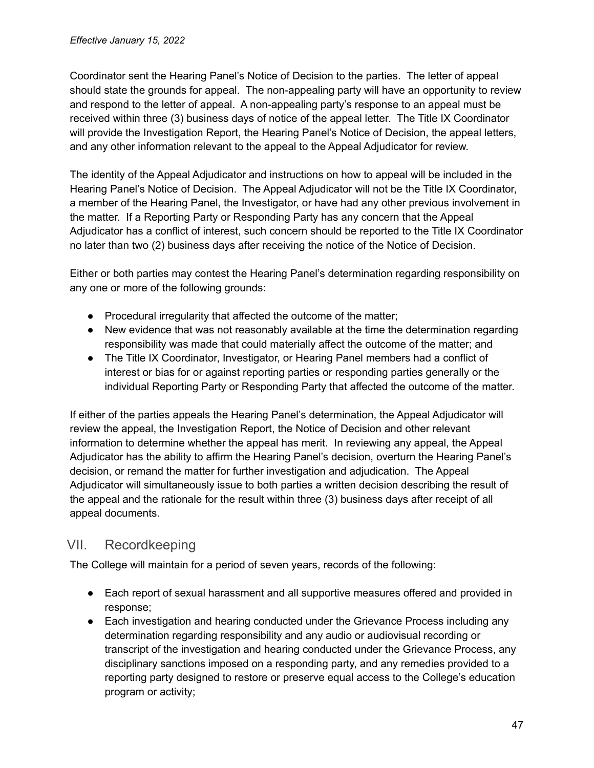Coordinator sent the Hearing Panel's Notice of Decision to the parties. The letter of appeal should state the grounds for appeal. The non-appealing party will have an opportunity to review and respond to the letter of appeal. A non-appealing party's response to an appeal must be received within three (3) business days of notice of the appeal letter. The Title IX Coordinator will provide the Investigation Report, the Hearing Panel's Notice of Decision, the appeal letters, and any other information relevant to the appeal to the Appeal Adjudicator for review.

The identity of the Appeal Adjudicator and instructions on how to appeal will be included in the Hearing Panel's Notice of Decision. The Appeal Adjudicator will not be the Title IX Coordinator, a member of the Hearing Panel, the Investigator, or have had any other previous involvement in the matter. If a Reporting Party or Responding Party has any concern that the Appeal Adjudicator has a conflict of interest, such concern should be reported to the Title IX Coordinator no later than two (2) business days after receiving the notice of the Notice of Decision.

Either or both parties may contest the Hearing Panel's determination regarding responsibility on any one or more of the following grounds:

- Procedural irregularity that affected the outcome of the matter;
- New evidence that was not reasonably available at the time the determination regarding responsibility was made that could materially affect the outcome of the matter; and
- The Title IX Coordinator, Investigator, or Hearing Panel members had a conflict of interest or bias for or against reporting parties or responding parties generally or the individual Reporting Party or Responding Party that affected the outcome of the matter.

If either of the parties appeals the Hearing Panel's determination, the Appeal Adjudicator will review the appeal, the Investigation Report, the Notice of Decision and other relevant information to determine whether the appeal has merit. In reviewing any appeal, the Appeal Adjudicator has the ability to affirm the Hearing Panel's decision, overturn the Hearing Panel's decision, or remand the matter for further investigation and adjudication. The Appeal Adjudicator will simultaneously issue to both parties a written decision describing the result of the appeal and the rationale for the result within three (3) business days after receipt of all appeal documents.

## VII. Recordkeeping

The College will maintain for a period of seven years, records of the following:

- Each report of sexual harassment and all supportive measures offered and provided in response;
- Each investigation and hearing conducted under the Grievance Process including any determination regarding responsibility and any audio or audiovisual recording or transcript of the investigation and hearing conducted under the Grievance Process, any disciplinary sanctions imposed on a responding party, and any remedies provided to a reporting party designed to restore or preserve equal access to the College's education program or activity;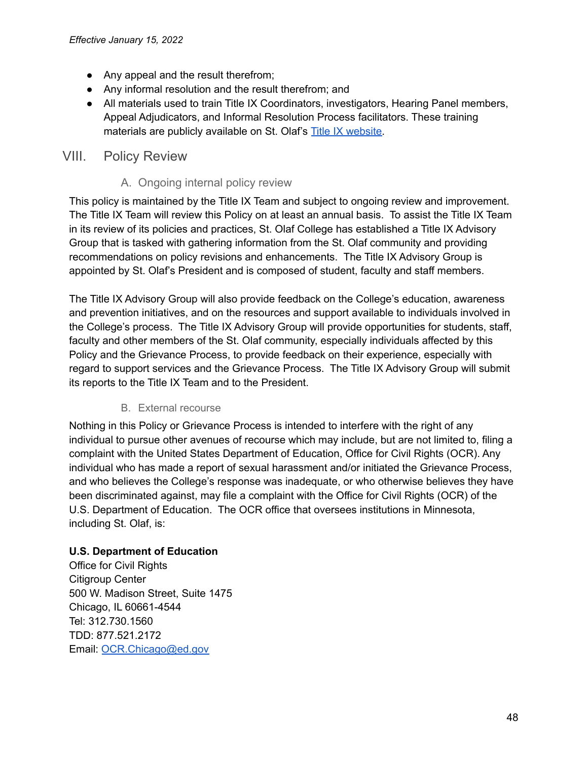- Any appeal and the result therefrom;
- Any informal resolution and the result therefrom; and
- All materials used to train Title IX Coordinators, investigators, Hearing Panel members, Appeal Adjudicators, and Informal Resolution Process facilitators. These training materials are publicly available on St. Olaf's [Title IX website](#).

## VIII. Policy Review

### A. Ongoing internal policy review

This policy is maintained by the Title IX Team and subject to ongoing review and improvement. The Title IX Team will review this Policy on at least an annual basis. To assist the Title IX Team in its review of its policies and practices, St. Olaf College has established a Title IX Advisory Group that is tasked with gathering information from the St. Olaf community and providing recommendations on policy revisions and enhancements. The Title IX Advisory Group is appointed by St. Olaf's President and is composed of student, faculty and staff members.

The Title IX Advisory Group will also provide feedback on the College's education, awareness and prevention initiatives, and on the resources and support available to individuals involved in the College's process. The Title IX Advisory Group will provide opportunities for students, staff, faculty and other members of the St. Olaf community, especially individuals affected by this Policy and the Grievance Process, to provide feedback on their experience, especially with regard to support services and the Grievance Process. The Title IX Advisory Group will submit its reports to the Title IX Team and to the President.

### B. External recourse

Nothing in this Policy or Grievance Process is intended to interfere with the right of any individual to pursue other avenues of recourse which may include, but are not limited to, filing a complaint with the United States Department of Education, Office for Civil Rights (OCR). Any individual who has made a report of sexual harassment and/or initiated the Grievance Process, and who believes the College's response was inadequate, or who otherwise believes they have been discriminated against, may file a complaint with the Office for Civil Rights (OCR) of the U.S. Department of Education. The OCR office that oversees institutions in Minnesota, including St. Olaf, is:

**U.S. Department of Education**
Office for Civil Rights
Citigroup Center
500 W. Madison Street, Suite 1475
Chicago, IL 60661-4544
Tel: 312.730.1560
TDD: 877.521.2172
Email: [OCR.Chicago@ed.gov](mailto:OCR.Chicago@ed.gov)